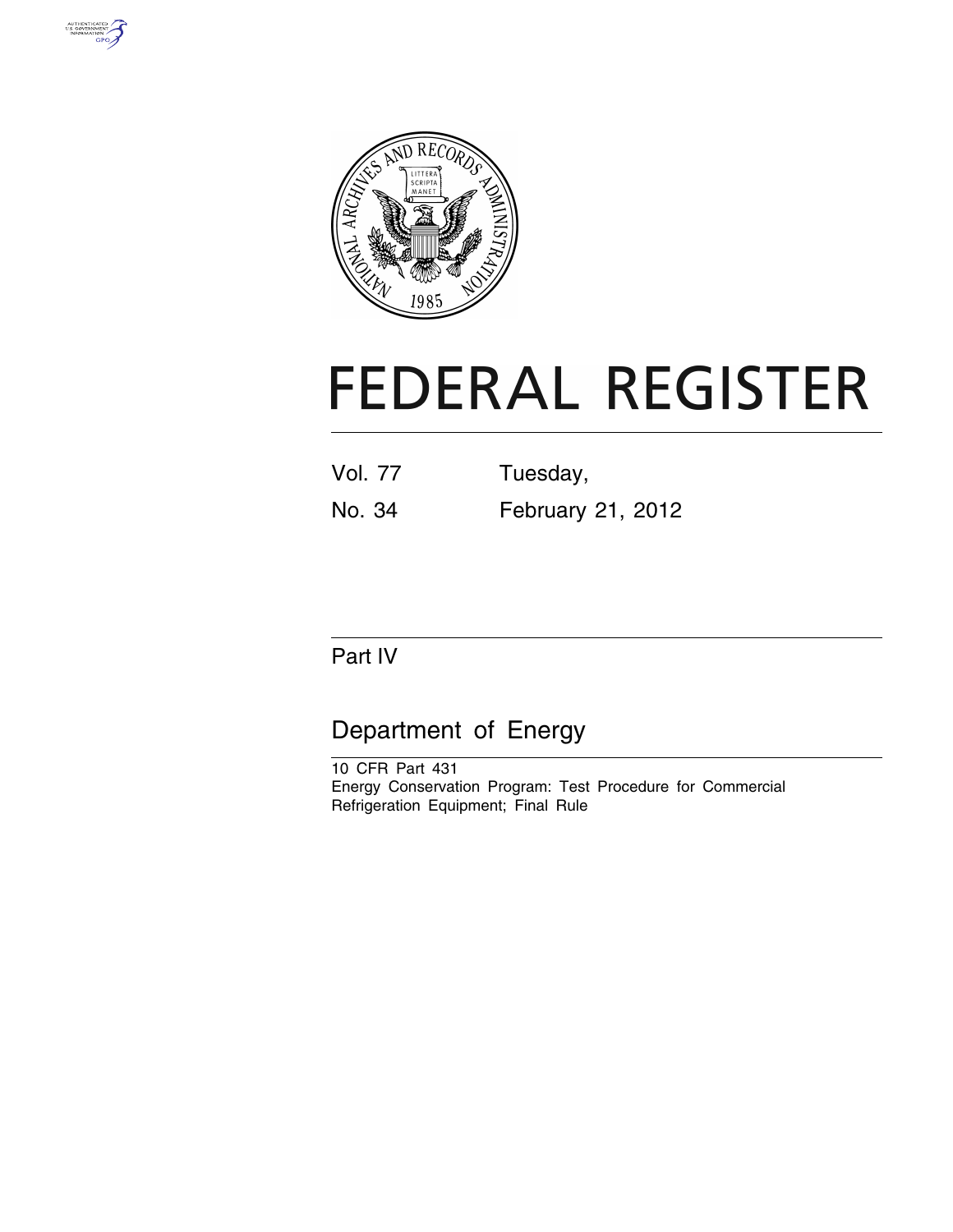# FEDERAL REGISTER

Vol. 77 Tuesday,

No. 34 February 21, 2012

## Part IV

## Department of Energy

10 CFR Part 431

Energy Conservation Program: Test Procedure for Commercial Refrigeration Equipment; Final Rule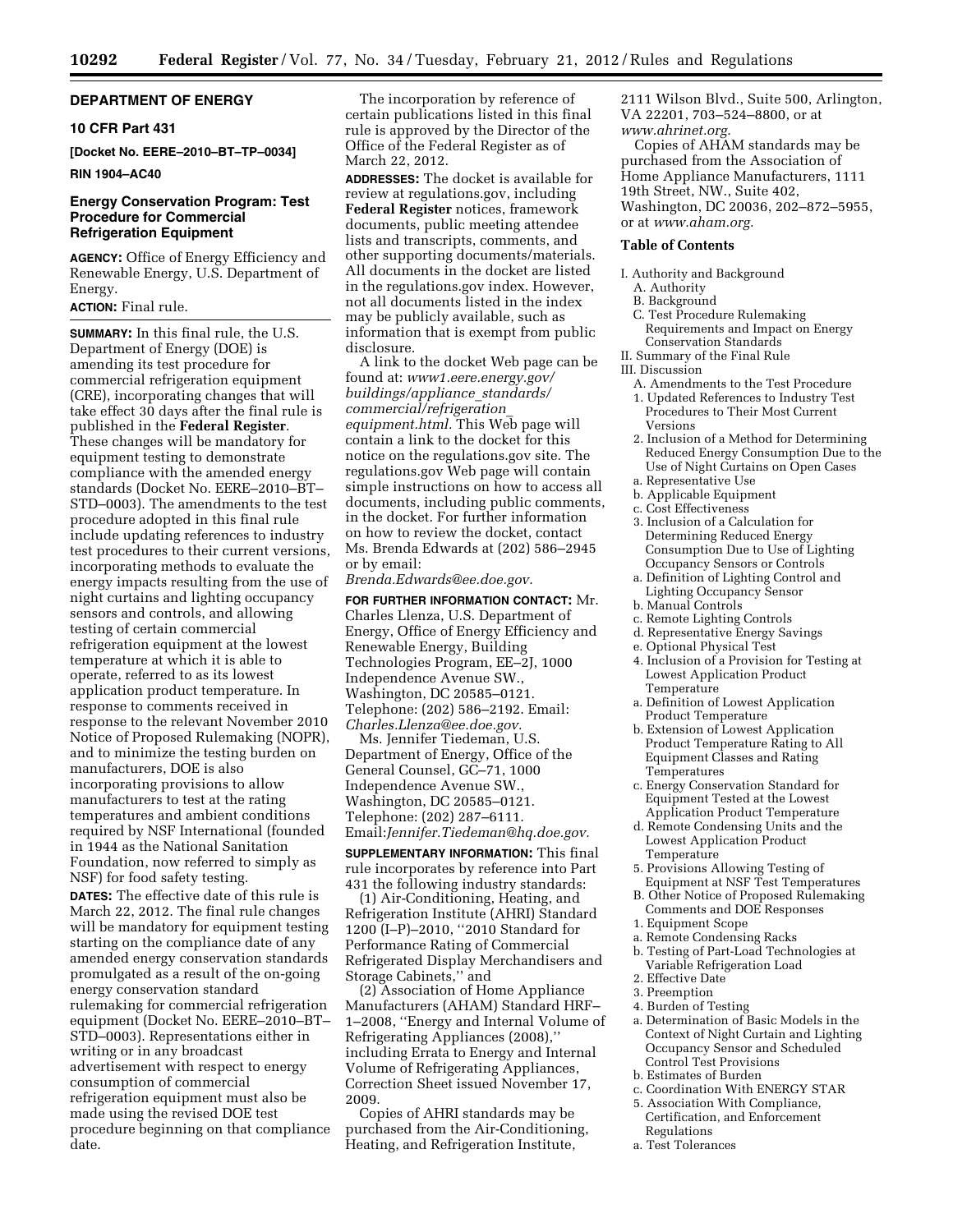## DEPARTMENT OF ENERGY

### 10 CFR Part 431

**[Docket No. EERE–2010–BT–TP–0034]**

**RIN 1904–AC40**

### Energy Conservation Program: Test Procedure for Commercial Refrigeration Equipment

**AGENCY:** Office of Energy Efficiency and Renewable Energy, U.S. Department of Energy.

**ACTION:** Final rule.

**SUMMARY:** In this final rule, the U.S. Department of Energy (DOE) is amending its test procedure for commercial refrigeration equipment (CRE), incorporating changes that will take effect 30 days after the final rule is published in the **Federal Register**. These changes will be mandatory for equipment testing to demonstrate compliance with the amended energy standards (Docket No. EERE–2010–BT–STD–0003). The amendments to the test procedure adopted in this final rule include updating references to industry test procedures to their current versions, incorporating methods to evaluate the energy impacts resulting from the use of night curtains and lighting occupancy sensors and controls, and allowing testing of certain commercial refrigeration equipment at the lowest temperature at which it is able to operate, referred to as its lowest application product temperature. In response to comments received in response to the relevant November 2010 Notice of Proposed Rulemaking (NOPR), and to minimize the testing burden on manufacturers, DOE is also incorporating provisions to allow manufacturers to test at the rating temperatures and ambient conditions required by NSF International (founded in 1944 as the National Sanitation Foundation, now referred to simply as NSF) for food safety testing.

**DATES:** The effective date of this rule is March 22, 2012. The final rule changes will be mandatory for equipment testing starting on the compliance date of any amended energy conservation standards promulgated as a result of the on-going energy conservation standard rulemaking for commercial refrigeration equipment (Docket No. EERE–2010–BT–STD–0003). Representations either in writing or in any broadcast advertisement with respect to energy consumption of commercial refrigeration equipment must also be made using the revised DOE test procedure beginning on that compliance date.

The incorporation by reference of certain publications listed in this final rule is approved by the Director of the Office of the Federal Register as of March 22, 2012.

**ADDRESSES:** The docket is available for review at regulations.gov, including **Federal Register** notices, framework documents, public meeting attendee lists and transcripts, comments, and other supporting documents/materials. All documents in the docket are listed in the regulations.gov index. However, not all documents listed in the index may be publicly available, such as information that is exempt from public disclosure.

A link to the docket Web page can be found at: *www1.eere.energy.gov/buildings/appliance_standards/commercial/refrigeration_equipment.html.* This Web page will contain a link to the docket for this notice on the regulations.gov site. The regulations.gov Web page will contain simple instructions on how to access all documents, including public comments, in the docket. For further information on how to review the docket, contact Ms. Brenda Edwards at (202) 586–2945 or by email: *Brenda.Edwards@ee.doe.gov.*

**FOR FURTHER INFORMATION CONTACT:** Mr. Charles Llenza, U.S. Department of Energy, Office of Energy Efficiency and Renewable Energy, Building Technologies Program, EE–2J, 1000 Independence Avenue SW., Washington, DC 20585–0121. Telephone: (202) 586–2192. Email: *Charles.Llenza@ee.doe.gov.*

Ms. Jennifer Tiedeman, U.S. Department of Energy, Office of the General Counsel, GC–71, 1000 Independence Avenue SW., Washington, DC 20585–0121. Telephone: (202) 287–6111. Email:*Jennifer.Tiedeman@hq.doe.gov.*

**SUPPLEMENTARY INFORMATION:** This final rule incorporates by reference into Part 431 the following industry standards:

(1) Air-Conditioning, Heating, and Refrigeration Institute (AHRI) Standard 1200 (I–P)–2010, ''2010 Standard for Performance Rating of Commercial Refrigerated Display Merchandisers and Storage Cabinets,'' and

(2) Association of Home Appliance Manufacturers (AHAM) Standard HRF–1–2008, ''Energy and Internal Volume of Refrigerating Appliances (2008),'' including Errata to Energy and Internal Volume of Refrigerating Appliances, Correction Sheet issued November 17, 2009.

Copies of AHRI standards may be purchased from the Air-Conditioning, Heating, and Refrigeration Institute, 2111 Wilson Blvd., Suite 500, Arlington, VA 22201, 703–524–8800, or at *www.ahrinet.org.*

Copies of AHAM standards may be purchased from the Association of Home Appliance Manufacturers, 1111 19th Street, NW., Suite 402, Washington, DC 20036, 202–872–5955, or at *www.aham.org.*

**Table of Contents**

- I. Authority and Background
  - A. Authority
  - B. Background
  - C. Test Procedure Rulemaking Requirements and Impact on Energy Conservation Standards
- II. Summary of the Final Rule
- III. Discussion
  - A. Amendments to the Test Procedure
  - 1. Updated References to Industry Test Procedures to Their Most Current Versions
  - 2. Inclusion of a Method for Determining Reduced Energy Consumption Due to the Use of Night Curtains on Open Cases
  - a. Representative Use
  - b. Applicable Equipment
  - c. Cost Effectiveness
  - 3. Inclusion of a Calculation for Determining Reduced Energy Consumption Due to Use of Lighting Occupancy Sensors or Controls
  - a. Definition of Lighting Control and Lighting Occupancy Sensor
  - b. Manual Controls
  - c. Remote Lighting Controls
  - d. Representative Energy Savings
  - e. Optional Physical Test
  - 4. Inclusion of a Provision for Testing at Lowest Application Product Temperature
  - a. Definition of Lowest Application Product Temperature
  - b. Extension of Lowest Application Product Temperature Rating to All Equipment Classes and Rating Temperatures
  - c. Energy Conservation Standard for Equipment Tested at the Lowest Application Product Temperature
  - d. Remote Condensing Units and the Lowest Application Product Temperature
  - 5. Provisions Allowing Testing of Equipment at NSF Test Temperatures
  - B. Other Notice of Proposed Rulemaking Comments and DOE Responses
  - 1. Equipment Scope
  - a. Remote Condensing Racks
  - b. Testing of Part-Load Technologies at Variable Refrigeration Load
  - 2. Effective Date
  - 3. Preemption
  - 4. Burden of Testing
  - a. Determination of Basic Models in the Context of Night Curtain and Lighting Occupancy Sensor and Scheduled Control Test Provisions
  - b. Estimates of Burden
  - c. Coordination With ENERGY STAR
  - 5. Association With Compliance, Certification, and Enforcement Regulations
  - a. Test Tolerances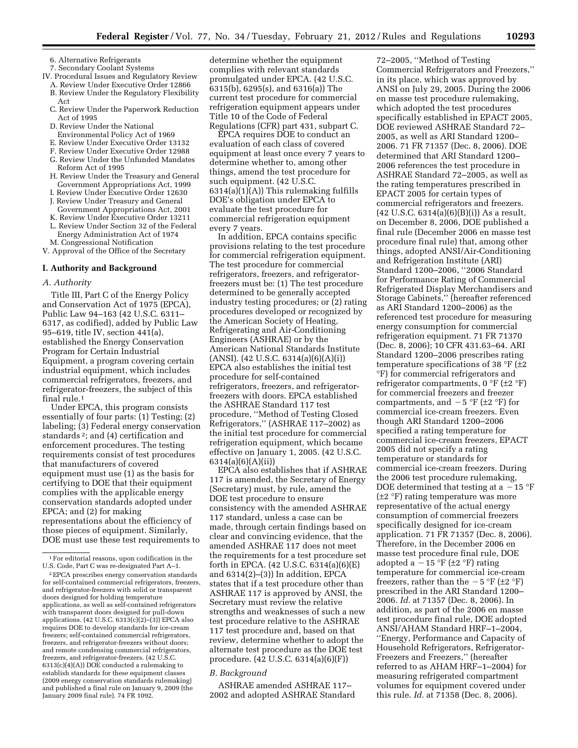6. Alternative Refrigerants
7. Secondary Coolant Systems

IV. Procedural Issues and Regulatory Review
A. Review Under Executive Order 12866
B. Review Under the Regulatory Flexibility Act
C. Review Under the Paperwork Reduction Act of 1995
D. Review Under the National Environmental Policy Act of 1969
E. Review Under Executive Order 13132
F. Review Under Executive Order 12988
G. Review Under the Unfunded Mandates Reform Act of 1995
H. Review Under the Treasury and General Government Appropriations Act, 1999
I. Review Under Executive Order 12630
J. Review Under Treasury and General Government Appropriations Act, 2001
K. Review Under Executive Order 13211
L. Review Under Section 32 of the Federal Energy Administration Act of 1974
M. Congressional Notification

V. Approval of the Office of the Secretary

## I. Authority and Background

### A. Authority

Title III, Part C of the Energy Policy and Conservation Act of 1975 (EPCA), Public Law 94–163 (42 U.S.C. 6311–6317, as codified), added by Public Law 95–619, title IV, section 441(a), established the Energy Conservation Program for Certain Industrial Equipment, a program covering certain industrial equipment, which includes commercial refrigerators, freezers, and refrigerator-freezers, the subject of this final rule.[1]

Under EPCA, this program consists essentially of four parts: (1) Testing; (2) labeling; (3) Federal energy conservation standards[2]; and (4) certification and enforcement procedures. The testing requirements consist of test procedures that manufacturers of covered equipment must use (1) as the basis for certifying to DOE that their equipment complies with the applicable energy conservation standards adopted under EPCA; and (2) for making representations about the efficiency of those pieces of equipment. Similarly, DOE must use these test requirements to determine whether the equipment complies with relevant standards promulgated under EPCA. (42 U.S.C. 6315(b), 6295(s), and 6316(a)) The current test procedure for commercial refrigeration equipment appears under Title 10 of the Code of Federal Regulations (CFR) part 431, subpart C.

EPCA requires DOE to conduct an evaluation of each class of covered equipment at least once every 7 years to determine whether to, among other things, amend the test procedure for such equipment. (42 U.S.C. 6314(a)(1)(A)) This rulemaking fulfills DOE's obligation under EPCA to evaluate the test procedure for commercial refrigeration equipment every 7 years.

In addition, EPCA contains specific provisions relating to the test procedure for commercial refrigeration equipment. The test procedure for commercial refrigerators, freezers, and refrigerator-freezers must be: (1) The test procedure determined to be generally accepted industry testing procedures; or (2) rating procedures developed or recognized by the American Society of Heating, Refrigerating and Air-Conditioning Engineers (ASHRAE) or by the American National Standards Institute (ANSI). (42 U.S.C. 6314(a)(6)(A)(i)) EPCA also establishes the initial test procedure for self-contained refrigerators, freezers, and refrigerator-freezers with doors. EPCA established the ASHRAE Standard 117 test procedure, ''Method of Testing Closed Refrigerators,'' (ASHRAE 117–2002) as the initial test procedure for commercial refrigeration equipment, which became effective on January 1, 2005. (42 U.S.C. 6314(a)(6)(A)(ii))

EPCA also establishes that if ASHRAE 117 is amended, the Secretary of Energy (Secretary) must, by rule, amend the DOE test procedure to ensure consistency with the amended ASHRAE 117 standard, unless a case can be made, through certain findings based on clear and convincing evidence, that the amended ASHRAE 117 does not meet the requirements for a test procedure set forth in EPCA. (42 U.S.C. 6314(a)(6)(E) and 6314(2)–(3)) In addition, EPCA states that if a test procedure other than ASHRAE 117 is approved by ANSI, the Secretary must review the relative strengths and weaknesses of such a new test procedure relative to the ASHRAE 117 test procedure and, based on that review, determine whether to adopt the alternate test procedure as the DOE test procedure. (42 U.S.C. 6314(a)(6)(F))

### B. Background

ASHRAE amended ASHRAE 117–2002 and adopted ASHRAE Standard 72–2005, ''Method of Testing Commercial Refrigerators and Freezers,'' in its place, which was approved by ANSI on July 29, 2005. During the 2006 en masse test procedure rulemaking, which adopted the test procedures specifically established in EPACT 2005, DOE reviewed ASHRAE Standard 72–2005, as well as ARI Standard 1200–2006. 71 FR 71357 (Dec. 8, 2006). DOE determined that ARI Standard 1200–2006 references the test procedure in ASHRAE Standard 72–2005, as well as the rating temperatures prescribed in EPACT 2005 for certain types of commercial refrigerators and freezers. (42 U.S.C. 6314(a)(6)(B)(i)) As a result, on December 8, 2006, DOE published a final rule (December 2006 en masse test procedure final rule) that, among other things, adopted ANSI/Air-Conditioning and Refrigeration Institute (ARI) Standard 1200–2006, ''2006 Standard for Performance Rating of Commercial Refrigerated Display Merchandisers and Storage Cabinets,'' (hereafter referenced as ARI Standard 1200–2006) as the referenced test procedure for measuring energy consumption for commercial refrigeration equipment. 71 FR 71370 (Dec. 8, 2006); 10 CFR 431.63–64. ARI Standard 1200–2006 prescribes rating temperature specifications of 38 °F (±2 °F) for commercial refrigerators and refrigerator compartments, 0 °F (±2 °F) for commercial freezers and freezer compartments, and −5 °F (±2 °F) for commercial ice-cream freezers. Even though ARI Standard 1200–2006 specified a rating temperature for commercial ice-cream freezers, EPACT 2005 did not specify a rating temperature or standards for commercial ice-cream freezers. During the 2006 test procedure rulemaking, DOE determined that testing at a −15 °F (±2 °F) rating temperature was more representative of the actual energy consumption of commercial freezers specifically designed for ice-cream application. 71 FR 71357 (Dec. 8, 2006). Therefore, in the December 2006 en masse test procedure final rule, DOE adopted a −15 °F (±2 °F) rating temperature for commercial ice-cream freezers, rather than the −5 °F (±2 °F) prescribed in the ARI Standard 1200–2006. *Id.* at 71357 (Dec. 8, 2006). In addition, as part of the 2006 en masse test procedure final rule, DOE adopted ANSI/AHAM Standard HRF–1–2004, ''Energy, Performance and Capacity of Household Refrigerators, Refrigerator-Freezers and Freezers,'' (hereafter referred to as AHAM HRF–1–2004) for measuring refrigerated compartment volumes for equipment covered under this rule. *Id.* at 71358 (Dec. 8, 2006).

---

[1] For editorial reasons, upon codification in the U.S. Code, Part C was re-designated Part A–1.

[2] EPCA prescribes energy conservation standards for self-contained commercial refrigerators, freezers, and refrigerator-freezers with solid or transparent doors designed for holding temperature applications, as well as self-contained refrigerators with transparent doors designed for pull-down applications. (42 U.S.C. 6313(c)(2)–(3)) EPCA also requires DOE to develop standards for ice-cream freezers; self-contained commercial refrigerators, freezers, and refrigerator-freezers without doors; and remote condensing commercial refrigerators, freezers, and refrigerator-freezers. (42 U.S.C. 6313(c)(4)(A)) DOE conducted a rulemaking to establish standards for these equipment classes (2009 energy conservation standards rulemaking) and published a final rule on January 9, 2009 (the January 2009 final rule). 74 FR 1092.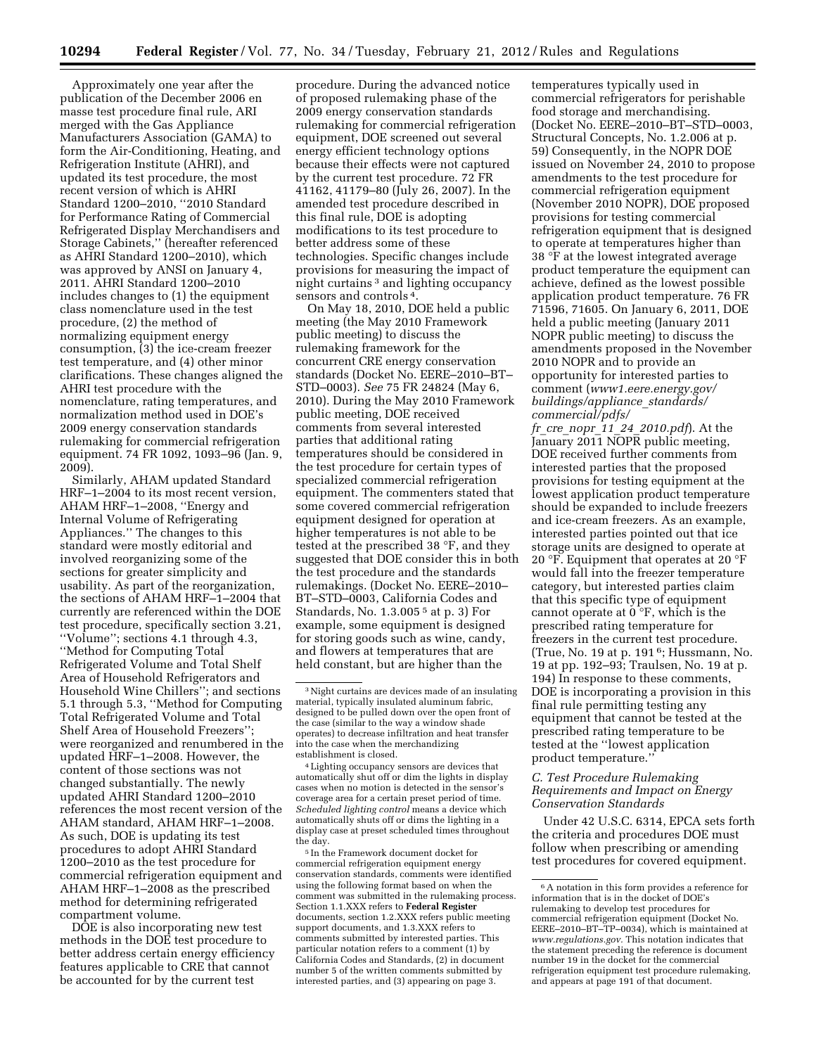Approximately one year after the publication of the December 2006 en masse test procedure final rule, ARI merged with the Gas Appliance Manufacturers Association (GAMA) to form the Air-Conditioning, Heating, and Refrigeration Institute (AHRI), and updated its test procedure, the most recent version of which is AHRI Standard 1200–2010, ''2010 Standard for Performance Rating of Commercial Refrigerated Display Merchandisers and Storage Cabinets,'' (hereafter referenced as AHRI Standard 1200–2010), which was approved by ANSI on January 4, 2011. AHRI Standard 1200–2010 includes changes to (1) the equipment class nomenclature used in the test procedure, (2) the method of normalizing equipment energy consumption, (3) the ice-cream freezer test temperature, and (4) other minor clarifications. These changes aligned the AHRI test procedure with the nomenclature, rating temperatures, and normalization method used in DOE's 2009 energy conservation standards rulemaking for commercial refrigeration equipment. 74 FR 1092, 1093–96 (Jan. 9, 2009).

Similarly, AHAM updated Standard HRF–1–2004 to its most recent version, AHAM HRF–1–2008, ''Energy and Internal Volume of Refrigerating Appliances.'' The changes to this standard were mostly editorial and involved reorganizing some of the sections for greater simplicity and usability. As part of the reorganization, the sections of AHAM HRF–1–2004 that currently are referenced within the DOE test procedure, specifically section 3.21, ''Volume''; sections 4.1 through 4.3, ''Method for Computing Total Refrigerated Volume and Total Shelf Area of Household Refrigerators and Household Wine Chillers''; and sections 5.1 through 5.3, ''Method for Computing Total Refrigerated Volume and Total Shelf Area of Household Freezers''; were reorganized and renumbered in the updated HRF–1–2008. However, the content of those sections was not changed substantially. The newly updated AHRI Standard 1200–2010 references the most recent version of the AHAM standard, AHAM HRF–1–2008. As such, DOE is updating its test procedures to adopt AHRI Standard 1200–2010 as the test procedure for commercial refrigeration equipment and AHAM HRF–1–2008 as the prescribed method for determining refrigerated compartment volume.

DOE is also incorporating new test methods in the DOE test procedure to better address certain energy efficiency features applicable to CRE that cannot be accounted for by the current test procedure. During the advanced notice of proposed rulemaking phase of the 2009 energy conservation standards rulemaking for commercial refrigeration equipment, DOE screened out several energy efficient technology options because their effects were not captured by the current test procedure. 72 FR 41162, 41179–80 (July 26, 2007). In the amended test procedure described in this final rule, DOE is adopting modifications to its test procedure to better address some of these technologies. Specific changes include provisions for measuring the impact of night curtains [3] and lighting occupancy sensors and controls [4].

On May 18, 2010, DOE held a public meeting (the May 2010 Framework public meeting) to discuss the rulemaking framework for the concurrent CRE energy conservation standards (Docket No. EERE–2010–BT–STD–0003). *See* 75 FR 24824 (May 6, 2010). During the May 2010 Framework public meeting, DOE received comments from several interested parties that additional rating temperatures should be considered in the test procedure for certain types of specialized commercial refrigeration equipment. The commenters stated that some covered commercial refrigeration equipment designed for operation at higher temperatures is not able to be tested at the prescribed 38 °F, and they suggested that DOE consider this in both the test procedure and the standards rulemakings. (Docket No. EERE–2010–BT–STD–0003, California Codes and Standards, No. 1.3.005 [5] at p. 3) For example, some equipment is designed for storing goods such as wine, candy, and flowers at temperatures that are held constant, but are higher than the temperatures typically used in commercial refrigerators for perishable food storage and merchandising. (Docket No. EERE–2010–BT–STD–0003, Structural Concepts, No. 1.2.006 at p. 59) Consequently, in the NOPR DOE issued on November 24, 2010 to propose amendments to the test procedure for commercial refrigeration equipment (November 2010 NOPR), DOE proposed provisions for testing commercial refrigeration equipment that is designed to operate at temperatures higher than 38 °F at the lowest integrated average product temperature the equipment can achieve, defined as the lowest possible application product temperature. 76 FR 71596, 71605. On January 6, 2011, DOE held a public meeting (January 2011 NOPR public meeting) to discuss the amendments proposed in the November 2010 NOPR and to provide an opportunity for interested parties to comment (*www1.eere.energy.gov/buildings/appliance_standards/commercial/pdfs/fr_cre_nopr_11_24_2010.pdf*). At the January 2011 NOPR public meeting, DOE received further comments from interested parties that the proposed provisions for testing equipment at the lowest application product temperature should be expanded to include freezers and ice-cream freezers. As an example, interested parties pointed out that ice storage units are designed to operate at 20 °F. Equipment that operates at 20 °F would fall into the freezer temperature category, but interested parties claim that this specific type of equipment cannot operate at 0 °F, which is the prescribed rating temperature for freezers in the current test procedure. (True, No. 19 at p. 191 [6]; Hussmann, No. 19 at pp. 192–93; Traulsen, No. 19 at p. 194) In response to these comments, DOE is incorporating a provision in this final rule permitting testing any equipment that cannot be tested at the prescribed rating temperature to be tested at the ''lowest application product temperature.''

### C. Test Procedure Rulemaking Requirements and Impact on Energy Conservation Standards

Under 42 U.S.C. 6314, EPCA sets forth the criteria and procedures DOE must follow when prescribing or amending test procedures for covered equipment.

---

[3] Night curtains are devices made of an insulating material, typically insulated aluminum fabric, designed to be pulled down over the open front of the case (similar to the way a window shade operates) to decrease infiltration and heat transfer into the case when the merchandizing establishment is closed.

[4] Lighting occupancy sensors are devices that automatically shut off or dim the lights in display cases when no motion is detected in the sensor's coverage area for a certain preset period of time. *Scheduled lighting control* means a device which automatically shuts off or dims the lighting in a display case at preset scheduled times throughout the day.

[5] In the Framework document docket for commercial refrigeration equipment energy conservation standards, comments were identified using the following format based on when the comment was submitted in the rulemaking process. Section 1.1.XXX refers to **Federal Register** documents, section 1.2.XXX refers public meeting support documents, and 1.3.XXX refers to comments submitted by interested parties. This particular notation refers to a comment (1) by California Codes and Standards, (2) in document number 5 of the written comments submitted by interested parties, and (3) appearing on page 3.

[6] A notation in this form provides a reference for information that is in the docket of DOE's rulemaking to develop test procedures for commercial refrigeration equipment (Docket No. EERE–2010–BT–TP–0034), which is maintained at *www.regulations.gov*. This notation indicates that the statement preceding the reference is document number 19 in the docket for the commercial refrigeration equipment test procedure rulemaking, and appears at page 191 of that document.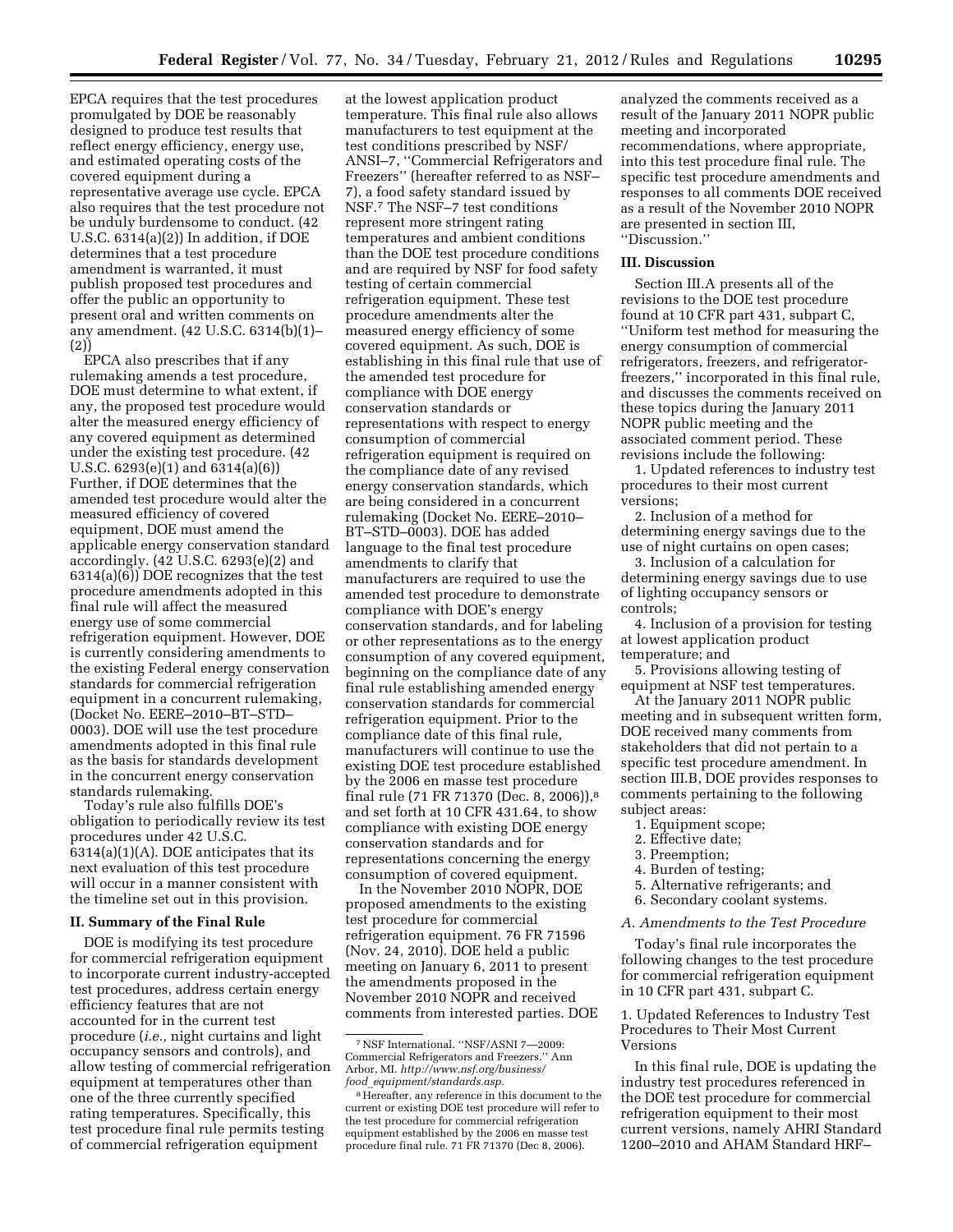EPCA requires that the test procedures promulgated by DOE be reasonably designed to produce test results that reflect energy efficiency, energy use, and estimated operating costs of the covered equipment during a representative average use cycle. EPCA also requires that the test procedure not be unduly burdensome to conduct. (42 U.S.C. 6314(a)(2)) In addition, if DOE determines that a test procedure amendment is warranted, it must publish proposed test procedures and offer the public an opportunity to present oral and written comments on any amendment. (42 U.S.C. 6314(b)(1)–(2))

EPCA also prescribes that if any rulemaking amends a test procedure, DOE must determine to what extent, if any, the proposed test procedure would alter the measured energy efficiency of any covered equipment as determined under the existing test procedure. (42 U.S.C. 6293(e)(1) and 6314(a)(6)) Further, if DOE determines that the amended test procedure would alter the measured efficiency of covered equipment, DOE must amend the applicable energy conservation standard accordingly. (42 U.S.C. 6293(e)(2) and 6314(a)(6)) DOE recognizes that the test procedure amendments adopted in this final rule will affect the measured energy use of some commercial refrigeration equipment. However, DOE is currently considering amendments to the existing Federal energy conservation standards for commercial refrigeration equipment in a concurrent rulemaking, (Docket No. EERE–2010–BT–STD–0003). DOE will use the test procedure amendments adopted in this final rule as the basis for standards development in the concurrent energy conservation standards rulemaking.

Today's rule also fulfills DOE's obligation to periodically review its test procedures under 42 U.S.C. 6314(a)(1)(A). DOE anticipates that its next evaluation of this test procedure will occur in a manner consistent with the timeline set out in this provision.

## II. Summary of the Final Rule

DOE is modifying its test procedure for commercial refrigeration equipment to incorporate current industry-accepted test procedures, address certain energy efficiency features that are not accounted for in the current test procedure (*i.e.,* night curtains and light occupancy sensors and controls), and allow testing of commercial refrigeration equipment at temperatures other than one of the three currently specified rating temperatures. Specifically, this test procedure final rule permits testing of commercial refrigeration equipment at the lowest application product temperature. This final rule also allows manufacturers to test equipment at the test conditions prescribed by NSF/ANSI–7, ''Commercial Refrigerators and Freezers'' (hereafter referred to as NSF–7), a food safety standard issued by NSF.[7] The NSF–7 test conditions represent more stringent rating temperatures and ambient conditions than the DOE test procedure conditions and are required by NSF for food safety testing of certain commercial refrigeration equipment. These test procedure amendments alter the measured energy efficiency of some covered equipment. As such, DOE is establishing in this final rule that use of the amended test procedure for compliance with DOE energy conservation standards or representations with respect to energy consumption of commercial refrigeration equipment is required on the compliance date of any revised energy conservation standards, which are being considered in a concurrent rulemaking (Docket No. EERE–2010–BT–STD–0003). DOE has added language to the final test procedure amendments to clarify that manufacturers are required to use the amended test procedure to demonstrate compliance with DOE's energy conservation standards, and for labeling or other representations as to the energy consumption of any covered equipment, beginning on the compliance date of any final rule establishing amended energy conservation standards for commercial refrigeration equipment. Prior to the compliance date of this final rule, manufacturers will continue to use the existing DOE test procedure established by the 2006 en masse test procedure final rule (71 FR 71370 (Dec. 8, 2006)),[8] and set forth at 10 CFR 431.64, to show compliance with existing DOE energy conservation standards and for representations concerning the energy consumption of covered equipment.

In the November 2010 NOPR, DOE proposed amendments to the existing test procedure for commercial refrigeration equipment. 76 FR 71596 (Nov. 24, 2010). DOE held a public meeting on January 6, 2011 to present the amendments proposed in the November 2010 NOPR and received comments from interested parties. DOE analyzed the comments received as a result of the January 2011 NOPR public meeting and incorporated recommendations, where appropriate, into this test procedure final rule. The specific test procedure amendments and responses to all comments DOE received as a result of the November 2010 NOPR are presented in section III, ''Discussion.''

## III. Discussion

Section III.A presents all of the revisions to the DOE test procedure found at 10 CFR part 431, subpart C, ''Uniform test method for measuring the energy consumption of commercial refrigerators, freezers, and refrigerator-freezers,'' incorporated in this final rule, and discusses the comments received on these topics during the January 2011 NOPR public meeting and the associated comment period. These revisions include the following:

1. Updated references to industry test procedures to their most current versions;
2. Inclusion of a method for determining energy savings due to the use of night curtains on open cases;
3. Inclusion of a calculation for determining energy savings due to use of lighting occupancy sensors or controls;
4. Inclusion of a provision for testing at lowest application product temperature; and
5. Provisions allowing testing of equipment at NSF test temperatures.

At the January 2011 NOPR public meeting and in subsequent written form, DOE received many comments from stakeholders that did not pertain to a specific test procedure amendment. In section III.B, DOE provides responses to comments pertaining to the following subject areas:

1. Equipment scope;
2. Effective date;
3. Preemption;
4. Burden of testing;
5. Alternative refrigerants; and
6. Secondary coolant systems.

### *A. Amendments to the Test Procedure*

Today's final rule incorporates the following changes to the test procedure for commercial refrigeration equipment in 10 CFR part 431, subpart C.

#### 1. Updated References to Industry Test Procedures to Their Most Current Versions

In this final rule, DOE is updating the industry test procedures referenced in the DOE test procedure for commercial refrigeration equipment to their most current versions, namely AHRI Standard 1200–2010 and AHAM Standard HRF–

---

[7] NSF International. ''NSF/ASNI 7—2009: Commercial Refrigerators and Freezers.'' Ann Arbor, MI. *http://www.nsf.org/business/food_equipment/standards.asp.*

[8] Hereafter, any reference in this document to the current or existing DOE test procedure will refer to the test procedure for commercial refrigeration equipment established by the 2006 en masse test procedure final rule. 71 FR 71370 (Dec 8, 2006).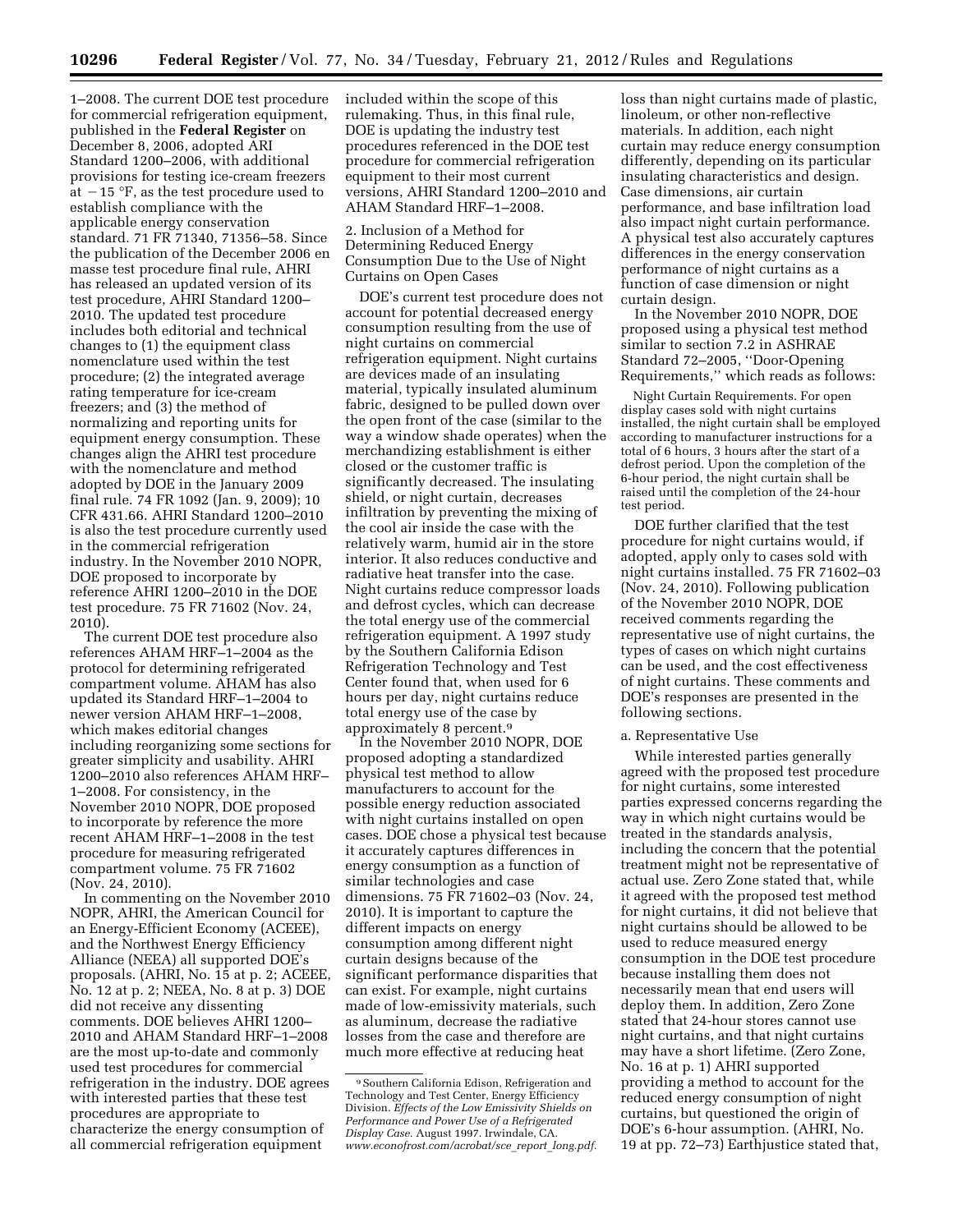1–2008. The current DOE test procedure for commercial refrigeration equipment, published in the **Federal Register** on December 8, 2006, adopted ARI Standard 1200–2006, with additional provisions for testing ice-cream freezers at −15 °F, as the test procedure used to establish compliance with the applicable energy conservation standard. 71 FR 71340, 71356–58. Since the publication of the December 2006 en masse test procedure final rule, AHRI has released an updated version of its test procedure, AHRI Standard 1200–2010. The updated test procedure includes both editorial and technical changes to (1) the equipment class nomenclature used within the test procedure; (2) the integrated average rating temperature for ice-cream freezers; and (3) the method of normalizing and reporting units for equipment energy consumption. These changes align the AHRI test procedure with the nomenclature and method adopted by DOE in the January 2009 final rule. 74 FR 1092 (Jan. 9, 2009); 10 CFR 431.66. AHRI Standard 1200–2010 is also the test procedure currently used in the commercial refrigeration industry. In the November 2010 NOPR, DOE proposed to incorporate by reference AHRI 1200–2010 in the DOE test procedure. 75 FR 71602 (Nov. 24, 2010).

The current DOE test procedure also references AHAM HRF–1–2004 as the protocol for determining refrigerated compartment volume. AHAM has also updated its Standard HRF–1–2004 to newer version AHAM HRF–1–2008, which makes editorial changes including reorganizing some sections for greater simplicity and usability. AHRI 1200–2010 also references AHAM HRF–1–2008. For consistency, in the November 2010 NOPR, DOE proposed to incorporate by reference the more recent AHAM HRF–1–2008 in the test procedure for measuring refrigerated compartment volume. 75 FR 71602 (Nov. 24, 2010).

In commenting on the November 2010 NOPR, AHRI, the American Council for an Energy-Efficient Economy (ACEEE), and the Northwest Energy Efficiency Alliance (NEEA) all supported DOE's proposals. (AHRI, No. 15 at p. 2; ACEEE, No. 12 at p. 2; NEEA, No. 8 at p. 3) DOE did not receive any dissenting comments. DOE believes AHRI 1200–2010 and AHAM Standard HRF–1–2008 are the most up-to-date and commonly used test procedures for commercial refrigeration in the industry. DOE agrees with interested parties that these test procedures are appropriate to characterize the energy consumption of all commercial refrigeration equipment included within the scope of this rulemaking. Thus, in this final rule, DOE is updating the industry test procedures referenced in the DOE test procedure for commercial refrigeration equipment to their most current versions, AHRI Standard 1200–2010 and AHAM Standard HRF–1–2008.

2. Inclusion of a Method for Determining Reduced Energy Consumption Due to the Use of Night Curtains on Open Cases

DOE's current test procedure does not account for potential decreased energy consumption resulting from the use of night curtains on commercial refrigeration equipment. Night curtains are devices made of an insulating material, typically insulated aluminum fabric, designed to be pulled down over the open front of the case (similar to the way a window shade operates) when the merchandizing establishment is either closed or the customer traffic is significantly decreased. The insulating shield, or night curtain, decreases infiltration by preventing the mixing of the cool air inside the case with the relatively warm, humid air in the store interior. It also reduces conductive and radiative heat transfer into the case. Night curtains reduce compressor loads and defrost cycles, which can decrease the total energy use of the commercial refrigeration equipment. A 1997 study by the Southern California Edison Refrigeration Technology and Test Center found that, when used for 6 hours per day, night curtains reduce total energy use of the case by approximately 8 percent.[9]

In the November 2010 NOPR, DOE proposed adopting a standardized physical test method to allow manufacturers to account for the possible energy reduction associated with night curtains installed on open cases. DOE chose a physical test because it accurately captures differences in energy consumption as a function of similar technologies and case dimensions. 75 FR 71602–03 (Nov. 24, 2010). It is important to capture the different impacts on energy consumption among different night curtain designs because of the significant performance disparities that can exist. For example, night curtains made of low-emissivity materials, such as aluminum, decrease the radiative losses from the case and therefore are much more effective at reducing heat loss than night curtains made of plastic, linoleum, or other non-reflective materials. In addition, each night curtain may reduce energy consumption differently, depending on its particular insulating characteristics and design. Case dimensions, air curtain performance, and base infiltration load also impact night curtain performance. A physical test also accurately captures differences in the energy conservation performance of night curtains as a function of case dimension or night curtain design.

In the November 2010 NOPR, DOE proposed using a physical test method similar to section 7.2 in ASHRAE Standard 72–2005, "Door-Opening Requirements," which reads as follows:

> Night Curtain Requirements. For open display cases sold with night curtains installed, the night curtain shall be employed according to manufacturer instructions for a total of 6 hours, 3 hours after the start of a defrost period. Upon the completion of the 6-hour period, the night curtain shall be raised until the completion of the 24-hour test period.

DOE further clarified that the test procedure for night curtains would, if adopted, apply only to cases sold with night curtains installed. 75 FR 71602–03 (Nov. 24, 2010). Following publication of the November 2010 NOPR, DOE received comments regarding the representative use of night curtains, the types of cases on which night curtains can be used, and the cost effectiveness of night curtains. These comments and DOE's responses are presented in the following sections.

a. Representative Use

While interested parties generally agreed with the proposed test procedure for night curtains, some interested parties expressed concerns regarding the way in which night curtains would be treated in the standards analysis, including the concern that the potential treatment might not be representative of actual use. Zero Zone stated that, while it agreed with the proposed test method for night curtains, it did not believe that night curtains should be allowed to be used to reduce measured energy consumption in the DOE test procedure because installing them does not necessarily mean that end users will deploy them. In addition, Zero Zone stated that 24-hour stores cannot use night curtains, and that night curtains may have a short lifetime. (Zero Zone, No. 16 at p. 1) AHRI supported providing a method to account for the reduced energy consumption of night curtains, but questioned the origin of DOE's 6-hour assumption. (AHRI, No. 19 at pp. 72–73) Earthjustice stated that,

[9] Southern California Edison, Refrigeration and Technology and Test Center, Energy Efficiency Division. *Effects of the Low Emissivity Shields on Performance and Power Use of a Refrigerated Display Case.* August 1997. Irwindale, CA. *www.econofrost.com/acrobat/sce_report_long.pdf.*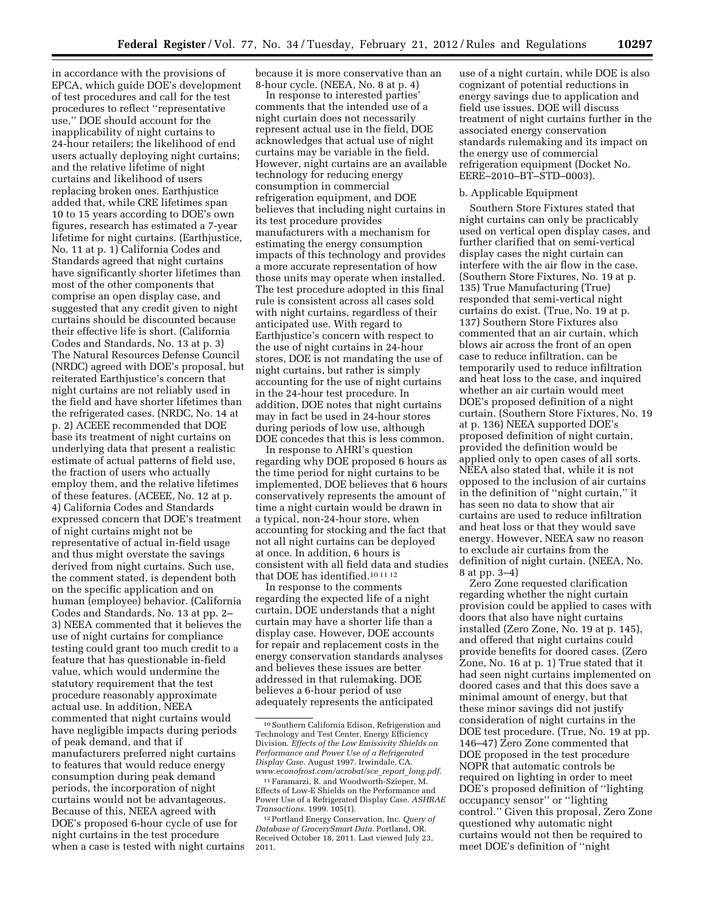in accordance with the provisions of EPCA, which guide DOE's development of test procedures and call for the test procedures to reflect ''representative use,'' DOE should account for the inapplicability of night curtains to 24-hour retailers; the likelihood of end users actually deploying night curtains; and the relative lifetime of night curtains and likelihood of users replacing broken ones. Earthjustice added that, while CRE lifetimes span 10 to 15 years according to DOE's own figures, research has estimated a 7-year lifetime for night curtains. (Earthjustice, No. 11 at p. 1) California Codes and Standards agreed that night curtains have significantly shorter lifetimes than most of the other components that comprise an open display case, and suggested that any credit given to night curtains should be discounted because their effective life is short. (California Codes and Standards, No. 13 at p. 3) The Natural Resources Defense Council (NRDC) agreed with DOE's proposal, but reiterated Earthjustice's concern that night curtains are not reliably used in the field and have shorter lifetimes than the refrigerated cases. (NRDC, No. 14 at p. 2) ACEEE recommended that DOE base its treatment of night curtains on underlying data that present a realistic estimate of actual patterns of field use, the fraction of users who actually employ them, and the relative lifetimes of these features. (ACEEE, No. 12 at p. 4) California Codes and Standards expressed concern that DOE's treatment of night curtains might not be representative of actual in-field usage and thus might overstate the savings derived from night curtains. Such use, the comment stated, is dependent both on the specific application and on human (employee) behavior. (California Codes and Standards, No. 13 at pp. 2–3) NEEA commented that it believes the use of night curtains for compliance testing could grant too much credit to a feature that has questionable in-field value, which would undermine the statutory requirement that the test procedure reasonably approximate actual use. In addition, NEEA commented that night curtains would have negligible impacts during periods of peak demand, and that if manufacturers preferred night curtains to features that would reduce energy consumption during peak demand periods, the incorporation of night curtains would not be advantageous. Because of this, NEEA agreed with DOE's proposed 6-hour cycle of use for night curtains in the test procedure when a case is tested with night curtains because it is more conservative than an 8-hour cycle. (NEEA, No. 8 at p. 4)

In response to interested parties' comments that the intended use of a night curtain does not necessarily represent actual use in the field, DOE acknowledges that actual use of night curtains may be variable in the field. However, night curtains are an available technology for reducing energy consumption in commercial refrigeration equipment, and DOE believes that including night curtains in its test procedure provides manufacturers with a mechanism for estimating the energy consumption impacts of this technology and provides a more accurate representation of how those units may operate when installed. The test procedure adopted in this final rule is consistent across all cases sold with night curtains, regardless of their anticipated use. With regard to Earthjustice's concern with respect to the use of night curtains in 24-hour stores, DOE is not mandating the use of night curtains, but rather is simply accounting for the use of night curtains in the 24-hour test procedure. In addition, DOE notes that night curtains may in fact be used in 24-hour stores during periods of low use, although DOE concedes that this is less common.

In response to AHRI's question regarding why DOE proposed 6 hours as the time period for night curtains to be implemented, DOE believes that 6 hours conservatively represents the amount of time a night curtain would be drawn in a typical, non-24-hour store, when accounting for stocking and the fact that not all night curtains can be deployed at once. In addition, 6 hours is consistent with all field data and studies that DOE has identified.[10 11 12]

In response to the comments regarding the expected life of a night curtain, DOE understands that a night curtain may have a shorter life than a display case. However, DOE accounts for repair and replacement costs in the energy conservation standards analyses and believes these issues are better addressed in that rulemaking. DOE believes a 6-hour period of use adequately represents the anticipated use of a night curtain, while DOE is also cognizant of potential reductions in energy savings due to application and field use issues. DOE will discuss treatment of night curtains further in the associated energy conservation standards rulemaking and its impact on the energy use of commercial refrigeration equipment (Docket No. EERE–2010–BT–STD–0003).

b. Applicable Equipment

Southern Store Fixtures stated that night curtains can only be practicably used on vertical open display cases, and further clarified that on semi-vertical display cases the night curtain can interfere with the air flow in the case. (Southern Store Fixtures, No. 19 at p. 135) True Manufacturing (True) responded that semi-vertical night curtains do exist. (True, No. 19 at p. 137) Southern Store Fixtures also commented that an air curtain, which blows air across the front of an open case to reduce infiltration, can be temporarily used to reduce infiltration and heat loss to the case, and inquired whether an air curtain would meet DOE's proposed definition of a night curtain. (Southern Store Fixtures, No. 19 at p. 136) NEEA supported DOE's proposed definition of night curtain, provided the definition would be applied only to open cases of all sorts. NEEA also stated that, while it is not opposed to the inclusion of air curtains in the definition of ''night curtain,'' it has seen no data to show that air curtains are used to reduce infiltration and heat loss or that they would save energy. However, NEEA saw no reason to exclude air curtains from the definition of night curtain. (NEEA, No. 8 at pp. 3–4)

Zero Zone requested clarification regarding whether the night curtain provision could be applied to cases with doors that also have night curtains installed (Zero Zone, No. 19 at p. 145), and offered that night curtains could provide benefits for doored cases. (Zero Zone, No. 16 at p. 1) True stated that it had seen night curtains implemented on doored cases and that this does save a minimal amount of energy, but that these minor savings did not justify consideration of night curtains in the DOE test procedure. (True, No. 19 at pp. 146–47) Zero Zone commented that DOE proposed in the test procedure NOPR that automatic controls be required on lighting in order to meet DOE's proposed definition of ''lighting occupancy sensor'' or ''lighting control.'' Given this proposal, Zero Zone questioned why automatic night curtains would not then be required to meet DOE's definition of ''night

---

[10] Southern California Edison, Refrigeration and Technology and Test Center, Energy Efficiency Division. *Effects of the Low Emissivity Shields on Performance and Power Use of a Refrigerated Display Case.* August 1997. Irwindale, CA. *www.econofrost.com/acrobat/sce_report_long.pdf.*

[11] Faramarzi, R. and Woodworth-Szieper, M. Effects of Low-E Shields on the Performance and Power Use of a Refrigerated Display Case. *ASHRAE Transactions.* 1999. 105(1).

[12] Portland Energy Conservation, Inc. *Query of Database of GrocerySmart Data.* Portland, OR. Received October 18, 2011. Last viewed July 23, 2011.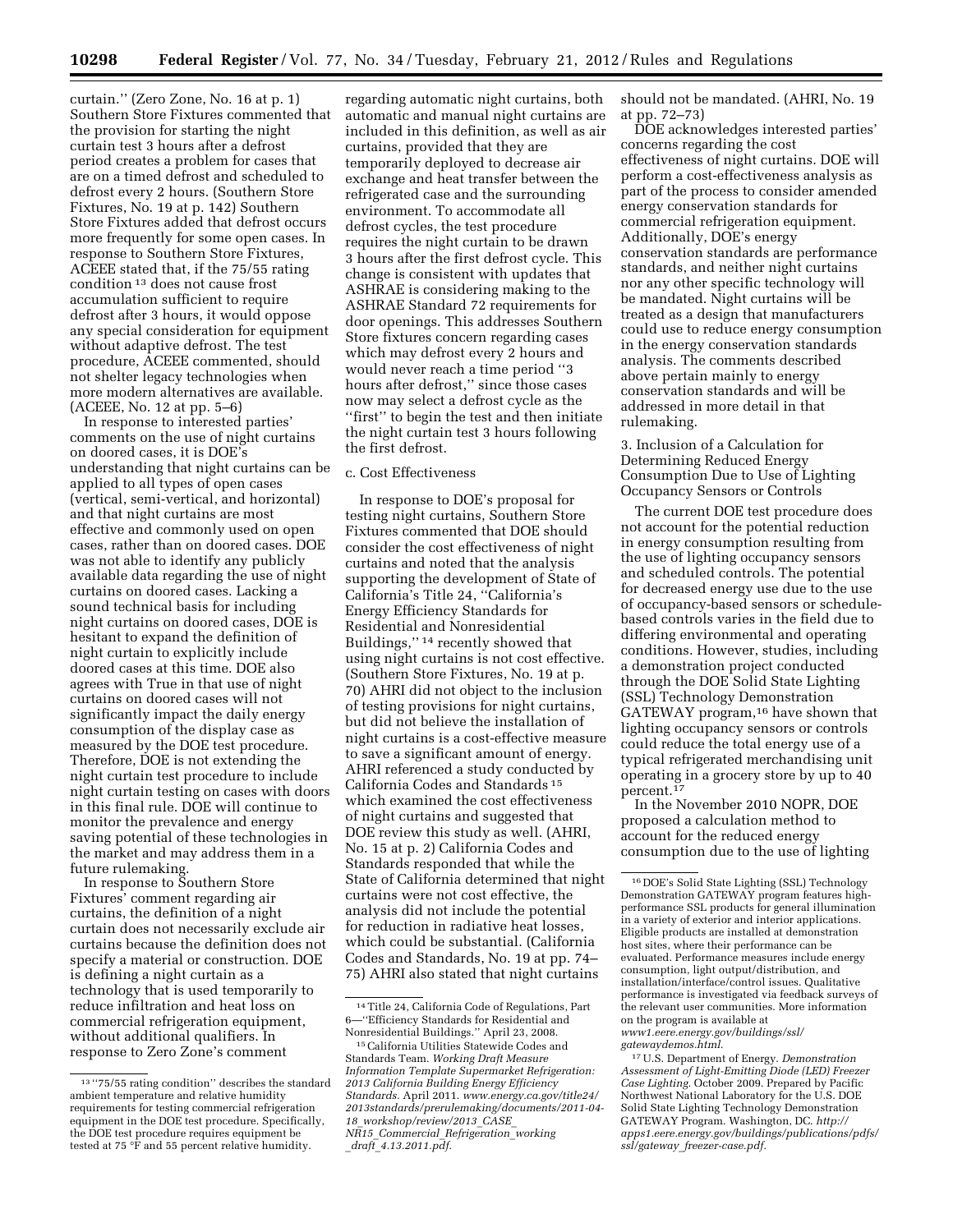curtain.'' (Zero Zone, No. 16 at p. 1) Southern Store Fixtures commented that the provision for starting the night curtain test 3 hours after a defrost period creates a problem for cases that are on a timed defrost and scheduled to defrost every 2 hours. (Southern Store Fixtures, No. 19 at p. 142) Southern Store Fixtures added that defrost occurs more frequently for some open cases. In response to Southern Store Fixtures, ACEEE stated that, if the 75/55 rating condition[13] does not cause frost accumulation sufficient to require defrost after 3 hours, it would oppose any special consideration for equipment without adaptive defrost. The test procedure, ACEEE commented, should not shelter legacy technologies when more modern alternatives are available. (ACEEE, No. 12 at pp. 5–6)

In response to interested parties' comments on the use of night curtains on doored cases, it is DOE's understanding that night curtains can be applied to all types of open cases (vertical, semi-vertical, and horizontal) and that night curtains are most effective and commonly used on open cases, rather than on doored cases. DOE was not able to identify any publicly available data regarding the use of night curtains on doored cases. Lacking a sound technical basis for including night curtains on doored cases, DOE is hesitant to expand the definition of night curtain to explicitly include doored cases at this time. DOE also agrees with True in that use of night curtains on doored cases will not significantly impact the daily energy consumption of the display case as measured by the DOE test procedure. Therefore, DOE is not extending the night curtain test procedure to include night curtain testing on cases with doors in this final rule. DOE will continue to monitor the prevalence and energy saving potential of these technologies in the market and may address them in a future rulemaking.

In response to Southern Store Fixtures' comment regarding air curtains, the definition of a night curtain does not necessarily exclude air curtains because the definition does not specify a material or construction. DOE is defining a night curtain as a technology that is used temporarily to reduce infiltration and heat loss on commercial refrigeration equipment, without additional qualifiers. In response to Zero Zone's comment regarding automatic night curtains, both automatic and manual night curtains are included in this definition, as well as air curtains, provided that they are temporarily deployed to decrease air exchange and heat transfer between the refrigerated case and the surrounding environment. To accommodate all defrost cycles, the test procedure requires the night curtain to be drawn 3 hours after the first defrost cycle. This change is consistent with updates that ASHRAE is considering making to the ASHRAE Standard 72 requirements for door openings. This addresses Southern Store fixtures concern regarding cases which may defrost every 2 hours and would never reach a time period ''3 hours after defrost,'' since those cases now may select a defrost cycle as the ''first'' to begin the test and then initiate the night curtain test 3 hours following the first defrost.

c. Cost Effectiveness

In response to DOE's proposal for testing night curtains, Southern Store Fixtures commented that DOE should consider the cost effectiveness of night curtains and noted that the analysis supporting the development of State of California's Title 24, ''California's Energy Efficiency Standards for Residential and Nonresidential Buildings,''[14] recently showed that using night curtains is not cost effective. (Southern Store Fixtures, No. 19 at p. 70) AHRI did not object to the inclusion of testing provisions for night curtains, but did not believe the installation of night curtains is a cost-effective measure to save a significant amount of energy. AHRI referenced a study conducted by California Codes and Standards[15] which examined the cost effectiveness of night curtains and suggested that DOE review this study as well. (AHRI, No. 15 at p. 2) California Codes and Standards responded that while the State of California determined that night curtains were not cost effective, the analysis did not include the potential for reduction in radiative heat losses, which could be substantial. (California Codes and Standards, No. 19 at pp. 74–75) AHRI also stated that night curtains should not be mandated. (AHRI, No. 19 at pp. 72–73)

DOE acknowledges interested parties' concerns regarding the cost effectiveness of night curtains. DOE will perform a cost-effectiveness analysis as part of the process to consider amended energy conservation standards for commercial refrigeration equipment. Additionally, DOE's energy conservation standards are performance standards, and neither night curtains nor any other specific technology will be mandated. Night curtains will be treated as a design that manufacturers could use to reduce energy consumption in the energy conservation standards analysis. The comments described above pertain mainly to energy conservation standards and will be addressed in more detail in that rulemaking.

3. Inclusion of a Calculation for Determining Reduced Energy Consumption Due to Use of Lighting Occupancy Sensors or Controls

The current DOE test procedure does not account for the potential reduction in energy consumption resulting from the use of lighting occupancy sensors and scheduled controls. The potential for decreased energy use due to the use of occupancy-based sensors or schedule-based controls varies in the field due to differing environmental and operating conditions. However, studies, including a demonstration project conducted through the DOE Solid State Lighting (SSL) Technology Demonstration GATEWAY program,[16] have shown that lighting occupancy sensors or controls could reduce the total energy use of a typical refrigerated merchandising unit operating in a grocery store by up to 40 percent.[17]

In the November 2010 NOPR, DOE proposed a calculation method to account for the reduced energy consumption due to the use of lighting

---

[13] ''75/55 rating condition'' describes the standard ambient temperature and relative humidity requirements for testing commercial refrigeration equipment in the DOE test procedure. Specifically, the DOE test procedure requires equipment be tested at 75 °F and 55 percent relative humidity.

[14] Title 24, California Code of Regulations, Part 6—''Efficiency Standards for Residential and Nonresidential Buildings.'' April 23, 2008.

[15] California Utilities Statewide Codes and Standards Team. *Working Draft Measure Information Template Supermarket Refrigeration: 2013 California Building Energy Efficiency Standards.* April 2011. *www.energy.ca.gov/title24/2013standards/prerulemaking/documents/2011-04-18_workshop/review/2013_CASE_NR15_Commercial_Refrigeration_working_draft_4.13.2011.pdf.*

[16] DOE's Solid State Lighting (SSL) Technology Demonstration GATEWAY program features high-performance SSL products for general illumination in a variety of exterior and interior applications. Eligible products are installed at demonstration host sites, where their performance can be evaluated. Performance measures include energy consumption, light output/distribution, and installation/interface/control issues. Qualitative performance is investigated via feedback surveys of the relevant user communities. More information on the program is available at *www1.eere.energy.gov/buildings/ssl/gatewaydemos.html.*

[17] U.S. Department of Energy. *Demonstration Assessment of Light-Emitting Diode (LED) Freezer Case Lighting.* October 2009. Prepared by Pacific Northwest National Laboratory for the U.S. DOE Solid State Lighting Technology Demonstration GATEWAY Program. Washington, DC. *http://apps1.eere.energy.gov/buildings/publications/pdfs/ssl/gateway_freezer-case.pdf.*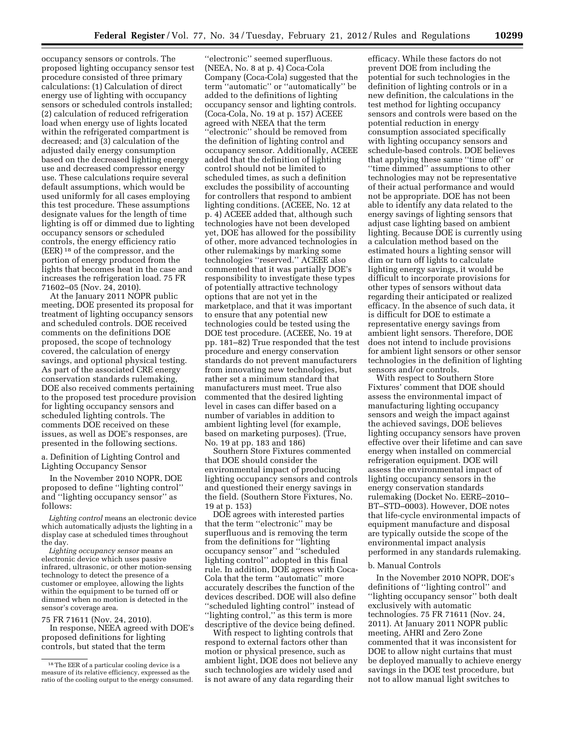occupancy sensors or controls. The proposed lighting occupancy sensor test procedure consisted of three primary calculations: (1) Calculation of direct energy use of lighting with occupancy sensors or scheduled controls installed; (2) calculation of reduced refrigeration load when energy use of lights located within the refrigerated compartment is decreased; and (3) calculation of the adjusted daily energy consumption based on the decreased lighting energy use and decreased compressor energy use. These calculations require several default assumptions, which would be used uniformly for all cases employing this test procedure. These assumptions designate values for the length of time lighting is off or dimmed due to lighting occupancy sensors or scheduled controls, the energy efficiency ratio (EER) [18] of the compressor, and the portion of energy produced from the lights that becomes heat in the case and increases the refrigeration load. 75 FR 71602–05 (Nov. 24, 2010).

At the January 2011 NOPR public meeting, DOE presented its proposal for treatment of lighting occupancy sensors and scheduled controls. DOE received comments on the definitions DOE proposed, the scope of technology covered, the calculation of energy savings, and optional physical testing. As part of the associated CRE energy conservation standards rulemaking, DOE also received comments pertaining to the proposed test procedure provision for lighting occupancy sensors and scheduled lighting controls. The comments DOE received on these issues, as well as DOE's responses, are presented in the following sections.

a. Definition of Lighting Control and Lighting Occupancy Sensor

In the November 2010 NOPR, DOE proposed to define ''lighting control'' and ''lighting occupancy sensor'' as follows:

*Lighting control* means an electronic device which automatically adjusts the lighting in a display case at scheduled times throughout the day.

*Lighting occupancy sensor* means an electronic device which uses passive infrared, ultrasonic, or other motion-sensing technology to detect the presence of a customer or employee, allowing the lights within the equipment to be turned off or dimmed when no motion is detected in the sensor's coverage area.

75 FR 71611 (Nov. 24, 2010).

In response, NEEA agreed with DOE's proposed definitions for lighting controls, but stated that the term ''electronic'' seemed superfluous. (NEEA, No. 8 at p. 4) Coca-Cola Company (Coca-Cola) suggested that the term ''automatic'' or ''automatically'' be added to the definitions of lighting occupancy sensor and lighting controls. (Coca-Cola, No. 19 at p. 157) ACEEE agreed with NEEA that the term ''electronic'' should be removed from the definition of lighting control and occupancy sensor. Additionally, ACEEE added that the definition of lighting control should not be limited to scheduled times, as such a definition excludes the possibility of accounting for controllers that respond to ambient lighting conditions. (ACEEE, No. 12 at p. 4) ACEEE added that, although such technologies have not been developed yet, DOE has allowed for the possibility of other, more advanced technologies in other rulemakings by marking some technologies ''reserved.'' ACEEE also commented that it was partially DOE's responsibility to investigate these types of potentially attractive technology options that are not yet in the marketplace, and that it was important to ensure that any potential new technologies could be tested using the DOE test procedure. (ACEEE, No. 19 at pp. 181–82) True responded that the test procedure and energy conservation standards do not prevent manufacturers from innovating new technologies, but rather set a minimum standard that manufacturers must meet. True also commented that the desired lighting level in cases can differ based on a number of variables in addition to ambient lighting level (for example, based on marketing purposes). (True, No. 19 at pp. 183 and 186)

Southern Store Fixtures commented that DOE should consider the environmental impact of producing lighting occupancy sensors and controls and questioned their energy savings in the field. (Southern Store Fixtures, No. 19 at p. 153)

DOE agrees with interested parties that the term ''electronic'' may be superfluous and is removing the term from the definitions for ''lighting occupancy sensor'' and ''scheduled lighting control'' adopted in this final rule. In addition, DOE agrees with Coca-Cola that the term ''automatic'' more accurately describes the function of the devices described. DOE will also define ''scheduled lighting control'' instead of ''lighting control,'' as this term is more descriptive of the device being defined.

With respect to lighting controls that respond to external factors other than motion or physical presence, such as ambient lighting, DOE does not believe any such technologies are widely used and is not aware of any data regarding their efficacy. While these factors do not prevent DOE from including the potential for such technologies in the definition of lighting controls or in a new definition, the calculations in the test method for lighting occupancy sensors and controls were based on the potential reduction in energy consumption associated specifically with lighting occupancy sensors and schedule-based controls. DOE believes that applying these same ''time off'' or ''time dimmed'' assumptions to other technologies may not be representative of their actual performance and would not be appropriate. DOE has not been able to identify any data related to the energy savings of lighting sensors that adjust case lighting based on ambient lighting. Because DOE is currently using a calculation method based on the estimated hours a lighting sensor will dim or turn off lights to calculate lighting energy savings, it would be difficult to incorporate provisions for other types of sensors without data regarding their anticipated or realized efficacy. In the absence of such data, it is difficult for DOE to estimate a representative energy savings from ambient light sensors. Therefore, DOE does not intend to include provisions for ambient light sensors or other sensor technologies in the definition of lighting sensors and/or controls.

With respect to Southern Store Fixtures' comment that DOE should assess the environmental impact of manufacturing lighting occupancy sensors and weigh the impact against the achieved savings, DOE believes lighting occupancy sensors have proven effective over their lifetime and can save energy when installed on commercial refrigeration equipment. DOE will assess the environmental impact of lighting occupancy sensors in the energy conservation standards rulemaking (Docket No. EERE–2010–BT–STD–0003). However, DOE notes that life-cycle environmental impacts of equipment manufacture and disposal are typically outside the scope of the environmental impact analysis performed in any standards rulemaking.

b. Manual Controls

In the November 2010 NOPR, DOE's definitions of ''lighting control'' and ''lighting occupancy sensor'' both dealt exclusively with automatic technologies. 75 FR 71611 (Nov. 24, 2011). At January 2011 NOPR public meeting, AHRI and Zero Zone commented that it was inconsistent for DOE to allow night curtains that must be deployed manually to achieve energy savings in the DOE test procedure, but not to allow manual light switches to

[18] The EER of a particular cooling device is a measure of its relative efficiency, expressed as the ratio of the cooling output to the energy consumed.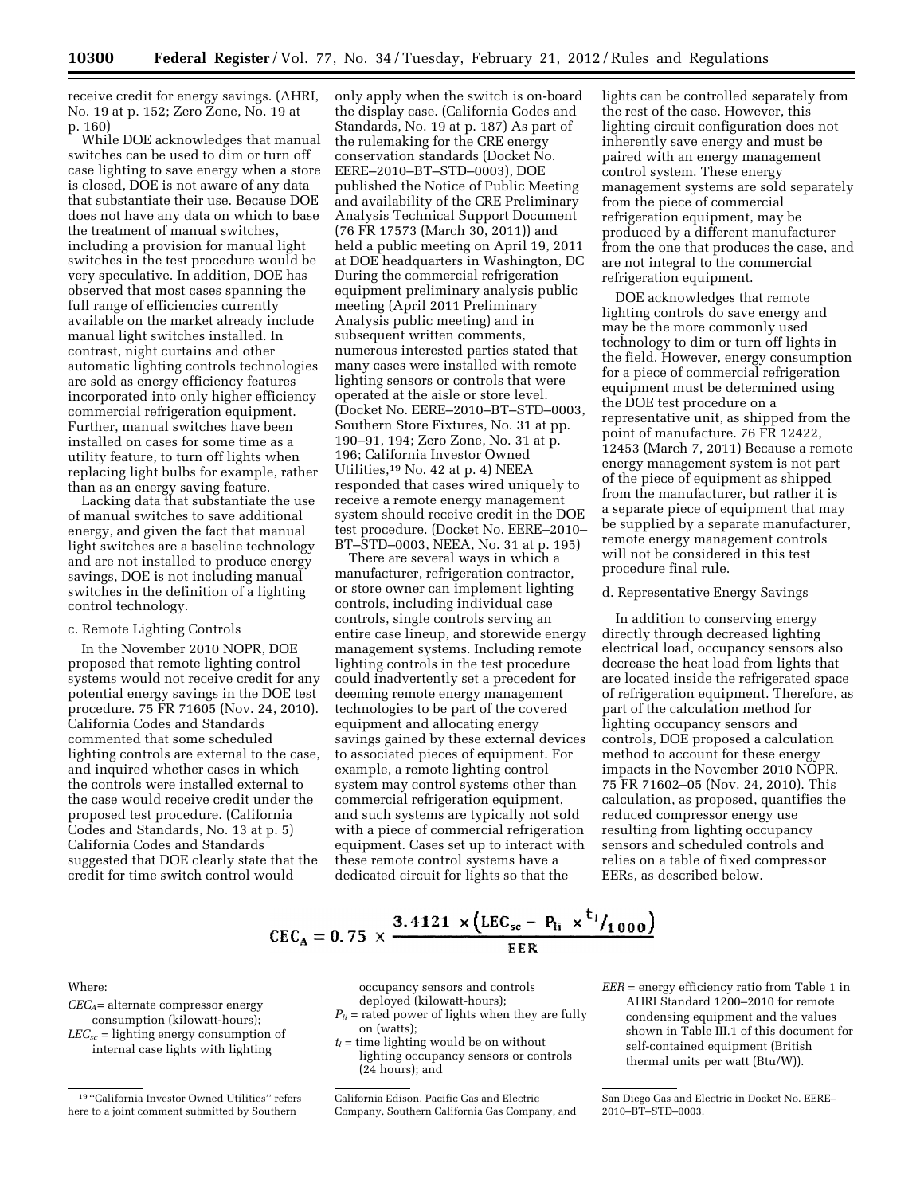receive credit for energy savings. (AHRI, No. 19 at p. 152; Zero Zone, No. 19 at p. 160)

While DOE acknowledges that manual switches can be used to dim or turn off case lighting to save energy when a store is closed, DOE is not aware of any data that substantiate their use. Because DOE does not have any data on which to base the treatment of manual switches, including a provision for manual light switches in the test procedure would be very speculative. In addition, DOE has observed that most cases spanning the full range of efficiencies currently available on the market already include manual light switches installed. In contrast, night curtains and other automatic lighting controls technologies are sold as energy efficiency features incorporated into only higher efficiency commercial refrigeration equipment. Further, manual switches have been installed on cases for some time as a utility feature, to turn off lights when replacing light bulbs for example, rather than as an energy saving feature.

Lacking data that substantiate the use of manual switches to save additional energy, and given the fact that manual light switches are a baseline technology and are not installed to produce energy savings, DOE is not including manual switches in the definition of a lighting control technology.

c. Remote Lighting Controls

In the November 2010 NOPR, DOE proposed that remote lighting control systems would not receive credit for any potential energy savings in the DOE test procedure. 75 FR 71605 (Nov. 24, 2010). California Codes and Standards commented that some scheduled lighting controls are external to the case, and inquired whether cases in which the controls were installed external to the case would receive credit under the proposed test procedure. (California Codes and Standards, No. 13 at p. 5) California Codes and Standards suggested that DOE clearly state that the credit for time switch control would only apply when the switch is on-board the display case. (California Codes and Standards, No. 19 at p. 187) As part of the rulemaking for the CRE energy conservation standards (Docket No. EERE–2010–BT–STD–0003), DOE published the Notice of Public Meeting and availability of the CRE Preliminary Analysis Technical Support Document (76 FR 17573 (March 30, 2011)) and held a public meeting on April 19, 2011 at DOE headquarters in Washington, DC During the commercial refrigeration equipment preliminary analysis public meeting (April 2011 Preliminary Analysis public meeting) and in subsequent written comments, numerous interested parties stated that many cases were installed with remote lighting sensors or controls that were operated at the aisle or store level. (Docket No. EERE–2010–BT–STD–0003, Southern Store Fixtures, No. 31 at pp. 190–91, 194; Zero Zone, No. 31 at p. 196; California Investor Owned Utilities,[19] No. 42 at p. 4) NEEA responded that cases wired uniquely to receive a remote energy management system should receive credit in the DOE test procedure. (Docket No. EERE–2010–BT–STD–0003, NEEA, No. 31 at p. 195)

There are several ways in which a manufacturer, refrigeration contractor, or store owner can implement lighting controls, including individual case controls, single controls serving an entire case lineup, and storewide energy management systems. Including remote lighting controls in the test procedure could inadvertently set a precedent for deeming remote energy management technologies to be part of the covered equipment and allocating energy savings gained by these external devices to associated pieces of equipment. For example, a remote lighting control system may control systems other than commercial refrigeration equipment, and such systems are typically not sold with a piece of commercial refrigeration equipment. Cases set up to interact with these remote control systems have a dedicated circuit for lights so that the lights can be controlled separately from the rest of the case. However, this lighting circuit configuration does not inherently save energy and must be paired with an energy management control system. These energy management systems are sold separately from the piece of commercial refrigeration equipment, may be produced by a different manufacturer from the one that produces the case, and are not integral to the commercial refrigeration equipment.

DOE acknowledges that remote lighting controls do save energy and may be the more commonly used technology to dim or turn off lights in the field. However, energy consumption for a piece of commercial refrigeration equipment must be determined using the DOE test procedure on a representative unit, as shipped from the point of manufacture. 76 FR 12422, 12453 (March 7, 2011) Because a remote energy management system is not part of the piece of equipment as shipped from the manufacturer, but rather it is a separate piece of equipment that may be supplied by a separate manufacturer, remote energy management controls will not be considered in this test procedure final rule.

d. Representative Energy Savings

In addition to conserving energy directly through decreased lighting electrical load, occupancy sensors also decrease the heat load from lights that are located inside the refrigerated space of refrigeration equipment. Therefore, as part of the calculation method for lighting occupancy sensors and controls, DOE proposed a calculation method to account for these energy impacts in the November 2010 NOPR. 75 FR 71602–05 (Nov. 24, 2010). This calculation, as proposed, quantifies the reduced compressor energy use resulting from lighting occupancy sensors and scheduled controls and relies on a table of fixed compressor EERs, as described below.

$$CEC_A = 0.75 \times \frac{3.4121 \times \left(LEC_{sc} - P_{li} \times {}^{t_l}/_{1000}\right)}{EER}$$

Where:

$CEC_A$ = alternate compressor energy consumption (kilowatt-hours);
$LEC_{sc}$ = lighting energy consumption of internal case lights with lighting occupancy sensors and controls deployed (kilowatt-hours);
$P_{li}$ = rated power of lights when they are fully on (watts);
$t_l$ = time lighting would be on without lighting occupancy sensors or controls (24 hours); and
$EER$ = energy efficiency ratio from Table 1 in AHRI Standard 1200–2010 for remote condensing equipment and the values shown in Table III.1 of this document for self-contained equipment (British thermal units per watt (Btu/W)).

[19] "California Investor Owned Utilities" refers here to a joint comment submitted by Southern California Edison, Pacific Gas and Electric Company, Southern California Gas Company, and San Diego Gas and Electric in Docket No. EERE–2010–BT–STD–0003.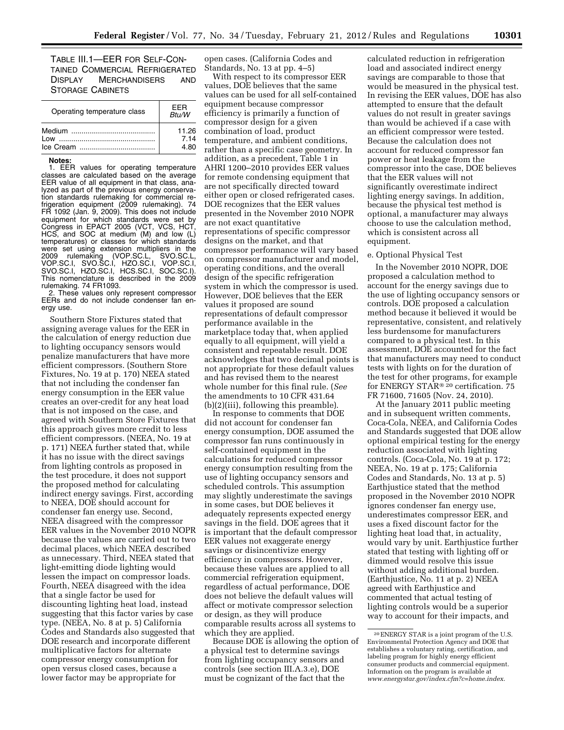TABLE III.1—EER FOR SELF-CONTAINED COMMERCIAL REFRIGERATED DISPLAY MERCHANDISERS AND STORAGE CABINETS

| Operating temperature class | EER Btu/W |
| --- | --- |
| Medium | 11.26 |
| Low | 7.14 |
| Ice Cream | 4.80 |

**Notes:**

1. EER values for operating temperature classes are calculated based on the average EER value of all equipment in that class, analyzed as part of the previous energy conservation standards rulemaking for commercial refrigeration equipment (2009 rulemaking). 74 FR 1092 (Jan. 9, 2009). This does not include equipment for which standards were set by Congress in EPACT 2005 (VCT, VCS, HCT, HCS, and SOC at medium (M) and low (L) temperatures) or classes for which standards were set using extension multipliers in the 2009 rulemaking (VOP.SC.L, SVO.SC.L, VOP.SC.I, SVO.SC.I, HZO.SC.I, VOP.SC.I, SVO.SC.I, HZO.SC.I, HCS.SC.I, SOC.SC.I). This nomenclature is described in the 2009 rulemaking. 74 FR1093.

2. These values only represent compressor EERs and do not include condenser fan energy use.

Southern Store Fixtures stated that assigning average values for the EER in the calculation of energy reduction due to lighting occupancy sensors would penalize manufacturers that have more efficient compressors. (Southern Store Fixtures, No. 19 at p. 170) NEEA stated that not including the condenser fan energy consumption in the EER value creates an over-credit for any heat load that is not imposed on the case, and agreed with Southern Store Fixtures that this approach gives more credit to less efficient compressors. (NEEA, No. 19 at p. 171) NEEA further stated that, while it has no issue with the direct savings from lighting controls as proposed in the test procedure, it does not support the proposed method for calculating indirect energy savings. First, according to NEEA, DOE should account for condenser fan energy use. Second, NEEA disagreed with the compressor EER values in the November 2010 NOPR because the values are carried out to two decimal places, which NEEA described as unnecessary. Third, NEEA stated that light-emitting diode lighting would lessen the impact on compressor loads. Fourth, NEEA disagreed with the idea that a single factor be used for discounting lighting heat load, instead suggesting that this factor varies by case type. (NEEA, No. 8 at p. 5) California Codes and Standards also suggested that DOE research and incorporate different multiplicative factors for alternate compressor energy consumption for open versus closed cases, because a lower factor may be appropriate for open cases. (California Codes and Standards, No. 13 at pp. 4–5)

With respect to its compressor EER values, DOE believes that the same values can be used for all self-contained equipment because compressor efficiency is primarily a function of compressor design for a given combination of load, product temperature, and ambient conditions, rather than a specific case geometry. In addition, as a precedent, Table 1 in AHRI 1200–2010 provides EER values for remote condensing equipment that are not specifically directed toward either open or closed refrigerated cases. DOE recognizes that the EER values presented in the November 2010 NOPR are not exact quantitative representations of specific compressor designs on the market, and that compressor performance will vary based on compressor manufacturer and model, operating conditions, and the overall design of the specific refrigeration system in which the compressor is used. However, DOE believes that the EER values it proposed are sound representations of default compressor performance available in the marketplace today that, when applied equally to all equipment, will yield a consistent and repeatable result. DOE acknowledges that two decimal points is not appropriate for these default values and has revised them to the nearest whole number for this final rule. (*See* the amendments to 10 CFR 431.64 (b)(2)(iii), following this preamble).

In response to comments that DOE did not account for condenser fan energy consumption, DOE assumed the compressor fan runs continuously in self-contained equipment in the calculations for reduced compressor energy consumption resulting from the use of lighting occupancy sensors and scheduled controls. This assumption may slightly underestimate the savings in some cases, but DOE believes it adequately represents expected energy savings in the field. DOE agrees that it is important that the default compressor EER values not exaggerate energy savings or disincentivize energy efficiency in compressors. However, because these values are applied to all commercial refrigeration equipment, regardless of actual performance, DOE does not believe the default values will affect or motivate compressor selection or design, as they will produce comparable results across all systems to which they are applied.

Because DOE is allowing the option of a physical test to determine savings from lighting occupancy sensors and controls (see section III.A.3.e), DOE must be cognizant of the fact that the calculated reduction in refrigeration load and associated indirect energy savings are comparable to those that would be measured in the physical test. In revising the EER values, DOE has also attempted to ensure that the default values do not result in greater savings than would be achieved if a case with an efficient compressor were tested. Because the calculation does not account for reduced compressor fan power or heat leakage from the compressor into the case, DOE believes that the EER values will not significantly overestimate indirect lighting energy savings. In addition, because the physical test method is optional, a manufacturer may always choose to use the calculation method, which is consistent across all equipment.

e. Optional Physical Test

In the November 2010 NOPR, DOE proposed a calculation method to account for the energy savings due to the use of lighting occupancy sensors or controls. DOE proposed a calculation method because it believed it would be representative, consistent, and relatively less burdensome for manufacturers compared to a physical test. In this assessment, DOE accounted for the fact that manufacturers may need to conduct tests with lights on for the duration of the test for other programs, for example for ENERGY STAR®[20] certification. 75 FR 71600, 71605 (Nov. 24, 2010).

At the January 2011 public meeting and in subsequent written comments, Coca-Cola, NEEA, and California Codes and Standards suggested that DOE allow optional empirical testing for the energy reduction associated with lighting controls. (Coca-Cola, No. 19 at p. 172; NEEA, No. 19 at p. 175; California Codes and Standards, No. 13 at p. 5) Earthjustice stated that the method proposed in the November 2010 NOPR ignores condenser fan energy use, underestimates compressor EER, and uses a fixed discount factor for the lighting heat load that, in actuality, would vary by unit. Earthjustice further stated that testing with lighting off or dimmed would resolve this issue without adding additional burden. (Earthjustice, No. 11 at p. 2) NEEA agreed with Earthjustice and commented that actual testing of lighting controls would be a superior way to account for their impacts, and

[20] ENERGY STAR is a joint program of the U.S. Environmental Protection Agency and DOE that establishes a voluntary rating, certification, and labeling program for highly energy efficient consumer products and commercial equipment. Information on the program is available at *www.energystar.gov/index.cfm?c=home.index.*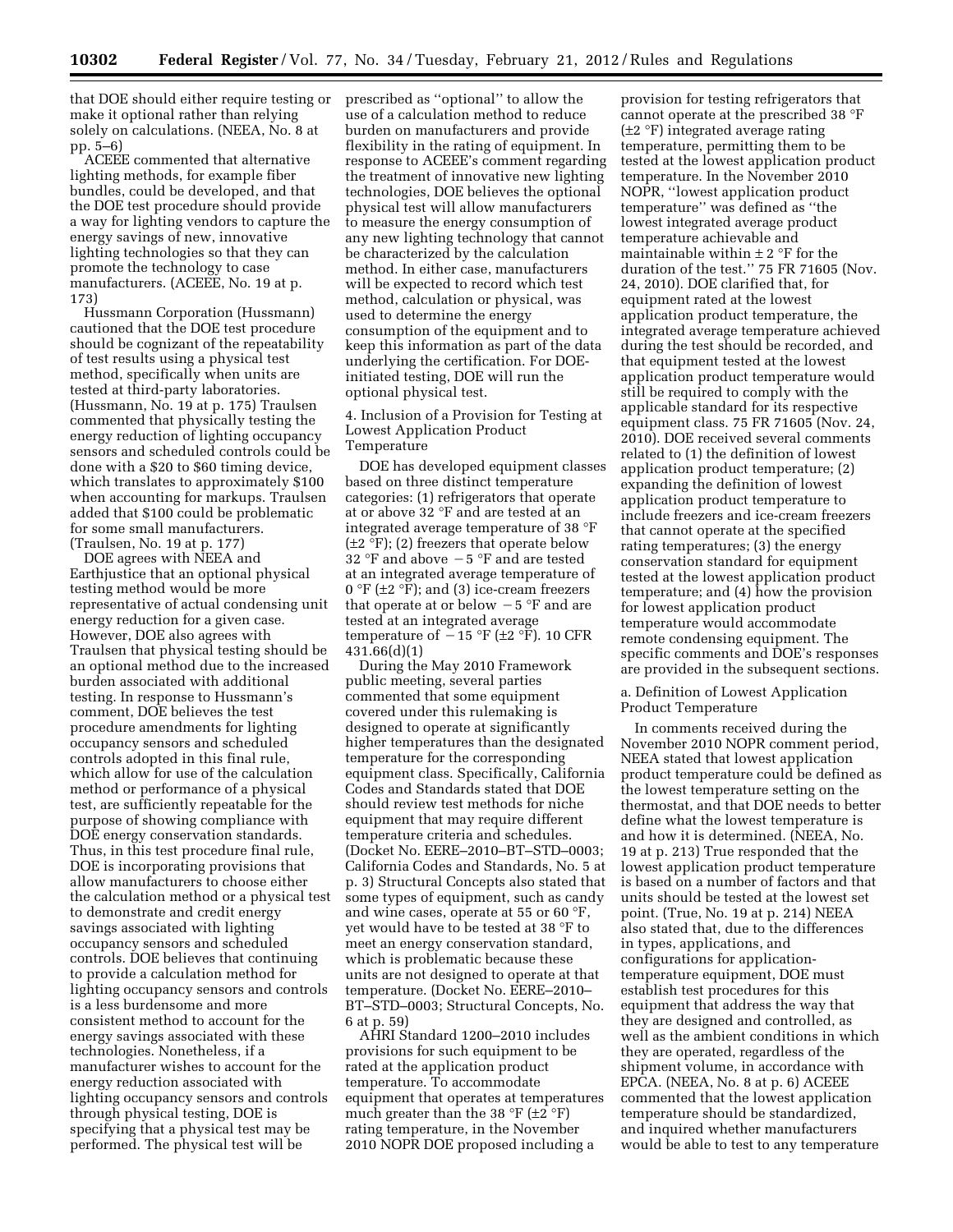that DOE should either require testing or make it optional rather than relying solely on calculations. (NEEA, No. 8 at pp. 5–6)

ACEEE commented that alternative lighting methods, for example fiber bundles, could be developed, and that the DOE test procedure should provide a way for lighting vendors to capture the energy savings of new, innovative lighting technologies so that they can promote the technology to case manufacturers. (ACEEE, No. 19 at p. 173)

Hussmann Corporation (Hussmann) cautioned that the DOE test procedure should be cognizant of the repeatability of test results using a physical test method, specifically when units are tested at third-party laboratories. (Hussmann, No. 19 at p. 175) Traulsen commented that physically testing the energy reduction of lighting occupancy sensors and scheduled controls could be done with a $20 to $60 timing device, which translates to approximately $100 when accounting for markups. Traulsen added that $100 could be problematic for some small manufacturers. (Traulsen, No. 19 at p. 177)

DOE agrees with NEEA and Earthjustice that an optional physical testing method would be more representative of actual condensing unit energy reduction for a given case. However, DOE also agrees with Traulsen that physical testing should be an optional method due to the increased burden associated with additional testing. In response to Hussmann's comment, DOE believes the test procedure amendments for lighting occupancy sensors and scheduled controls adopted in this final rule, which allow for use of the calculation method or performance of a physical test, are sufficiently repeatable for the purpose of showing compliance with DOE energy conservation standards. Thus, in this test procedure final rule, DOE is incorporating provisions that allow manufacturers to choose either the calculation method or a physical test to demonstrate and credit energy savings associated with lighting occupancy sensors and scheduled controls. DOE believes that continuing to provide a calculation method for lighting occupancy sensors and controls is a less burdensome and more consistent method to account for the energy savings associated with these technologies. Nonetheless, if a manufacturer wishes to account for the energy reduction associated with lighting occupancy sensors and controls through physical testing, DOE is specifying that a physical test may be performed. The physical test will be prescribed as "optional" to allow the use of a calculation method to reduce burden on manufacturers and provide flexibility in the rating of equipment. In response to ACEEE's comment regarding the treatment of innovative new lighting technologies, DOE believes the optional physical test will allow manufacturers to measure the energy consumption of any new lighting technology that cannot be characterized by the calculation method. In either case, manufacturers will be expected to record which test method, calculation or physical, was used to determine the energy consumption of the equipment and to keep this information as part of the data underlying the certification. For DOE-initiated testing, DOE will run the optional physical test.

4. Inclusion of a Provision for Testing at Lowest Application Product Temperature

DOE has developed equipment classes based on three distinct temperature categories: (1) refrigerators that operate at or above 32 °F and are tested at an integrated average temperature of 38 °F (±2 °F); (2) freezers that operate below 32 °F and above −5 °F and are tested at an integrated average temperature of 0 °F (±2 °F); and (3) ice-cream freezers that operate at or below −5 °F and are tested at an integrated average temperature of −15 °F (±2 °F). 10 CFR 431.66(d)(1)

During the May 2010 Framework public meeting, several parties commented that some equipment covered under this rulemaking is designed to operate at significantly higher temperatures than the designated temperature for the corresponding equipment class. Specifically, California Codes and Standards stated that DOE should review test methods for niche equipment that may require different temperature criteria and schedules. (Docket No. EERE–2010–BT–STD–0003; California Codes and Standards, No. 5 at p. 3) Structural Concepts also stated that some types of equipment, such as candy and wine cases, operate at 55 or 60 °F, yet would have to be tested at 38 °F to meet an energy conservation standard, which is problematic because these units are not designed to operate at that temperature. (Docket No. EERE–2010–BT–STD–0003; Structural Concepts, No. 6 at p. 59)

AHRI Standard 1200–2010 includes provisions for such equipment to be rated at the application product temperature. To accommodate equipment that operates at temperatures much greater than the 38 °F (±2 °F) rating temperature, in the November 2010 NOPR DOE proposed including a provision for testing refrigerators that cannot operate at the prescribed 38 °F (±2 °F) integrated average rating temperature, permitting them to be tested at the lowest application product temperature. In the November 2010 NOPR, "lowest application product temperature" was defined as "the lowest integrated average product temperature achievable and maintainable within ± 2 °F for the duration of the test." 75 FR 71605 (Nov. 24, 2010). DOE clarified that, for equipment rated at the lowest application product temperature, the integrated average temperature achieved during the test should be recorded, and that equipment tested at the lowest application product temperature would still be required to comply with the applicable standard for its respective equipment class. 75 FR 71605 (Nov. 24, 2010). DOE received several comments related to (1) the definition of lowest application product temperature; (2) expanding the definition of lowest application product temperature to include freezers and ice-cream freezers that cannot operate at the specified rating temperatures; (3) the energy conservation standard for equipment tested at the lowest application product temperature; and (4) how the provision for lowest application product temperature would accommodate remote condensing equipment. The specific comments and DOE's responses are provided in the subsequent sections.

a. Definition of Lowest Application Product Temperature

In comments received during the November 2010 NOPR comment period, NEEA stated that lowest application product temperature could be defined as the lowest temperature setting on the thermostat, and that DOE needs to better define what the lowest temperature is and how it is determined. (NEEA, No. 19 at p. 213) True responded that the lowest application product temperature is based on a number of factors and that units should be tested at the lowest set point. (True, No. 19 at p. 214) NEEA also stated that, due to the differences in types, applications, and configurations for application-temperature equipment, DOE must establish test procedures for this equipment that address the way that they are designed and controlled, as well as the ambient conditions in which they are operated, regardless of the shipment volume, in accordance with EPCA. (NEEA, No. 8 at p. 6) ACEEE commented that the lowest application temperature should be standardized, and inquired whether manufacturers would be able to test to any temperature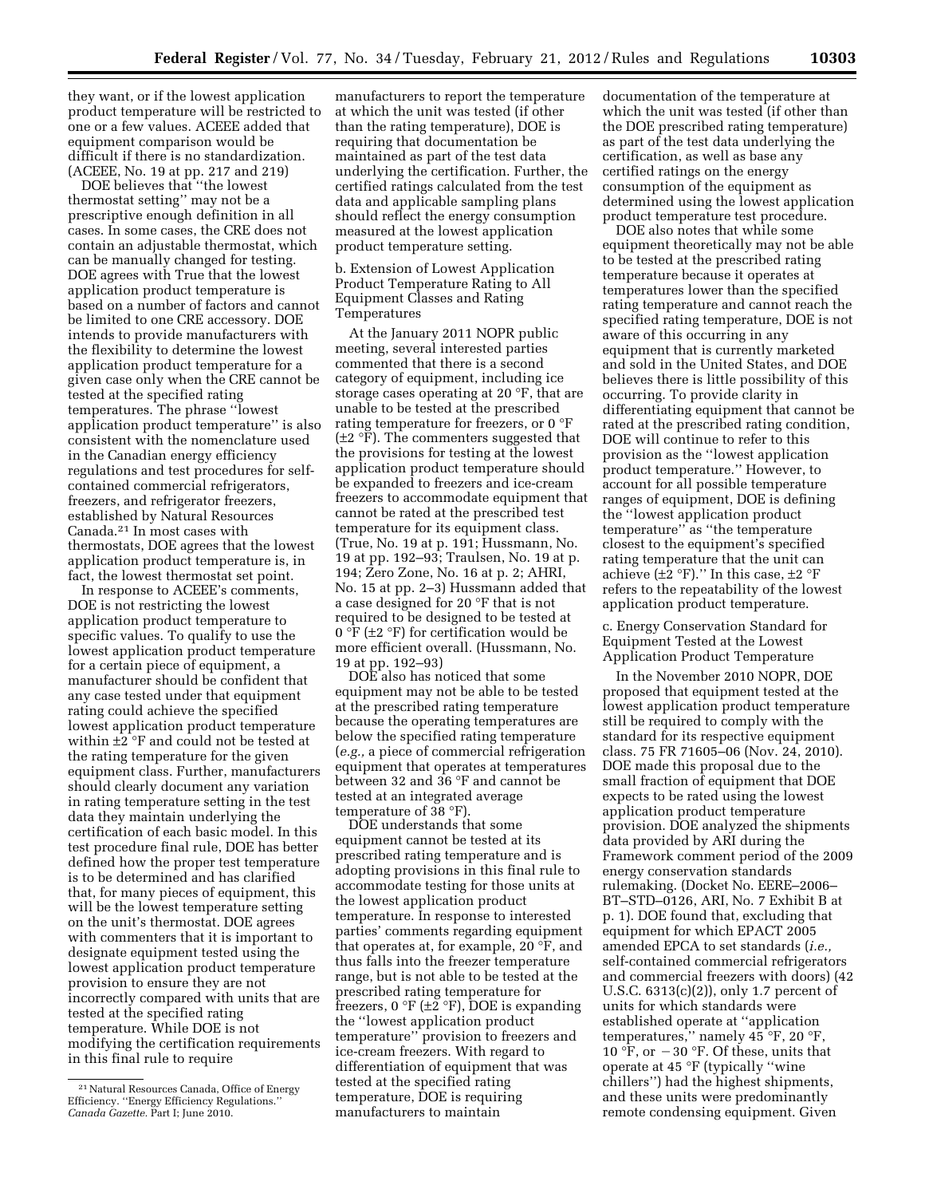they want, or if the lowest application product temperature will be restricted to one or a few values. ACEEE added that equipment comparison would be difficult if there is no standardization. (ACEEE, No. 19 at pp. 217 and 219)

DOE believes that "the lowest thermostat setting" may not be a prescriptive enough definition in all cases. In some cases, the CRE does not contain an adjustable thermostat, which can be manually changed for testing. DOE agrees with True that the lowest application product temperature is based on a number of factors and cannot be limited to one CRE accessory. DOE intends to provide manufacturers with the flexibility to determine the lowest application product temperature for a given case only when the CRE cannot be tested at the specified rating temperatures. The phrase "lowest application product temperature" is also consistent with the nomenclature used in the Canadian energy efficiency regulations and test procedures for self-contained commercial refrigerators, freezers, and refrigerator freezers, established by Natural Resources Canada.[21] In most cases with thermostats, DOE agrees that the lowest application product temperature is, in fact, the lowest thermostat set point.

In response to ACEEE's comments, DOE is not restricting the lowest application product temperature to specific values. To qualify to use the lowest application product temperature for a certain piece of equipment, a manufacturer should be confident that any case tested under that equipment rating could achieve the specified lowest application product temperature within ±2 °F and could not be tested at the rating temperature for the given equipment class. Further, manufacturers should clearly document any variation in rating temperature setting in the test data they maintain underlying the certification of each basic model. In this test procedure final rule, DOE has better defined how the proper test temperature is to be determined and has clarified that, for many pieces of equipment, this will be the lowest temperature setting on the unit's thermostat. DOE agrees with commenters that it is important to designate equipment tested using the lowest application product temperature provision to ensure they are not incorrectly compared with units that are tested at the specified rating temperature. While DOE is not modifying the certification requirements in this final rule to require manufacturers to report the temperature at which the unit was tested (if other than the rating temperature), DOE is requiring that documentation be maintained as part of the test data underlying the certification. Further, the certified ratings calculated from the test data and applicable sampling plans should reflect the energy consumption measured at the lowest application product temperature setting.

b. Extension of Lowest Application Product Temperature Rating to All Equipment Classes and Rating Temperatures

At the January 2011 NOPR public meeting, several interested parties commented that there is a second category of equipment, including ice storage cases operating at 20 °F, that are unable to be tested at the prescribed rating temperature for freezers, or 0 °F (±2 °F). The commenters suggested that the provisions for testing at the lowest application product temperature should be expanded to freezers and ice-cream freezers to accommodate equipment that cannot be rated at the prescribed test temperature for its equipment class. (True, No. 19 at p. 191; Hussmann, No. 19 at pp. 192–93; Traulsen, No. 19 at p. 194; Zero Zone, No. 16 at p. 2; AHRI, No. 15 at pp. 2–3) Hussmann added that a case designed for 20 °F that is not required to be designed to be tested at 0 °F (±2 °F) for certification would be more efficient overall. (Hussmann, No. 19 at pp. 192–93)

DOE also has noticed that some equipment may not be able to be tested at the prescribed rating temperature because the operating temperatures are below the specified rating temperature (*e.g.,* a piece of commercial refrigeration equipment that operates at temperatures between 32 and 36 °F and cannot be tested at an integrated average temperature of 38 °F).

DOE understands that some equipment cannot be tested at its prescribed rating temperature and is adopting provisions in this final rule to accommodate testing for those units at the lowest application product temperature. In response to interested parties' comments regarding equipment that operates at, for example, 20 °F, and thus falls into the freezer temperature range, but is not able to be tested at the prescribed rating temperature for freezers, 0 °F (±2 °F), DOE is expanding the "lowest application product temperature" provision to freezers and ice-cream freezers. With regard to differentiation of equipment that was tested at the specified rating temperature, DOE is requiring manufacturers to maintain documentation of the temperature at which the unit was tested (if other than the DOE prescribed rating temperature) as part of the test data underlying the certification, as well as base any certified ratings on the energy consumption of the equipment as determined using the lowest application product temperature test procedure.

DOE also notes that while some equipment theoretically may not be able to be tested at the prescribed rating temperature because it operates at temperatures lower than the specified rating temperature and cannot reach the specified rating temperature, DOE is not aware of this occurring in any equipment that is currently marketed and sold in the United States, and DOE believes there is little possibility of this occurring. To provide clarity in differentiating equipment that cannot be rated at the prescribed rating condition, DOE will continue to refer to this provision as the "lowest application product temperature." However, to account for all possible temperature ranges of equipment, DOE is defining the "lowest application product temperature" as "the temperature closest to the equipment's specified rating temperature that the unit can achieve (±2 °F)." In this case, ±2 °F refers to the repeatability of the lowest application product temperature.

c. Energy Conservation Standard for Equipment Tested at the Lowest Application Product Temperature

In the November 2010 NOPR, DOE proposed that equipment tested at the lowest application product temperature still be required to comply with the standard for its respective equipment class. 75 FR 71605–06 (Nov. 24, 2010). DOE made this proposal due to the small fraction of equipment that DOE expects to be rated using the lowest application product temperature provision. DOE analyzed the shipments data provided by ARI during the Framework comment period of the 2009 energy conservation standards rulemaking. (Docket No. EERE–2006–BT–STD–0126, ARI, No. 7 Exhibit B at p. 1). DOE found that, excluding that equipment for which EPACT 2005 amended EPCA to set standards (*i.e.,* self-contained commercial refrigerators and commercial freezers with doors) (42 U.S.C. 6313(c)(2)), only 1.7 percent of units for which standards were established operate at "application temperatures," namely 45 °F, 20 °F, 10 °F, or −30 °F. Of these, units that operate at 45 °F (typically "wine chillers") had the highest shipments, and these units were predominantly remote condensing equipment. Given

[21] Natural Resources Canada, Office of Energy Efficiency. "Energy Efficiency Regulations." *Canada Gazette.* Part I; June 2010.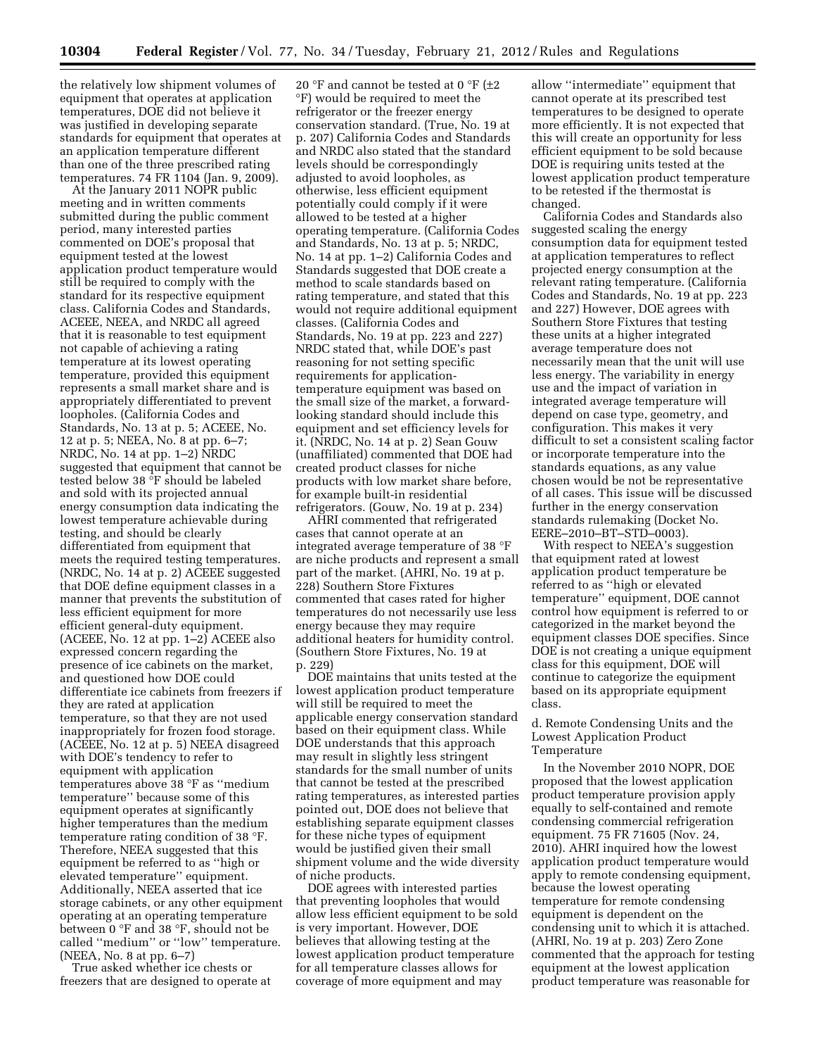the relatively low shipment volumes of equipment that operates at application temperatures, DOE did not believe it was justified in developing separate standards for equipment that operates at an application temperature different than one of the three prescribed rating temperatures. 74 FR 1104 (Jan. 9, 2009).

At the January 2011 NOPR public meeting and in written comments submitted during the public comment period, many interested parties commented on DOE's proposal that equipment tested at the lowest application product temperature would still be required to comply with the standard for its respective equipment class. California Codes and Standards, ACEEE, NEEA, and NRDC all agreed that it is reasonable to test equipment not capable of achieving a rating temperature at its lowest operating temperature, provided this equipment represents a small market share and is appropriately differentiated to prevent loopholes. (California Codes and Standards, No. 13 at p. 5; ACEEE, No. 12 at p. 5; NEEA, No. 8 at pp. 6–7; NRDC, No. 14 at pp. 1–2) NRDC suggested that equipment that cannot be tested below 38 °F should be labeled and sold with its projected annual energy consumption data indicating the lowest temperature achievable during testing, and should be clearly differentiated from equipment that meets the required testing temperatures. (NRDC, No. 14 at p. 2) ACEEE suggested that DOE define equipment classes in a manner that prevents the substitution of less efficient equipment for more efficient general-duty equipment. (ACEEE, No. 12 at pp. 1–2) ACEEE also expressed concern regarding the presence of ice cabinets on the market, and questioned how DOE could differentiate ice cabinets from freezers if they are rated at application temperature, so that they are not used inappropriately for frozen food storage. (ACEEE, No. 12 at p. 5) NEEA disagreed with DOE's tendency to refer to equipment with application temperatures above 38 °F as ''medium temperature'' because some of this equipment operates at significantly higher temperatures than the medium temperature rating condition of 38 °F. Therefore, NEEA suggested that this equipment be referred to as ''high or elevated temperature'' equipment. Additionally, NEEA asserted that ice storage cabinets, or any other equipment operating at an operating temperature between 0 °F and 38 °F, should not be called ''medium'' or ''low'' temperature. (NEEA, No. 8 at pp. 6–7)

True asked whether ice chests or freezers that are designed to operate at 20 °F and cannot be tested at 0 °F (±2 °F) would be required to meet the refrigerator or the freezer energy conservation standard. (True, No. 19 at p. 207) California Codes and Standards and NRDC also stated that the standard levels should be correspondingly adjusted to avoid loopholes, as otherwise, less efficient equipment potentially could comply if it were allowed to be tested at a higher operating temperature. (California Codes and Standards, No. 13 at p. 5; NRDC, No. 14 at pp. 1–2) California Codes and Standards suggested that DOE create a method to scale standards based on rating temperature, and stated that this would not require additional equipment classes. (California Codes and Standards, No. 19 at pp. 223 and 227) NRDC stated that, while DOE's past reasoning for not setting specific requirements for application-temperature equipment was based on the small size of the market, a forward-looking standard should include this equipment and set efficiency levels for it. (NRDC, No. 14 at p. 2) Sean Gouw (unaffiliated) commented that DOE had created product classes for niche products with low market share before, for example built-in residential refrigerators. (Gouw, No. 19 at p. 234)

AHRI commented that refrigerated cases that cannot operate at an integrated average temperature of 38 °F are niche products and represent a small part of the market. (AHRI, No. 19 at p. 228) Southern Store Fixtures commented that cases rated for higher temperatures do not necessarily use less energy because they may require additional heaters for humidity control. (Southern Store Fixtures, No. 19 at p. 229)

DOE maintains that units tested at the lowest application product temperature will still be required to meet the applicable energy conservation standard based on their equipment class. While DOE understands that this approach may result in slightly less stringent standards for the small number of units that cannot be tested at the prescribed rating temperatures, as interested parties pointed out, DOE does not believe that establishing separate equipment classes for these niche types of equipment would be justified given their small shipment volume and the wide diversity of niche products.

DOE agrees with interested parties that preventing loopholes that would allow less efficient equipment to be sold is very important. However, DOE believes that allowing testing at the lowest application product temperature for all temperature classes allows for coverage of more equipment and may allow ''intermediate'' equipment that cannot operate at its prescribed test temperatures to be designed to operate more efficiently. It is not expected that this will create an opportunity for less efficient equipment to be sold because DOE is requiring units tested at the lowest application product temperature to be retested if the thermostat is changed.

California Codes and Standards also suggested scaling the energy consumption data for equipment tested at application temperatures to reflect projected energy consumption at the relevant rating temperature. (California Codes and Standards, No. 19 at pp. 223 and 227) However, DOE agrees with Southern Store Fixtures that testing these units at a higher integrated average temperature does not necessarily mean that the unit will use less energy. The variability in energy use and the impact of variation in integrated average temperature will depend on case type, geometry, and configuration. This makes it very difficult to set a consistent scaling factor or incorporate temperature into the standards equations, as any value chosen would be not be representative of all cases. This issue will be discussed further in the energy conservation standards rulemaking (Docket No. EERE–2010–BT–STD–0003).

With respect to NEEA's suggestion that equipment rated at lowest application product temperature be referred to as ''high or elevated temperature'' equipment, DOE cannot control how equipment is referred to or categorized in the market beyond the equipment classes DOE specifies. Since DOE is not creating a unique equipment class for this equipment, DOE will continue to categorize the equipment based on its appropriate equipment class.

d. Remote Condensing Units and the Lowest Application Product Temperature

In the November 2010 NOPR, DOE proposed that the lowest application product temperature provision apply equally to self-contained and remote condensing commercial refrigeration equipment. 75 FR 71605 (Nov. 24, 2010). AHRI inquired how the lowest application product temperature would apply to remote condensing equipment, because the lowest operating temperature for remote condensing equipment is dependent on the condensing unit to which it is attached. (AHRI, No. 19 at p. 203) Zero Zone commented that the approach for testing equipment at the lowest application product temperature was reasonable for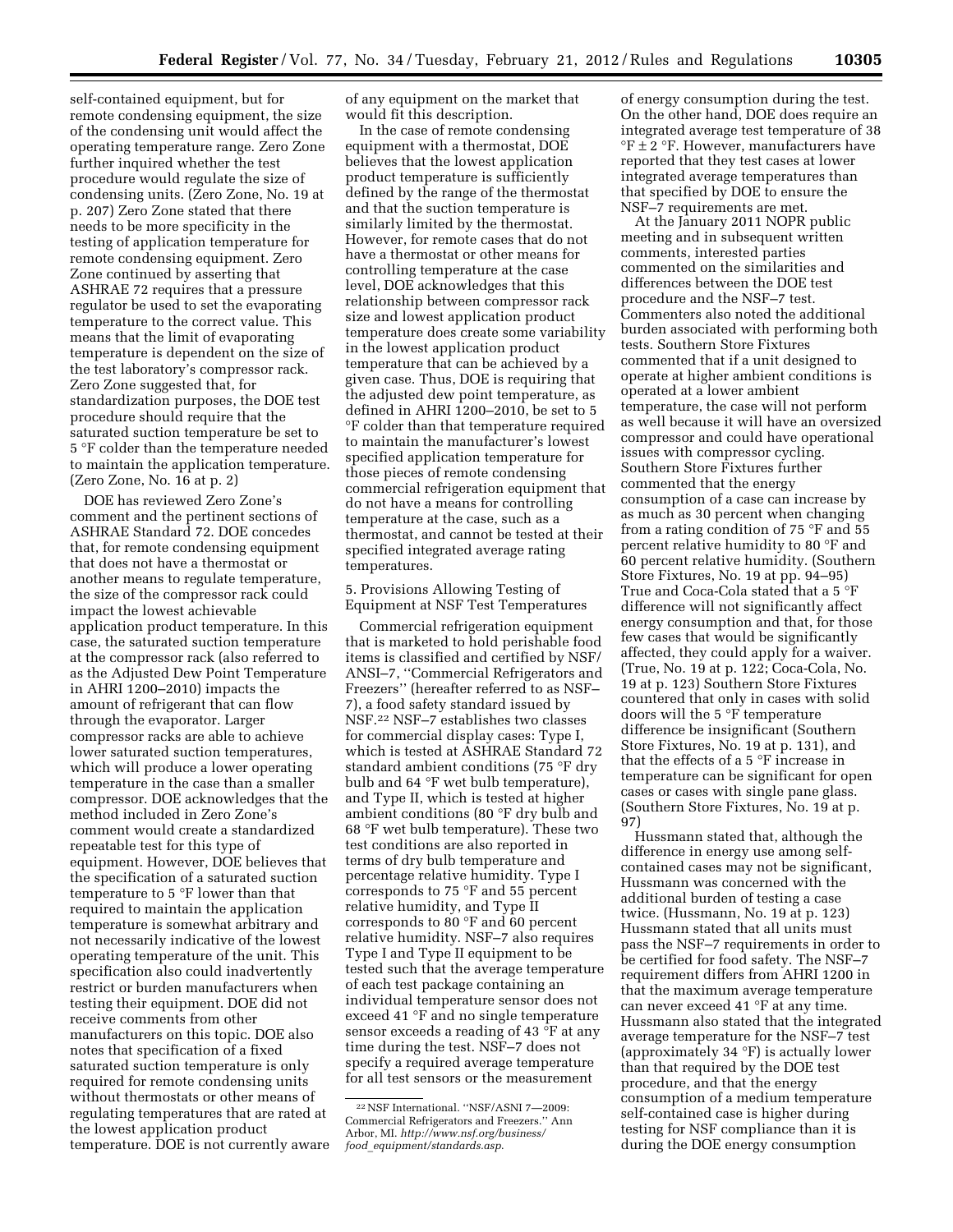self-contained equipment, but for remote condensing equipment, the size of the condensing unit would affect the operating temperature range. Zero Zone further inquired whether the test procedure would regulate the size of condensing units. (Zero Zone, No. 19 at p. 207) Zero Zone stated that there needs to be more specificity in the testing of application temperature for remote condensing equipment. Zero Zone continued by asserting that ASHRAE 72 requires that a pressure regulator be used to set the evaporating temperature to the correct value. This means that the limit of evaporating temperature is dependent on the size of the test laboratory's compressor rack. Zero Zone suggested that, for standardization purposes, the DOE test procedure should require that the saturated suction temperature be set to 5 °F colder than the temperature needed to maintain the application temperature. (Zero Zone, No. 16 at p. 2)

DOE has reviewed Zero Zone's comment and the pertinent sections of ASHRAE Standard 72. DOE concedes that, for remote condensing equipment that does not have a thermostat or another means to regulate temperature, the size of the compressor rack could impact the lowest achievable application product temperature. In this case, the saturated suction temperature at the compressor rack (also referred to as the Adjusted Dew Point Temperature in AHRI 1200–2010) impacts the amount of refrigerant that can flow through the evaporator. Larger compressor racks are able to achieve lower saturated suction temperatures, which will produce a lower operating temperature in the case than a smaller compressor. DOE acknowledges that the method included in Zero Zone's comment would create a standardized repeatable test for this type of equipment. However, DOE believes that the specification of a saturated suction temperature to 5 °F lower than that required to maintain the application temperature is somewhat arbitrary and not necessarily indicative of the lowest operating temperature of the unit. This specification also could inadvertently restrict or burden manufacturers when testing their equipment. DOE did not receive comments from other manufacturers on this topic. DOE also notes that specification of a fixed saturated suction temperature is only required for remote condensing units without thermostats or other means of regulating temperatures that are rated at the lowest application product temperature. DOE is not currently aware of any equipment on the market that would fit this description.

In the case of remote condensing equipment with a thermostat, DOE believes that the lowest application product temperature is sufficiently defined by the range of the thermostat and that the suction temperature is similarly limited by the thermostat. However, for remote cases that do not have a thermostat or other means for controlling temperature at the case level, DOE acknowledges that this relationship between compressor rack size and lowest application product temperature does create some variability in the lowest application product temperature that can be achieved by a given case. Thus, DOE is requiring that the adjusted dew point temperature, as defined in AHRI 1200–2010, be set to 5 °F colder than that temperature required to maintain the manufacturer's lowest specified application temperature for those pieces of remote condensing commercial refrigeration equipment that do not have a means for controlling temperature at the case, such as a thermostat, and cannot be tested at their specified integrated average rating temperatures.

5. Provisions Allowing Testing of Equipment at NSF Test Temperatures

Commercial refrigeration equipment that is marketed to hold perishable food items is classified and certified by NSF/ANSI–7, "Commercial Refrigerators and Freezers" (hereafter referred to as NSF–7), a food safety standard issued by NSF.[22] NSF–7 establishes two classes for commercial display cases: Type I, which is tested at ASHRAE Standard 72 standard ambient conditions (75 °F dry bulb and 64 °F wet bulb temperature), and Type II, which is tested at higher ambient conditions (80 °F dry bulb and 68 °F wet bulb temperature). These two test conditions are also reported in terms of dry bulb temperature and percentage relative humidity. Type I corresponds to 75 °F and 55 percent relative humidity, and Type II corresponds to 80 °F and 60 percent relative humidity. NSF–7 also requires Type I and Type II equipment to be tested such that the average temperature of each test package containing an individual temperature sensor does not exceed 41 °F and no single temperature sensor exceeds a reading of 43 °F at any time during the test. NSF–7 does not specify a required average temperature for all test sensors or the measurement of energy consumption during the test. On the other hand, DOE does require an integrated average test temperature of 38 °F ± 2 °F. However, manufacturers have reported that they test cases at lower integrated average temperatures than that specified by DOE to ensure the NSF–7 requirements are met.

At the January 2011 NOPR public meeting and in subsequent written comments, interested parties commented on the similarities and differences between the DOE test procedure and the NSF–7 test. Commenters also noted the additional burden associated with performing both tests. Southern Store Fixtures commented that if a unit designed to operate at higher ambient conditions is operated at a lower ambient temperature, the case will not perform as well because it will have an oversized compressor and could have operational issues with compressor cycling. Southern Store Fixtures further commented that the energy consumption of a case can increase by as much as 30 percent when changing from a rating condition of 75 °F and 55 percent relative humidity to 80 °F and 60 percent relative humidity. (Southern Store Fixtures, No. 19 at pp. 94–95) True and Coca-Cola stated that a 5 °F difference will not significantly affect energy consumption and that, for those few cases that would be significantly affected, they could apply for a waiver. (True, No. 19 at p. 122; Coca-Cola, No. 19 at p. 123) Southern Store Fixtures countered that only in cases with solid doors will the 5 °F temperature difference be insignificant (Southern Store Fixtures, No. 19 at p. 131), and that the effects of a 5 °F increase in temperature can be significant for open cases or cases with single pane glass. (Southern Store Fixtures, No. 19 at p. 97)

Hussmann stated that, although the difference in energy use among self-contained cases may not be significant, Hussmann was concerned with the additional burden of testing a case twice. (Hussmann, No. 19 at p. 123) Hussmann stated that all units must pass the NSF–7 requirements in order to be certified for food safety. The NSF–7 requirement differs from AHRI 1200 in that the maximum average temperature can never exceed 41 °F at any time. Hussmann also stated that the integrated average temperature for the NSF–7 test (approximately 34 °F) is actually lower than that required by the DOE test procedure, and that the energy consumption of a medium temperature self-contained case is higher during testing for NSF compliance than it is during the DOE energy consumption

[22] NSF International. "NSF/ASNI 7—2009: Commercial Refrigerators and Freezers." Ann Arbor, MI. *http://www.nsf.org/business/food_equipment/standards.asp.*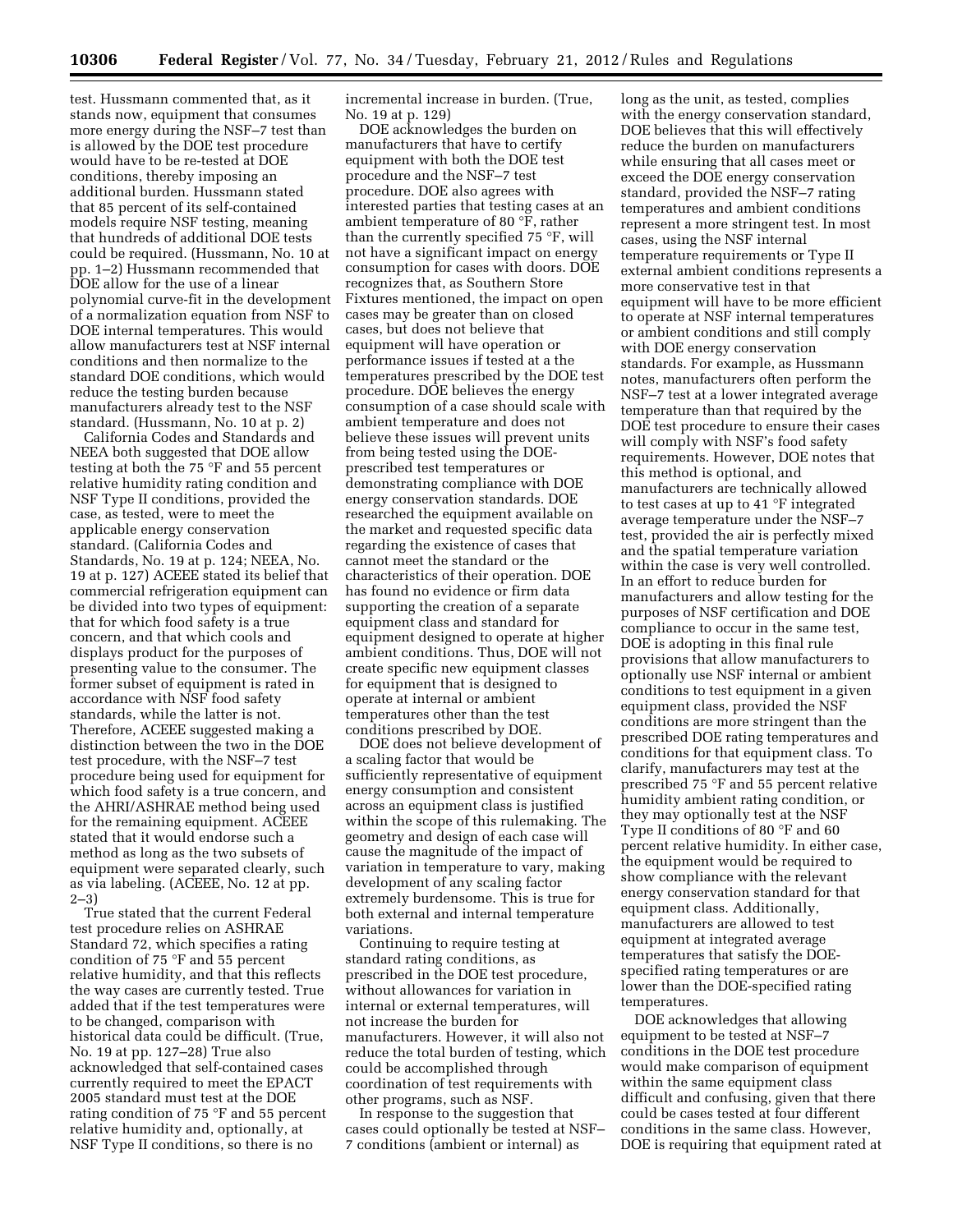test. Hussmann commented that, as it stands now, equipment that consumes more energy during the NSF–7 test than is allowed by the DOE test procedure would have to be re-tested at DOE conditions, thereby imposing an additional burden. Hussmann stated that 85 percent of its self-contained models require NSF testing, meaning that hundreds of additional DOE tests could be required. (Hussmann, No. 10 at pp. 1–2) Hussmann recommended that DOE allow for the use of a linear polynomial curve-fit in the development of a normalization equation from NSF to DOE internal temperatures. This would allow manufacturers test at NSF internal conditions and then normalize to the standard DOE conditions, which would reduce the testing burden because manufacturers already test to the NSF standard. (Hussmann, No. 10 at p. 2)

California Codes and Standards and NEEA both suggested that DOE allow testing at both the 75 °F and 55 percent relative humidity rating condition and NSF Type II conditions, provided the case, as tested, were to meet the applicable energy conservation standard. (California Codes and Standards, No. 19 at p. 124; NEEA, No. 19 at p. 127) ACEEE stated its belief that commercial refrigeration equipment can be divided into two types of equipment: that for which food safety is a true concern, and that which cools and displays product for the purposes of presenting value to the consumer. The former subset of equipment is rated in accordance with NSF food safety standards, while the latter is not. Therefore, ACEEE suggested making a distinction between the two in the DOE test procedure, with the NSF–7 test procedure being used for equipment for which food safety is a true concern, and the AHRI/ASHRAE method being used for the remaining equipment. ACEEE stated that it would endorse such a method as long as the two subsets of equipment were separated clearly, such as via labeling. (ACEEE, No. 12 at pp. 2–3)

True stated that the current Federal test procedure relies on ASHRAE Standard 72, which specifies a rating condition of 75 °F and 55 percent relative humidity, and that this reflects the way cases are currently tested. True added that if the test temperatures were to be changed, comparison with historical data could be difficult. (True, No. 19 at pp. 127–28) True also acknowledged that self-contained cases currently required to meet the EPACT 2005 standard must test at the DOE rating condition of 75 °F and 55 percent relative humidity and, optionally, at NSF Type II conditions, so there is no incremental increase in burden. (True, No. 19 at p. 129)

DOE acknowledges the burden on manufacturers that have to certify equipment with both the DOE test procedure and the NSF–7 test procedure. DOE also agrees with interested parties that testing cases at an ambient temperature of 80 °F, rather than the currently specified 75 °F, will not have a significant impact on energy consumption for cases with doors. DOE recognizes that, as Southern Store Fixtures mentioned, the impact on open cases may be greater than on closed cases, but does not believe that equipment will have operation or performance issues if tested at a the temperatures prescribed by the DOE test procedure. DOE believes the energy consumption of a case should scale with ambient temperature and does not believe these issues will prevent units from being tested using the DOE-prescribed test temperatures or demonstrating compliance with DOE energy conservation standards. DOE researched the equipment available on the market and requested specific data regarding the existence of cases that cannot meet the standard or the characteristics of their operation. DOE has found no evidence or firm data supporting the creation of a separate equipment class and standard for equipment designed to operate at higher ambient conditions. Thus, DOE will not create specific new equipment classes for equipment that is designed to operate at internal or ambient temperatures other than the test conditions prescribed by DOE.

DOE does not believe development of a scaling factor that would be sufficiently representative of equipment energy consumption and consistent across an equipment class is justified within the scope of this rulemaking. The geometry and design of each case will cause the magnitude of the impact of variation in temperature to vary, making development of any scaling factor extremely burdensome. This is true for both external and internal temperature variations.

Continuing to require testing at standard rating conditions, as prescribed in the DOE test procedure, without allowances for variation in internal or external temperatures, will not increase the burden for manufacturers. However, it will also not reduce the total burden of testing, which could be accomplished through coordination of test requirements with other programs, such as NSF.

In response to the suggestion that cases could optionally be tested at NSF–7 conditions (ambient or internal) as long as the unit, as tested, complies with the energy conservation standard, DOE believes that this will effectively reduce the burden on manufacturers while ensuring that all cases meet or exceed the DOE energy conservation standard, provided the NSF–7 rating temperatures and ambient conditions represent a more stringent test. In most cases, using the NSF internal temperature requirements or Type II external ambient conditions represents a more conservative test in that equipment will have to be more efficient to operate at NSF internal temperatures or ambient conditions and still comply with DOE energy conservation standards. For example, as Hussmann notes, manufacturers often perform the NSF–7 test at a lower integrated average temperature than that required by the DOE test procedure to ensure their cases will comply with NSF's food safety requirements. However, DOE notes that this method is optional, and manufacturers are technically allowed to test cases at up to 41 °F integrated average temperature under the NSF–7 test, provided the air is perfectly mixed and the spatial temperature variation within the case is very well controlled. In an effort to reduce burden for manufacturers and allow testing for the purposes of NSF certification and DOE compliance to occur in the same test, DOE is adopting in this final rule provisions that allow manufacturers to optionally use NSF internal or ambient conditions to test equipment in a given equipment class, provided the NSF conditions are more stringent than the prescribed DOE rating temperatures and conditions for that equipment class. To clarify, manufacturers may test at the prescribed 75 °F and 55 percent relative humidity ambient rating condition, or they may optionally test at the NSF Type II conditions of 80 °F and 60 percent relative humidity. In either case, the equipment would be required to show compliance with the relevant energy conservation standard for that equipment class. Additionally, manufacturers are allowed to test equipment at integrated average temperatures that satisfy the DOE-specified rating temperatures or are lower than the DOE-specified rating temperatures.

DOE acknowledges that allowing equipment to be tested at NSF–7 conditions in the DOE test procedure would make comparison of equipment within the same equipment class difficult and confusing, given that there could be cases tested at four different conditions in the same class. However, DOE is requiring that equipment rated at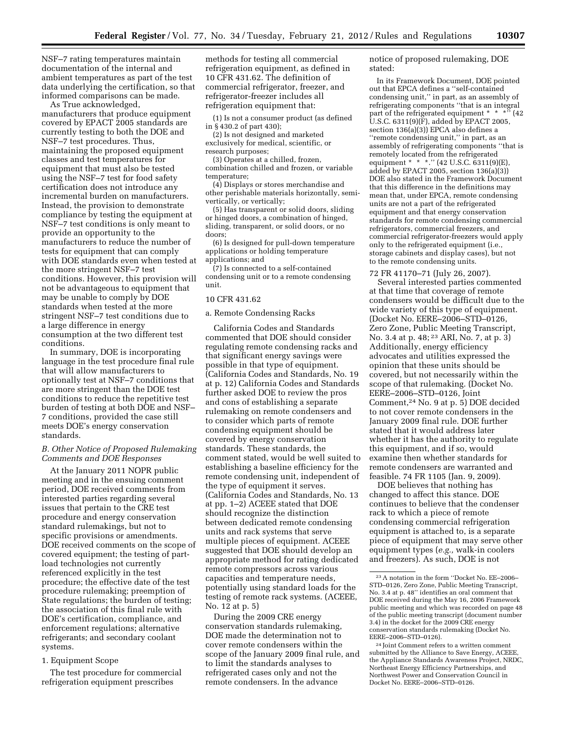NSF–7 rating temperatures maintain documentation of the internal and ambient temperatures as part of the test data underlying the certification, so that informed comparisons can be made.

As True acknowledged, manufacturers that produce equipment covered by EPACT 2005 standards are currently testing to both the DOE and NSF–7 test procedures. Thus, maintaining the proposed equipment classes and test temperatures for equipment that must also be tested using the NSF–7 test for food safety certification does not introduce any incremental burden on manufacturers. Instead, the provision to demonstrate compliance by testing the equipment at NSF–7 test conditions is only meant to provide an opportunity to the manufacturers to reduce the number of tests for equipment that can comply with DOE standards even when tested at the more stringent NSF–7 test conditions. However, this provision will not be advantageous to equipment that may be unable to comply by DOE standards when tested at the more stringent NSF–7 test conditions due to a large difference in energy consumption at the two different test conditions.

In summary, DOE is incorporating language in the test procedure final rule that will allow manufacturers to optionally test at NSF–7 conditions that are more stringent than the DOE test conditions to reduce the repetitive test burden of testing at both DOE and NSF–7 conditions, provided the case still meets DOE's energy conservation standards.

### *B. Other Notice of Proposed Rulemaking Comments and DOE Responses*

At the January 2011 NOPR public meeting and in the ensuing comment period, DOE received comments from interested parties regarding several issues that pertain to the CRE test procedure and energy conservation standard rulemakings, but not to specific provisions or amendments. DOE received comments on the scope of covered equipment; the testing of part-load technologies not currently referenced explicitly in the test procedure; the effective date of the test procedure rulemaking; preemption of State regulations; the burden of testing; the association of this final rule with DOE's certification, compliance, and enforcement regulations; alternative refrigerants; and secondary coolant systems.

#### 1. Equipment Scope

The test procedure for commercial refrigeration equipment prescribes methods for testing all commercial refrigeration equipment, as defined in 10 CFR 431.62. The definition of commercial refrigerator, freezer, and refrigerator-freezer includes all refrigeration equipment that:

(1) Is not a consumer product (as defined in § 430.2 of part 430);

(2) Is not designed and marketed exclusively for medical, scientific, or research purposes;

(3) Operates at a chilled, frozen, combination chilled and frozen, or variable temperature;

(4) Displays or stores merchandise and other perishable materials horizontally, semi-vertically, or vertically;

(5) Has transparent or solid doors, sliding or hinged doors, a combination of hinged, sliding, transparent, or solid doors, or no doors;

(6) Is designed for pull-down temperature applications or holding temperature applications; and

(7) Is connected to a self-contained condensing unit or to a remote condensing unit.

10 CFR 431.62

a. Remote Condensing Racks

California Codes and Standards commented that DOE should consider regulating remote condensing racks and that significant energy savings were possible in that type of equipment. (California Codes and Standards, No. 19 at p. 12) California Codes and Standards further asked DOE to review the pros and cons of establishing a separate rulemaking on remote condensers and to consider which parts of remote condensing equipment should be covered by energy conservation standards. These standards, the comment stated, would be well suited to establishing a baseline efficiency for the remote condensing unit, independent of the type of equipment it serves. (California Codes and Standards, No. 13 at pp. 1–2) ACEEE stated that DOE should recognize the distinction between dedicated remote condensing units and rack systems that serve multiple pieces of equipment. ACEEE suggested that DOE should develop an appropriate method for rating dedicated remote compressors across various capacities and temperature needs, potentially using standard loads for the testing of remote rack systems. (ACEEE, No. 12 at p. 5)

During the 2009 CRE energy conservation standards rulemaking, DOE made the determination not to cover remote condensers within the scope of the January 2009 final rule, and to limit the standards analyses to refrigerated cases only and not the remote condensers. In the advance notice of proposed rulemaking, DOE stated:

> In its Framework Document, DOE pointed out that EPCA defines a "self-contained condensing unit," in part, as an assembly of refrigerating components "that is an integral part of the refrigerated equipment * * *" (42 U.S.C. 6311(9)(F), added by EPACT 2005, section 136(a)(3)) EPCA also defines a "remote condensing unit," in part, as an assembly of refrigerating components "that is remotely located from the refrigerated equipment * * *." (42 U.S.C. 6311(9)(E), added by EPACT 2005, section 136(a)(3)) DOE also stated in the Framework Document that this difference in the definitions may mean that, under EPCA, remote condensing units are not a part of the refrigerated equipment and that energy conservation standards for remote condensing commercial refrigerators, commercial freezers, and commercial refrigerator-freezers would apply only to the refrigerated equipment (i.e., storage cabinets and display cases), but not to the remote condensing units.

72 FR 41170–71 (July 26, 2007).

Several interested parties commented at that time that coverage of remote condensers would be difficult due to the wide variety of this type of equipment. (Docket No. EERE–2006–STD–0126, Zero Zone, Public Meeting Transcript, No. 3.4 at p. 48;[23] ARI, No. 7, at p. 3) Additionally, energy efficiency advocates and utilities expressed the opinion that these units should be covered, but not necessarily within the scope of that rulemaking. (Docket No. EERE–2006–STD–0126, Joint Comment,[24] No. 9 at p. 5) DOE decided to not cover remote condensers in the January 2009 final rule. DOE further stated that it would address later whether it has the authority to regulate this equipment, and if so, would examine then whether standards for remote condensers are warranted and feasible. 74 FR 1105 (Jan. 9, 2009).

DOE believes that nothing has changed to affect this stance. DOE continues to believe that the condenser rack to which a piece of remote condensing commercial refrigeration equipment is attached to, is a separate piece of equipment that may serve other equipment types (*e.g.,* walk-in coolers and freezers). As such, DOE is not

---

[23] A notation in the form "Docket No. EE–2006–STD–0126, Zero Zone, Public Meeting Transcript, No. 3.4 at p. 48" identifies an oral comment that DOE received during the May 16, 2006 Framework public meeting and which was recorded on page 48 of the public meeting transcript (document number 3.4) in the docket for the 2009 CRE energy conservation standards rulemaking (Docket No. EERE–2006–STD–0126).

[24] Joint Comment refers to a written comment submitted by the Alliance to Save Energy, ACEEE, the Appliance Standards Awareness Project, NRDC, Northeast Energy Efficiency Partnerships, and Northwest Power and Conservation Council in Docket No. EERE–2006–STD–0126.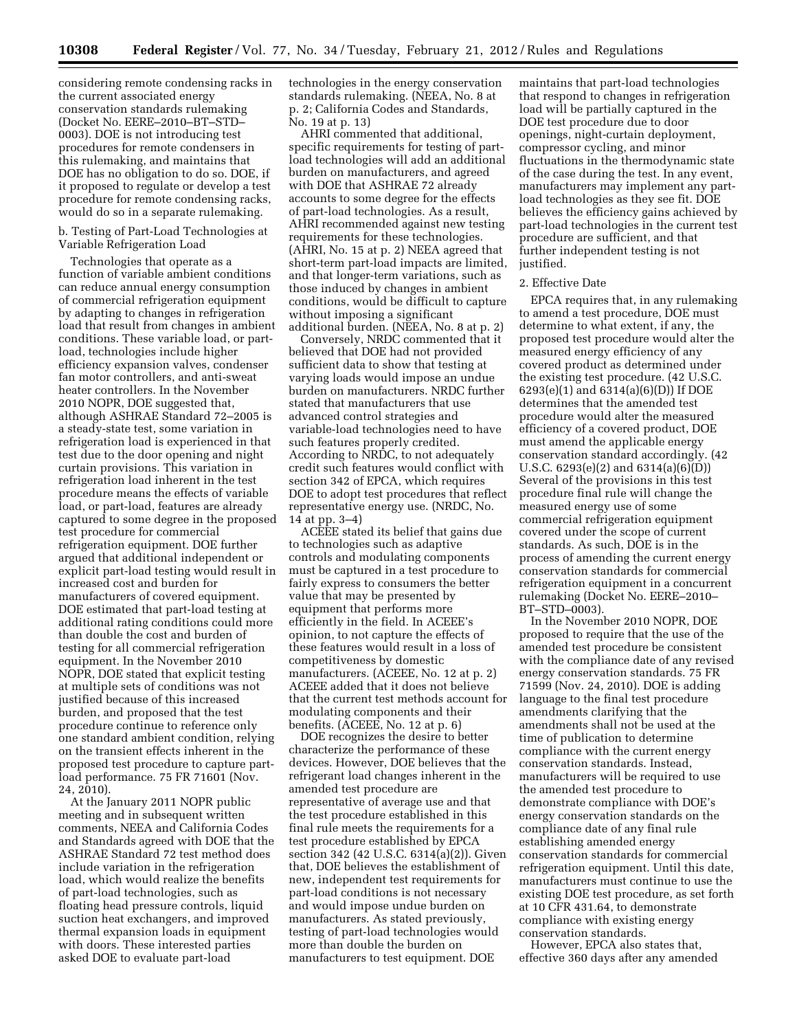considering remote condensing racks in the current associated energy conservation standards rulemaking (Docket No. EERE–2010–BT–STD–0003). DOE is not introducing test procedures for remote condensers in this rulemaking, and maintains that DOE has no obligation to do so. DOE, if it proposed to regulate or develop a test procedure for remote condensing racks, would do so in a separate rulemaking.

b. Testing of Part-Load Technologies at Variable Refrigeration Load

Technologies that operate as a function of variable ambient conditions can reduce annual energy consumption of commercial refrigeration equipment by adapting to changes in refrigeration load that result from changes in ambient conditions. These variable load, or part-load, technologies include higher efficiency expansion valves, condenser fan motor controllers, and anti-sweat heater controllers. In the November 2010 NOPR, DOE suggested that, although ASHRAE Standard 72–2005 is a steady-state test, some variation in refrigeration load is experienced in that test due to the door opening and night curtain provisions. This variation in refrigeration load inherent in the test procedure means the effects of variable load, or part-load, features are already captured to some degree in the proposed test procedure for commercial refrigeration equipment. DOE further argued that additional independent or explicit part-load testing would result in increased cost and burden for manufacturers of covered equipment. DOE estimated that part-load testing at additional rating conditions could more than double the cost and burden of testing for all commercial refrigeration equipment. In the November 2010 NOPR, DOE stated that explicit testing at multiple sets of conditions was not justified because of this increased burden, and proposed that the test procedure continue to reference only one standard ambient condition, relying on the transient effects inherent in the proposed test procedure to capture part-load performance. 75 FR 71601 (Nov. 24, 2010).

At the January 2011 NOPR public meeting and in subsequent written comments, NEEA and California Codes and Standards agreed with DOE that the ASHRAE Standard 72 test method does include variation in the refrigeration load, which would realize the benefits of part-load technologies, such as floating head pressure controls, liquid suction heat exchangers, and improved thermal expansion loads in equipment with doors. These interested parties asked DOE to evaluate part-load technologies in the energy conservation standards rulemaking. (NEEA, No. 8 at p. 2; California Codes and Standards, No. 19 at p. 13)

AHRI commented that additional, specific requirements for testing of part-load technologies will add an additional burden on manufacturers, and agreed with DOE that ASHRAE 72 already accounts to some degree for the effects of part-load technologies. As a result, AHRI recommended against new testing requirements for these technologies. (AHRI, No. 15 at p. 2) NEEA agreed that short-term part-load impacts are limited, and that longer-term variations, such as those induced by changes in ambient conditions, would be difficult to capture without imposing a significant additional burden. (NEEA, No. 8 at p. 2)

Conversely, NRDC commented that it believed that DOE had not provided sufficient data to show that testing at varying loads would impose an undue burden on manufacturers. NRDC further stated that manufacturers that use advanced control strategies and variable-load technologies need to have such features properly credited. According to NRDC, to not adequately credit such features would conflict with section 342 of EPCA, which requires DOE to adopt test procedures that reflect representative energy use. (NRDC, No. 14 at pp. 3–4)

ACEEE stated its belief that gains due to technologies such as adaptive controls and modulating components must be captured in a test procedure to fairly express to consumers the better value that may be presented by equipment that performs more efficiently in the field. In ACEEE's opinion, to not capture the effects of these features would result in a loss of competitiveness by domestic manufacturers. (ACEEE, No. 12 at p. 2) ACEEE added that it does not believe that the current test methods account for modulating components and their benefits. (ACEEE, No. 12 at p. 6)

DOE recognizes the desire to better characterize the performance of these devices. However, DOE believes that the refrigerant load changes inherent in the amended test procedure are representative of average use and that the test procedure established in this final rule meets the requirements for a test procedure established by EPCA section 342 (42 U.S.C. 6314(a)(2)). Given that, DOE believes the establishment of new, independent test requirements for part-load conditions is not necessary and would impose undue burden on manufacturers. As stated previously, testing of part-load technologies would more than double the burden on manufacturers to test equipment. DOE maintains that part-load technologies that respond to changes in refrigeration load will be partially captured in the DOE test procedure due to door openings, night-curtain deployment, compressor cycling, and minor fluctuations in the thermodynamic state of the case during the test. In any event, manufacturers may implement any part-load technologies as they see fit. DOE believes the efficiency gains achieved by part-load technologies in the current test procedure are sufficient, and that further independent testing is not justified.

2. Effective Date

EPCA requires that, in any rulemaking to amend a test procedure, DOE must determine to what extent, if any, the proposed test procedure would alter the measured energy efficiency of any covered product as determined under the existing test procedure. (42 U.S.C. 6293(e)(1) and 6314(a)(6)(D)) If DOE determines that the amended test procedure would alter the measured efficiency of a covered product, DOE must amend the applicable energy conservation standard accordingly. (42 U.S.C. 6293(e)(2) and 6314(a)(6)(D)) Several of the provisions in this test procedure final rule will change the measured energy use of some commercial refrigeration equipment covered under the scope of current standards. As such, DOE is in the process of amending the current energy conservation standards for commercial refrigeration equipment in a concurrent rulemaking (Docket No. EERE–2010–BT–STD–0003).

In the November 2010 NOPR, DOE proposed to require that the use of the amended test procedure be consistent with the compliance date of any revised energy conservation standards. 75 FR 71599 (Nov. 24, 2010). DOE is adding language to the final test procedure amendments clarifying that the amendments shall not be used at the time of publication to determine compliance with the current energy conservation standards. Instead, manufacturers will be required to use the amended test procedure to demonstrate compliance with DOE's energy conservation standards on the compliance date of any final rule establishing amended energy conservation standards for commercial refrigeration equipment. Until this date, manufacturers must continue to use the existing DOE test procedure, as set forth at 10 CFR 431.64, to demonstrate compliance with existing energy conservation standards.

However, EPCA also states that, effective 360 days after any amended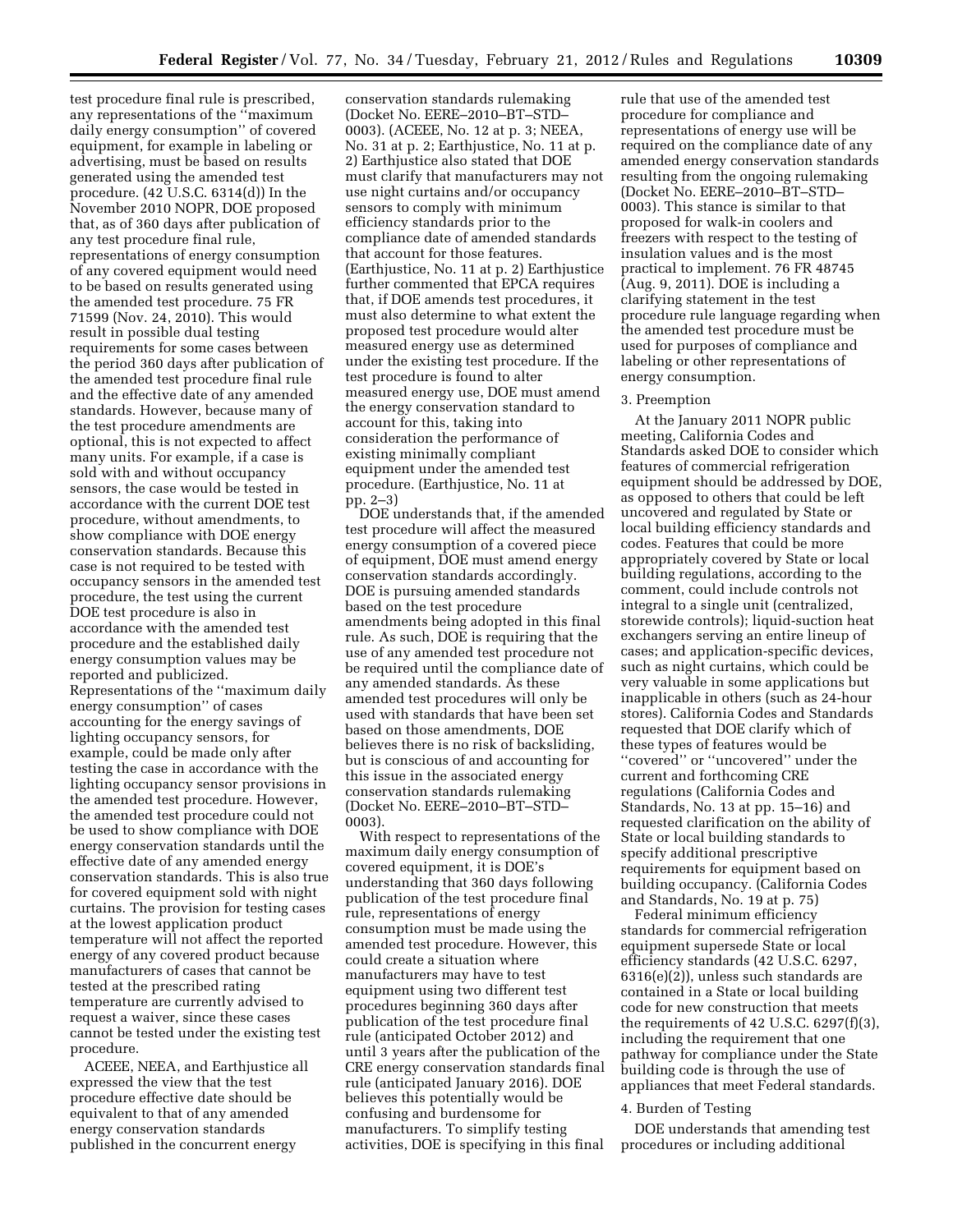test procedure final rule is prescribed, any representations of the ''maximum daily energy consumption'' of covered equipment, for example in labeling or advertising, must be based on results generated using the amended test procedure. (42 U.S.C. 6314(d)) In the November 2010 NOPR, DOE proposed that, as of 360 days after publication of any test procedure final rule, representations of energy consumption of any covered equipment would need to be based on results generated using the amended test procedure. 75 FR 71599 (Nov. 24, 2010). This would result in possible dual testing requirements for some cases between the period 360 days after publication of the amended test procedure final rule and the effective date of any amended standards. However, because many of the test procedure amendments are optional, this is not expected to affect many units. For example, if a case is sold with and without occupancy sensors, the case would be tested in accordance with the current DOE test procedure, without amendments, to show compliance with DOE energy conservation standards. Because this case is not required to be tested with occupancy sensors in the amended test procedure, the test using the current DOE test procedure is also in accordance with the amended test procedure and the established daily energy consumption values may be reported and publicized. Representations of the ''maximum daily energy consumption'' of cases accounting for the energy savings of lighting occupancy sensors, for example, could be made only after testing the case in accordance with the lighting occupancy sensor provisions in the amended test procedure. However, the amended test procedure could not be used to show compliance with DOE energy conservation standards until the effective date of any amended energy conservation standards. This is also true for covered equipment sold with night curtains. The provision for testing cases at the lowest application product temperature will not affect the reported energy of any covered product because manufacturers of cases that cannot be tested at the prescribed rating temperature are currently advised to request a waiver, since these cases cannot be tested under the existing test procedure.

ACEEE, NEEA, and Earthjustice all expressed the view that the test procedure effective date should be equivalent to that of any amended energy conservation standards published in the concurrent energy conservation standards rulemaking (Docket No. EERE–2010–BT–STD–0003). (ACEEE, No. 12 at p. 3; NEEA, No. 31 at p. 2; Earthjustice, No. 11 at p. 2) Earthjustice also stated that DOE must clarify that manufacturers may not use night curtains and/or occupancy sensors to comply with minimum efficiency standards prior to the compliance date of amended standards that account for those features. (Earthjustice, No. 11 at p. 2) Earthjustice further commented that EPCA requires that, if DOE amends test procedures, it must also determine to what extent the proposed test procedure would alter measured energy use as determined under the existing test procedure. If the test procedure is found to alter measured energy use, DOE must amend the energy conservation standard to account for this, taking into consideration the performance of existing minimally compliant equipment under the amended test procedure. (Earthjustice, No. 11 at pp. 2–3)

DOE understands that, if the amended test procedure will affect the measured energy consumption of a covered piece of equipment, DOE must amend energy conservation standards accordingly. DOE is pursuing amended standards based on the test procedure amendments being adopted in this final rule. As such, DOE is requiring that the use of any amended test procedure not be required until the compliance date of any amended standards. As these amended test procedures will only be used with standards that have been set based on those amendments, DOE believes there is no risk of backsliding, but is conscious of and accounting for this issue in the associated energy conservation standards rulemaking (Docket No. EERE–2010–BT–STD–0003).

With respect to representations of the maximum daily energy consumption of covered equipment, it is DOE's understanding that 360 days following publication of the test procedure final rule, representations of energy consumption must be made using the amended test procedure. However, this could create a situation where manufacturers may have to test equipment using two different test procedures beginning 360 days after publication of the test procedure final rule (anticipated October 2012) and until 3 years after the publication of the CRE energy conservation standards final rule (anticipated January 2016). DOE believes this potentially would be confusing and burdensome for manufacturers. To simplify testing activities, DOE is specifying in this final rule that use of the amended test procedure for compliance and representations of energy use will be required on the compliance date of any amended energy conservation standards resulting from the ongoing rulemaking (Docket No. EERE–2010–BT–STD–0003). This stance is similar to that proposed for walk-in coolers and freezers with respect to the testing of insulation values and is the most practical to implement. 76 FR 48745 (Aug. 9, 2011). DOE is including a clarifying statement in the test procedure rule language regarding when the amended test procedure must be used for purposes of compliance and labeling or other representations of energy consumption.

3. Preemption

At the January 2011 NOPR public meeting, California Codes and Standards asked DOE to consider which features of commercial refrigeration equipment should be addressed by DOE, as opposed to others that could be left uncovered and regulated by State or local building efficiency standards and codes. Features that could be more appropriately covered by State or local building regulations, according to the comment, could include controls not integral to a single unit (centralized, storewide controls); liquid-suction heat exchangers serving an entire lineup of cases; and application-specific devices, such as night curtains, which could be very valuable in some applications but inapplicable in others (such as 24-hour stores). California Codes and Standards requested that DOE clarify which of these types of features would be ''covered'' or ''uncovered'' under the current and forthcoming CRE regulations (California Codes and Standards, No. 13 at pp. 15–16) and requested clarification on the ability of State or local building standards to specify additional prescriptive requirements for equipment based on building occupancy. (California Codes and Standards, No. 19 at p. 75)

Federal minimum efficiency standards for commercial refrigeration equipment supersede State or local efficiency standards (42 U.S.C. 6297, 6316(e)(2)), unless such standards are contained in a State or local building code for new construction that meets the requirements of 42 U.S.C. 6297(f)(3), including the requirement that one pathway for compliance under the State building code is through the use of appliances that meet Federal standards.

4. Burden of Testing

DOE understands that amending test procedures or including additional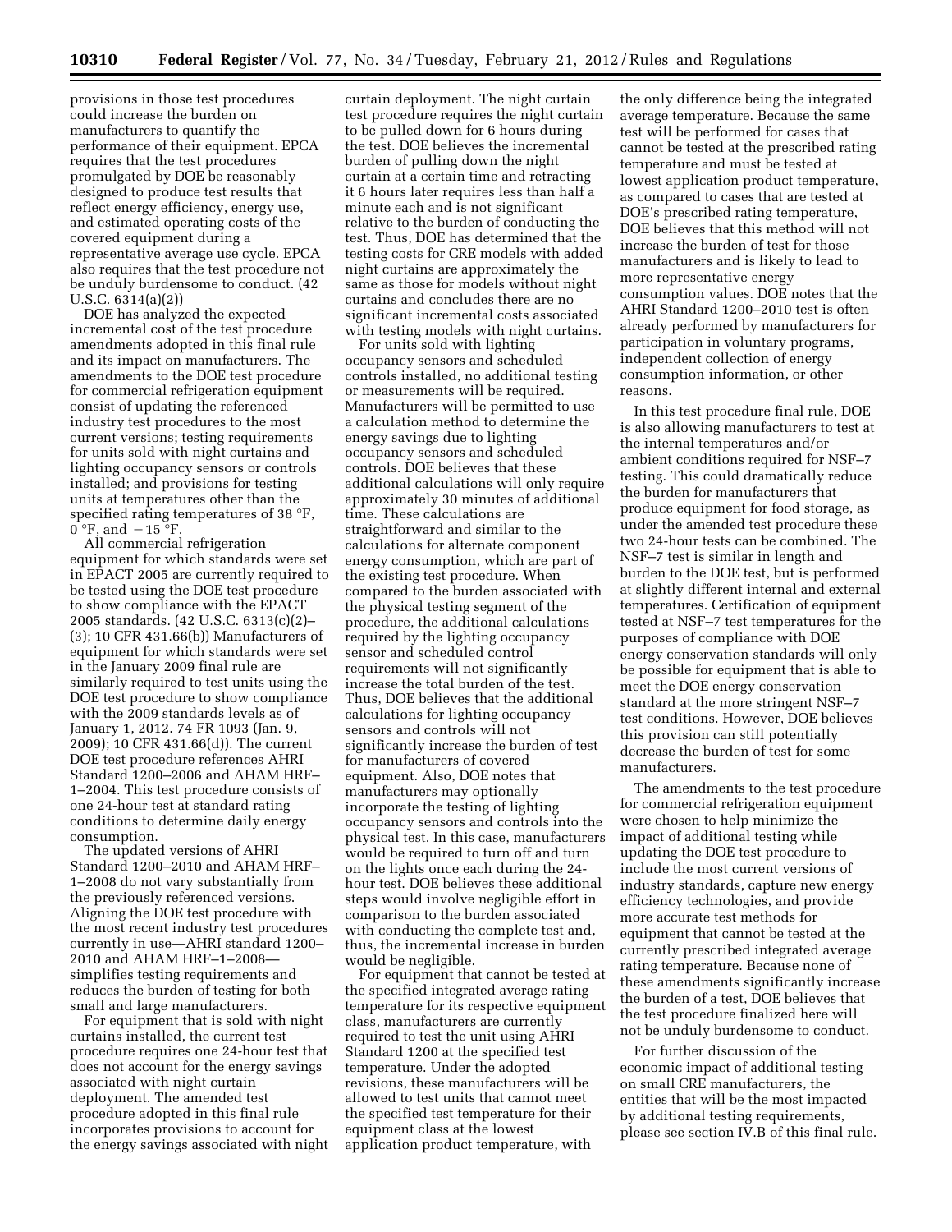provisions in those test procedures could increase the burden on manufacturers to quantify the performance of their equipment. EPCA requires that the test procedures promulgated by DOE be reasonably designed to produce test results that reflect energy efficiency, energy use, and estimated operating costs of the covered equipment during a representative average use cycle. EPCA also requires that the test procedure not be unduly burdensome to conduct. (42 U.S.C. 6314(a)(2))

DOE has analyzed the expected incremental cost of the test procedure amendments adopted in this final rule and its impact on manufacturers. The amendments to the DOE test procedure for commercial refrigeration equipment consist of updating the referenced industry test procedures to the most current versions; testing requirements for units sold with night curtains and lighting occupancy sensors or controls installed; and provisions for testing units at temperatures other than the specified rating temperatures of 38 °F, 0 °F, and −15 °F.

All commercial refrigeration equipment for which standards were set in EPACT 2005 are currently required to be tested using the DOE test procedure to show compliance with the EPACT 2005 standards. (42 U.S.C. 6313(c)(2)–(3); 10 CFR 431.66(b)) Manufacturers of equipment for which standards were set in the January 2009 final rule are similarly required to test units using the DOE test procedure to show compliance with the 2009 standards levels as of January 1, 2012. 74 FR 1093 (Jan. 9, 2009); 10 CFR 431.66(d)). The current DOE test procedure references AHRI Standard 1200–2006 and AHAM HRF–1–2004. This test procedure consists of one 24-hour test at standard rating conditions to determine daily energy consumption.

The updated versions of AHRI Standard 1200–2010 and AHAM HRF–1–2008 do not vary substantially from the previously referenced versions. Aligning the DOE test procedure with the most recent industry test procedures currently in use—AHRI standard 1200–2010 and AHAM HRF–1–2008—simplifies testing requirements and reduces the burden of testing for both small and large manufacturers.

For equipment that is sold with night curtains installed, the current test procedure requires one 24-hour test that does not account for the energy savings associated with night curtain deployment. The amended test procedure adopted in this final rule incorporates provisions to account for the energy savings associated with night curtain deployment. The night curtain test procedure requires the night curtain to be pulled down for 6 hours during the test. DOE believes the incremental burden of pulling down the night curtain at a certain time and retracting it 6 hours later requires less than half a minute each and is not significant relative to the burden of conducting the test. Thus, DOE has determined that the testing costs for CRE models with added night curtains are approximately the same as those for models without night curtains and concludes there are no significant incremental costs associated with testing models with night curtains.

For units sold with lighting occupancy sensors and scheduled controls installed, no additional testing or measurements will be required. Manufacturers will be permitted to use a calculation method to determine the energy savings due to lighting occupancy sensors and scheduled controls. DOE believes that these additional calculations will only require approximately 30 minutes of additional time. These calculations are straightforward and similar to the calculations for alternate component energy consumption, which are part of the existing test procedure. When compared to the burden associated with the physical testing segment of the procedure, the additional calculations required by the lighting occupancy sensor and scheduled control requirements will not significantly increase the total burden of the test. Thus, DOE believes that the additional calculations for lighting occupancy sensors and controls will not significantly increase the burden of test for manufacturers of covered equipment. Also, DOE notes that manufacturers may optionally incorporate the testing of lighting occupancy sensors and controls into the physical test. In this case, manufacturers would be required to turn off and turn on the lights once each during the 24-hour test. DOE believes these additional steps would involve negligible effort in comparison to the burden associated with conducting the complete test and, thus, the incremental increase in burden would be negligible.

For equipment that cannot be tested at the specified integrated average rating temperature for its respective equipment class, manufacturers are currently required to test the unit using AHRI Standard 1200 at the specified test temperature. Under the adopted revisions, these manufacturers will be allowed to test units that cannot meet the specified test temperature for their equipment class at the lowest application product temperature, with the only difference being the integrated average temperature. Because the same test will be performed for cases that cannot be tested at the prescribed rating temperature and must be tested at lowest application product temperature, as compared to cases that are tested at DOE's prescribed rating temperature, DOE believes that this method will not increase the burden of test for those manufacturers and is likely to lead to more representative energy consumption values. DOE notes that the AHRI Standard 1200–2010 test is often already performed by manufacturers for participation in voluntary programs, independent collection of energy consumption information, or other reasons.

In this test procedure final rule, DOE is also allowing manufacturers to test at the internal temperatures and/or ambient conditions required for NSF–7 testing. This could dramatically reduce the burden for manufacturers that produce equipment for food storage, as under the amended test procedure these two 24-hour tests can be combined. The NSF–7 test is similar in length and burden to the DOE test, but is performed at slightly different internal and external temperatures. Certification of equipment tested at NSF–7 test temperatures for the purposes of compliance with DOE energy conservation standards will only be possible for equipment that is able to meet the DOE energy conservation standard at the more stringent NSF–7 test conditions. However, DOE believes this provision can still potentially decrease the burden of test for some manufacturers.

The amendments to the test procedure for commercial refrigeration equipment were chosen to help minimize the impact of additional testing while updating the DOE test procedure to include the most current versions of industry standards, capture new energy efficiency technologies, and provide more accurate test methods for equipment that cannot be tested at the currently prescribed integrated average rating temperature. Because none of these amendments significantly increase the burden of a test, DOE believes that the test procedure finalized here will not be unduly burdensome to conduct.

For further discussion of the economic impact of additional testing on small CRE manufacturers, the entities that will be the most impacted by additional testing requirements, please see section IV.B of this final rule.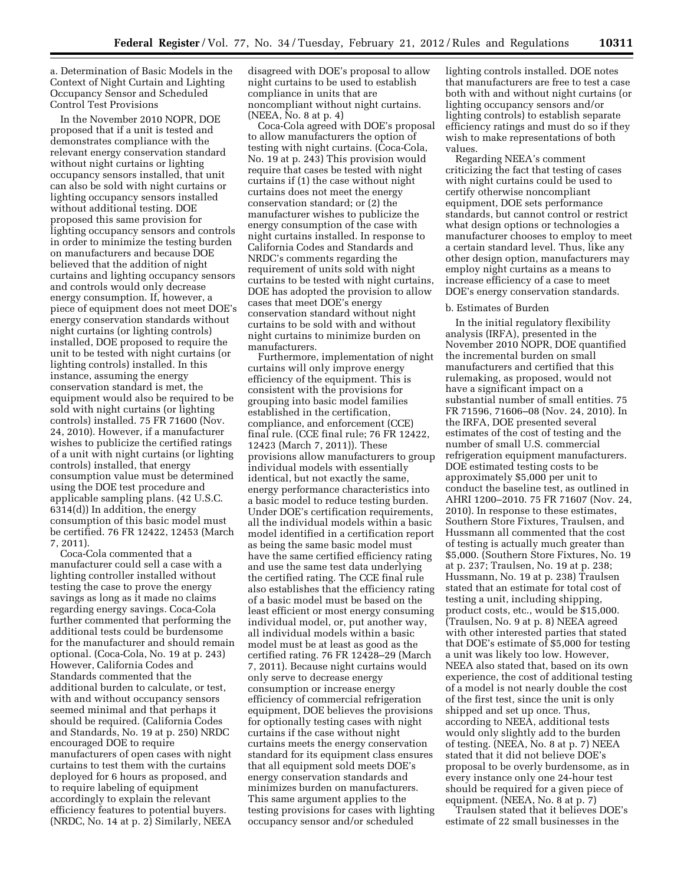a. Determination of Basic Models in the Context of Night Curtain and Lighting Occupancy Sensor and Scheduled Control Test Provisions

In the November 2010 NOPR, DOE proposed that if a unit is tested and demonstrates compliance with the relevant energy conservation standard without night curtains or lighting occupancy sensors installed, that unit can also be sold with night curtains or lighting occupancy sensors installed without additional testing. DOE proposed this same provision for lighting occupancy sensors and controls in order to minimize the testing burden on manufacturers and because DOE believed that the addition of night curtains and lighting occupancy sensors and controls would only decrease energy consumption. If, however, a piece of equipment does not meet DOE's energy conservation standards without night curtains (or lighting controls) installed, DOE proposed to require the unit to be tested with night curtains (or lighting controls) installed. In this instance, assuming the energy conservation standard is met, the equipment would also be required to be sold with night curtains (or lighting controls) installed. 75 FR 71600 (Nov. 24, 2010). However, if a manufacturer wishes to publicize the certified ratings of a unit with night curtains (or lighting controls) installed, that energy consumption value must be determined using the DOE test procedure and applicable sampling plans. (42 U.S.C. 6314(d)) In addition, the energy consumption of this basic model must be certified. 76 FR 12422, 12453 (March 7, 2011).

Coca-Cola commented that a manufacturer could sell a case with a lighting controller installed without testing the case to prove the energy savings as long as it made no claims regarding energy savings. Coca-Cola further commented that performing the additional tests could be burdensome for the manufacturer and should remain optional. (Coca-Cola, No. 19 at p. 243) However, California Codes and Standards commented that the additional burden to calculate, or test, with and without occupancy sensors seemed minimal and that perhaps it should be required. (California Codes and Standards, No. 19 at p. 250) NRDC encouraged DOE to require manufacturers of open cases with night curtains to test them with the curtains deployed for 6 hours as proposed, and to require labeling of equipment accordingly to explain the relevant efficiency features to potential buyers. (NRDC, No. 14 at p. 2) Similarly, NEEA disagreed with DOE's proposal to allow night curtains to be used to establish compliance in units that are noncompliant without night curtains. (NEEA, No. 8 at p. 4)

Coca-Cola agreed with DOE's proposal to allow manufacturers the option of testing with night curtains. (Coca-Cola, No. 19 at p. 243) This provision would require that cases be tested with night curtains if (1) the case without night curtains does not meet the energy conservation standard; or (2) the manufacturer wishes to publicize the energy consumption of the case with night curtains installed. In response to California Codes and Standards and NRDC's comments regarding the requirement of units sold with night curtains to be tested with night curtains, DOE has adopted the provision to allow cases that meet DOE's energy conservation standard without night curtains to be sold with and without night curtains to minimize burden on manufacturers.

Furthermore, implementation of night curtains will only improve energy efficiency of the equipment. This is consistent with the provisions for grouping into basic model families established in the certification, compliance, and enforcement (CCE) final rule. (CCE final rule; 76 FR 12422, 12423 (March 7, 2011)). These provisions allow manufacturers to group individual models with essentially identical, but not exactly the same, energy performance characteristics into a basic model to reduce testing burden. Under DOE's certification requirements, all the individual models within a basic model identified in a certification report as being the same basic model must have the same certified efficiency rating and use the same test data underlying the certified rating. The CCE final rule also establishes that the efficiency rating of a basic model must be based on the least efficient or most energy consuming individual model, or, put another way, all individual models within a basic model must be at least as good as the certified rating. 76 FR 12428–29 (March 7, 2011). Because night curtains would only serve to decrease energy consumption or increase energy efficiency of commercial refrigeration equipment, DOE believes the provisions for optionally testing cases with night curtains if the case without night curtains meets the energy conservation standard for its equipment class ensures that all equipment sold meets DOE's energy conservation standards and minimizes burden on manufacturers. This same argument applies to the testing provisions for cases with lighting occupancy sensor and/or scheduled lighting controls installed. DOE notes that manufacturers are free to test a case both with and without night curtains (or lighting occupancy sensors and/or lighting controls) to establish separate efficiency ratings and must do so if they wish to make representations of both values.

Regarding NEEA's comment criticizing the fact that testing of cases with night curtains could be used to certify otherwise noncompliant equipment, DOE sets performance standards, but cannot control or restrict what design options or technologies a manufacturer chooses to employ to meet a certain standard level. Thus, like any other design option, manufacturers may employ night curtains as a means to increase efficiency of a case to meet DOE's energy conservation standards.

b. Estimates of Burden

In the initial regulatory flexibility analysis (IRFA), presented in the November 2010 NOPR, DOE quantified the incremental burden on small manufacturers and certified that this rulemaking, as proposed, would not have a significant impact on a substantial number of small entities. 75 FR 71596, 71606–08 (Nov. 24, 2010). In the IRFA, DOE presented several estimates of the cost of testing and the number of small U.S. commercial refrigeration equipment manufacturers. DOE estimated testing costs to be approximately $5,000 per unit to conduct the baseline test, as outlined in AHRI 1200–2010. 75 FR 71607 (Nov. 24, 2010). In response to these estimates, Southern Store Fixtures, Traulsen, and Hussmann all commented that the cost of testing is actually much greater than $5,000. (Southern Store Fixtures, No. 19 at p. 237; Traulsen, No. 19 at p. 238; Hussmann, No. 19 at p. 238) Traulsen stated that an estimate for total cost of testing a unit, including shipping, product costs, etc., would be $15,000. (Traulsen, No. 9 at p. 8) NEEA agreed with other interested parties that stated that DOE's estimate of $5,000 for testing a unit was likely too low. However, NEEA also stated that, based on its own experience, the cost of additional testing of a model is not nearly double the cost of the first test, since the unit is only shipped and set up once. Thus, according to NEEA, additional tests would only slightly add to the burden of testing. (NEEA, No. 8 at p. 7) NEEA stated that it did not believe DOE's proposal to be overly burdensome, as in every instance only one 24-hour test should be required for a given piece of equipment. (NEEA, No. 8 at p. 7)

Traulsen stated that it believes DOE's estimate of 22 small businesses in the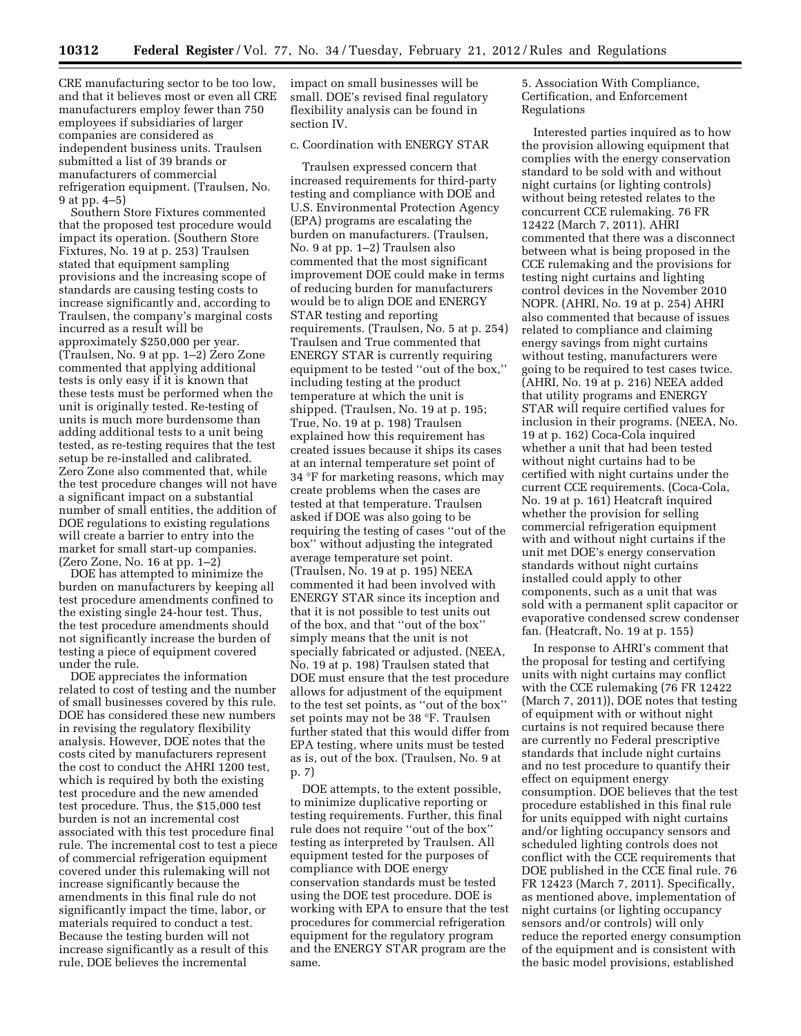CRE manufacturing sector to be too low, and that it believes most or even all CRE manufacturers employ fewer than 750 employees if subsidiaries of larger companies are considered as independent business units. Traulsen submitted a list of 39 brands or manufacturers of commercial refrigeration equipment. (Traulsen, No. 9 at pp. 4–5)

Southern Store Fixtures commented that the proposed test procedure would impact its operation. (Southern Store Fixtures, No. 19 at p. 253) Traulsen stated that equipment sampling provisions and the increasing scope of standards are causing testing costs to increase significantly and, according to Traulsen, the company's marginal costs incurred as a result will be approximately $250,000 per year. (Traulsen, No. 9 at pp. 1–2) Zero Zone commented that applying additional tests is only easy if it is known that these tests must be performed when the unit is originally tested. Re-testing of units is much more burdensome than adding additional tests to a unit being tested, as re-testing requires that the test setup be re-installed and calibrated. Zero Zone also commented that, while the test procedure changes will not have a significant impact on a substantial number of small entities, the addition of DOE regulations to existing regulations will create a barrier to entry into the market for small start-up companies. (Zero Zone, No. 16 at pp. 1–2)

DOE has attempted to minimize the burden on manufacturers by keeping all test procedure amendments confined to the existing single 24-hour test. Thus, the test procedure amendments should not significantly increase the burden of testing a piece of equipment covered under the rule.

DOE appreciates the information related to cost of testing and the number of small businesses covered by this rule. DOE has considered these new numbers in revising the regulatory flexibility analysis. However, DOE notes that the costs cited by manufacturers represent the cost to conduct the AHRI 1200 test, which is required by both the existing test procedure and the new amended test procedure. Thus, the $15,000 test burden is not an incremental cost associated with this test procedure final rule. The incremental cost to test a piece of commercial refrigeration equipment covered under this rulemaking will not increase significantly because the amendments in this final rule do not significantly impact the time, labor, or materials required to conduct a test. Because the testing burden will not increase significantly as a result of this rule, DOE believes the incremental impact on small businesses will be small. DOE's revised final regulatory flexibility analysis can be found in section IV.

c. Coordination with ENERGY STAR

Traulsen expressed concern that increased requirements for third-party testing and compliance with DOE and U.S. Environmental Protection Agency (EPA) programs are escalating the burden on manufacturers. (Traulsen, No. 9 at pp. 1–2) Traulsen also commented that the most significant improvement DOE could make in terms of reducing burden for manufacturers would be to align DOE and ENERGY STAR testing and reporting requirements. (Traulsen, No. 5 at p. 254) Traulsen and True commented that ENERGY STAR is currently requiring equipment to be tested "out of the box," including testing at the product temperature at which the unit is shipped. (Traulsen, No. 19 at p. 195; True, No. 19 at p. 198) Traulsen explained how this requirement has created issues because it ships its cases at an internal temperature set point of 34 °F for marketing reasons, which may create problems when the cases are tested at that temperature. Traulsen asked if DOE was also going to be requiring the testing of cases "out of the box" without adjusting the integrated average temperature set point. (Traulsen, No. 19 at p. 195) NEEA commented it had been involved with ENERGY STAR since its inception and that it is not possible to test units out of the box, and that "out of the box" simply means that the unit is not specially fabricated or adjusted. (NEEA, No. 19 at p. 198) Traulsen stated that DOE must ensure that the test procedure allows for adjustment of the equipment to the test set points, as "out of the box" set points may not be 38 °F. Traulsen further stated that this would differ from EPA testing, where units must be tested as is, out of the box. (Traulsen, No. 9 at p. 7)

DOE attempts, to the extent possible, to minimize duplicative reporting or testing requirements. Further, this final rule does not require "out of the box" testing as interpreted by Traulsen. All equipment tested for the purposes of compliance with DOE energy conservation standards must be tested using the DOE test procedure. DOE is working with EPA to ensure that the test procedures for commercial refrigeration equipment for the regulatory program and the ENERGY STAR program are the same.

5. Association With Compliance, Certification, and Enforcement Regulations

Interested parties inquired as to how the provision allowing equipment that complies with the energy conservation standard to be sold with and without night curtains (or lighting controls) without being retested relates to the concurrent CCE rulemaking. 76 FR 12422 (March 7, 2011). AHRI commented that there was a disconnect between what is being proposed in the CCE rulemaking and the provisions for testing night curtains and lighting control devices in the November 2010 NOPR. (AHRI, No. 19 at p. 254) AHRI also commented that because of issues related to compliance and claiming energy savings from night curtains without testing, manufacturers were going to be required to test cases twice. (AHRI, No. 19 at p. 216) NEEA added that utility programs and ENERGY STAR will require certified values for inclusion in their programs. (NEEA, No. 19 at p. 162) Coca-Cola inquired whether a unit that had been tested without night curtains had to be certified with night curtains under the current CCE requirements. (Coca-Cola, No. 19 at p. 161) Heatcraft inquired whether the provision for selling commercial refrigeration equipment with and without night curtains if the unit met DOE's energy conservation standards without night curtains installed could apply to other components, such as a unit that was sold with a permanent split capacitor or evaporative condensed screw condenser fan. (Heatcraft, No. 19 at p. 155)

In response to AHRI's comment that the proposal for testing and certifying units with night curtains may conflict with the CCE rulemaking (76 FR 12422 (March 7, 2011)), DOE notes that testing of equipment with or without night curtains is not required because there are currently no Federal prescriptive standards that include night curtains and no test procedure to quantify their effect on equipment energy consumption. DOE believes that the test procedure established in this final rule for units equipped with night curtains and/or lighting occupancy sensors and scheduled lighting controls does not conflict with the CCE requirements that DOE published in the CCE final rule. 76 FR 12423 (March 7, 2011). Specifically, as mentioned above, implementation of night curtains (or lighting occupancy sensors and/or controls) will only reduce the reported energy consumption of the equipment and is consistent with the basic model provisions, established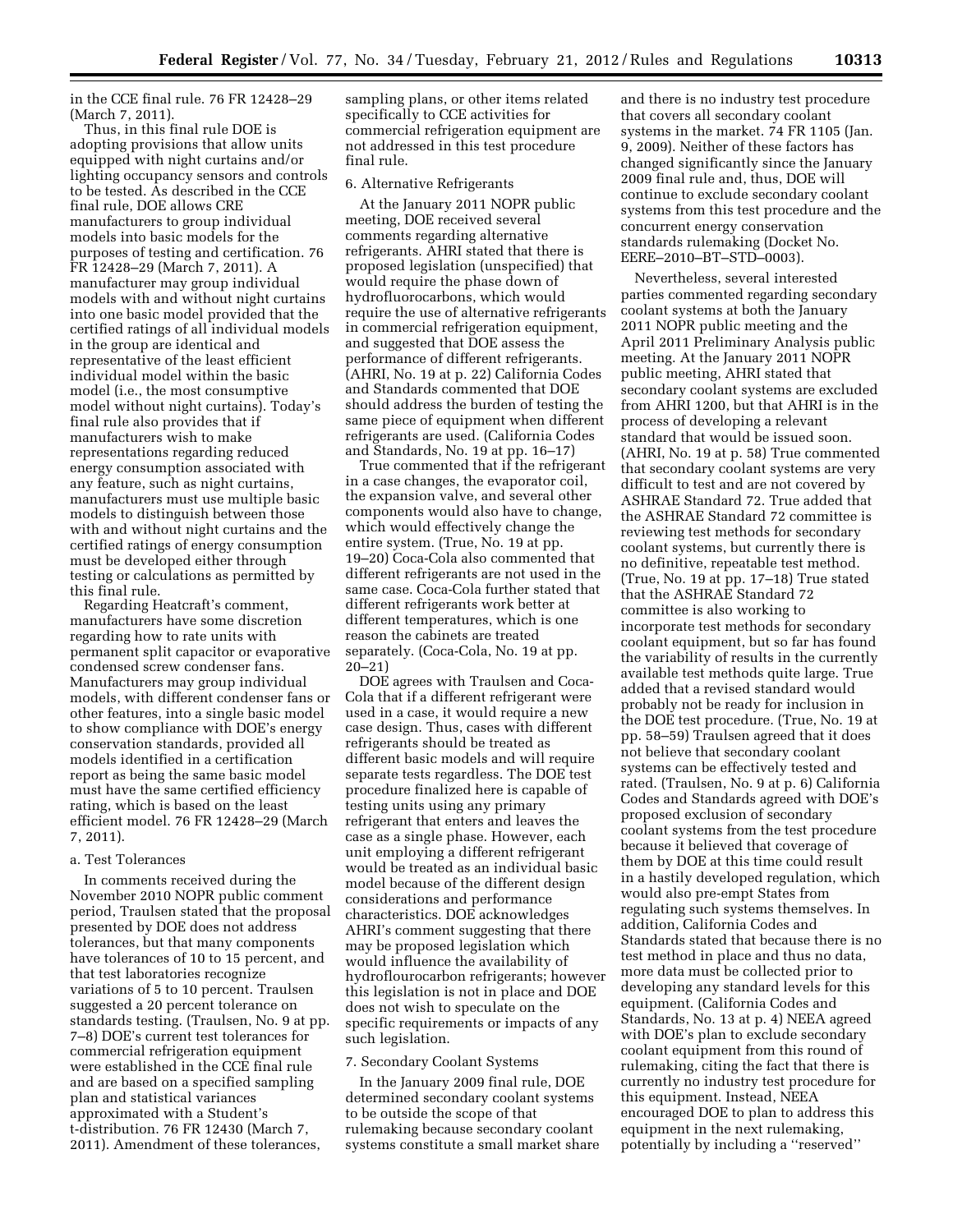in the CCE final rule. 76 FR 12428–29 (March 7, 2011).

Thus, in this final rule DOE is adopting provisions that allow units equipped with night curtains and/or lighting occupancy sensors and controls to be tested. As described in the CCE final rule, DOE allows CRE manufacturers to group individual models into basic models for the purposes of testing and certification. 76 FR 12428–29 (March 7, 2011). A manufacturer may group individual models with and without night curtains into one basic model provided that the certified ratings of all individual models in the group are identical and representative of the least efficient individual model within the basic model (i.e., the most consumptive model without night curtains). Today's final rule also provides that if manufacturers wish to make representations regarding reduced energy consumption associated with any feature, such as night curtains, manufacturers must use multiple basic models to distinguish between those with and without night curtains and the certified ratings of energy consumption must be developed either through testing or calculations as permitted by this final rule.

Regarding Heatcraft's comment, manufacturers have some discretion regarding how to rate units with permanent split capacitor or evaporative condensed screw condenser fans. Manufacturers may group individual models, with different condenser fans or other features, into a single basic model to show compliance with DOE's energy conservation standards, provided all models identified in a certification report as being the same basic model must have the same certified efficiency rating, which is based on the least efficient model. 76 FR 12428–29 (March 7, 2011).

a. Test Tolerances

In comments received during the November 2010 NOPR public comment period, Traulsen stated that the proposal presented by DOE does not address tolerances, but that many components have tolerances of 10 to 15 percent, and that test laboratories recognize variations of 5 to 10 percent. Traulsen suggested a 20 percent tolerance on standards testing. (Traulsen, No. 9 at pp. 7–8) DOE's current test tolerances for commercial refrigeration equipment were established in the CCE final rule and are based on a specified sampling plan and statistical variances approximated with a Student's t-distribution. 76 FR 12430 (March 7, 2011). Amendment of these tolerances, sampling plans, or other items related specifically to CCE activities for commercial refrigeration equipment are not addressed in this test procedure final rule.

6. Alternative Refrigerants

At the January 2011 NOPR public meeting, DOE received several comments regarding alternative refrigerants. AHRI stated that there is proposed legislation (unspecified) that would require the phase down of hydrofluorocarbons, which would require the use of alternative refrigerants in commercial refrigeration equipment, and suggested that DOE assess the performance of different refrigerants. (AHRI, No. 19 at p. 22) California Codes and Standards commented that DOE should address the burden of testing the same piece of equipment when different refrigerants are used. (California Codes and Standards, No. 19 at pp. 16–17)

True commented that if the refrigerant in a case changes, the evaporator coil, the expansion valve, and several other components would also have to change, which would effectively change the entire system. (True, No. 19 at pp. 19–20) Coca-Cola also commented that different refrigerants are not used in the same case. Coca-Cola further stated that different refrigerants work better at different temperatures, which is one reason the cabinets are treated separately. (Coca-Cola, No. 19 at pp. 20–21)

DOE agrees with Traulsen and Coca-Cola that if a different refrigerant were used in a case, it would require a new case design. Thus, cases with different refrigerants should be treated as different basic models and will require separate tests regardless. The DOE test procedure finalized here is capable of testing units using any primary refrigerant that enters and leaves the case as a single phase. However, each unit employing a different refrigerant would be treated as an individual basic model because of the different design considerations and performance characteristics. DOE acknowledges AHRI's comment suggesting that there may be proposed legislation which would influence the availability of hydroflourocarbon refrigerants; however this legislation is not in place and DOE does not wish to speculate on the specific requirements or impacts of any such legislation.

7. Secondary Coolant Systems

In the January 2009 final rule, DOE determined secondary coolant systems to be outside the scope of that rulemaking because secondary coolant systems constitute a small market share and there is no industry test procedure that covers all secondary coolant systems in the market. 74 FR 1105 (Jan. 9, 2009). Neither of these factors has changed significantly since the January 2009 final rule and, thus, DOE will continue to exclude secondary coolant systems from this test procedure and the concurrent energy conservation standards rulemaking (Docket No. EERE–2010–BT–STD–0003).

Nevertheless, several interested parties commented regarding secondary coolant systems at both the January 2011 NOPR public meeting and the April 2011 Preliminary Analysis public meeting. At the January 2011 NOPR public meeting, AHRI stated that secondary coolant systems are excluded from AHRI 1200, but that AHRI is in the process of developing a relevant standard that would be issued soon. (AHRI, No. 19 at p. 58) True commented that secondary coolant systems are very difficult to test and are not covered by ASHRAE Standard 72. True added that the ASHRAE Standard 72 committee is reviewing test methods for secondary coolant systems, but currently there is no definitive, repeatable test method. (True, No. 19 at pp. 17–18) True stated that the ASHRAE Standard 72 committee is also working to incorporate test methods for secondary coolant equipment, but so far has found the variability of results in the currently available test methods quite large. True added that a revised standard would probably not be ready for inclusion in the DOE test procedure. (True, No. 19 at pp. 58–59) Traulsen agreed that it does not believe that secondary coolant systems can be effectively tested and rated. (Traulsen, No. 9 at p. 6) California Codes and Standards agreed with DOE's proposed exclusion of secondary coolant systems from the test procedure because it believed that coverage of them by DOE at this time could result in a hastily developed regulation, which would also pre-empt States from regulating such systems themselves. In addition, California Codes and Standards stated that because there is no test method in place and thus no data, more data must be collected prior to developing any standard levels for this equipment. (California Codes and Standards, No. 13 at p. 4) NEEA agreed with DOE's plan to exclude secondary coolant equipment from this round of rulemaking, citing the fact that there is currently no industry test procedure for this equipment. Instead, NEEA encouraged DOE to plan to address this equipment in the next rulemaking, potentially by including a ''reserved''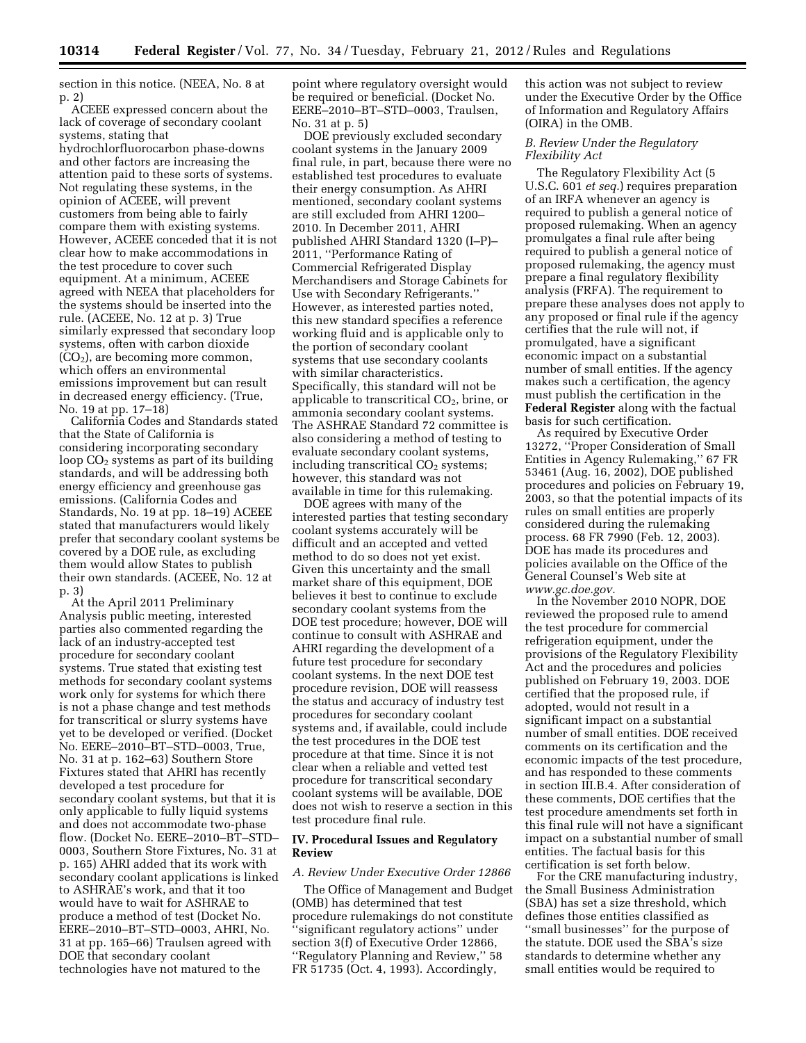section in this notice. (NEEA, No. 8 at p. 2)

ACEEE expressed concern about the lack of coverage of secondary coolant systems, stating that hydrochlorfluorocarbon phase-downs and other factors are increasing the attention paid to these sorts of systems. Not regulating these systems, in the opinion of ACEEE, will prevent customers from being able to fairly compare them with existing systems. However, ACEEE conceded that it is not clear how to make accommodations in the test procedure to cover such equipment. At a minimum, ACEEE agreed with NEEA that placeholders for the systems should be inserted into the rule. (ACEEE, No. 12 at p. 3) True similarly expressed that secondary loop systems, often with carbon dioxide ($CO_2$), are becoming more common, which offers an environmental emissions improvement but can result in decreased energy efficiency. (True, No. 19 at pp. 17–18)

California Codes and Standards stated that the State of California is considering incorporating secondary loop $CO_2$ systems as part of its building standards, and will be addressing both energy efficiency and greenhouse gas emissions. (California Codes and Standards, No. 19 at pp. 18–19) ACEEE stated that manufacturers would likely prefer that secondary coolant systems be covered by a DOE rule, as excluding them would allow States to publish their own standards. (ACEEE, No. 12 at p. 3)

At the April 2011 Preliminary Analysis public meeting, interested parties also commented regarding the lack of an industry-accepted test procedure for secondary coolant systems. True stated that existing test methods for secondary coolant systems work only for systems for which there is not a phase change and test methods for transcritical or slurry systems have yet to be developed or verified. (Docket No. EERE–2010–BT–STD–0003, True, No. 31 at p. 162–63) Southern Store Fixtures stated that AHRI has recently developed a test procedure for secondary coolant systems, but that it is only applicable to fully liquid systems and does not accommodate two-phase flow. (Docket No. EERE–2010–BT–STD–0003, Southern Store Fixtures, No. 31 at p. 165) AHRI added that its work with secondary coolant applications is linked to ASHRAE's work, and that it too would have to wait for ASHRAE to produce a method of test (Docket No. EERE–2010–BT–STD–0003, AHRI, No. 31 at pp. 165–66) Traulsen agreed with DOE that secondary coolant technologies have not matured to the point where regulatory oversight would be required or beneficial. (Docket No. EERE–2010–BT–STD–0003, Traulsen, No. 31 at p. 5)

DOE previously excluded secondary coolant systems in the January 2009 final rule, in part, because there were no established test procedures to evaluate their energy consumption. As AHRI mentioned, secondary coolant systems are still excluded from AHRI 1200–2010. In December 2011, AHRI published AHRI Standard 1320 (I–P)–2011, ''Performance Rating of Commercial Refrigerated Display Merchandisers and Storage Cabinets for Use with Secondary Refrigerants.'' However, as interested parties noted, this new standard specifies a reference working fluid and is applicable only to the portion of secondary coolant systems that use secondary coolants with similar characteristics. Specifically, this standard will not be applicable to transcritical $CO_2$, brine, or ammonia secondary coolant systems. The ASHRAE Standard 72 committee is also considering a method of testing to evaluate secondary coolant systems, including transcritical $CO_2$ systems; however, this standard was not available in time for this rulemaking.

DOE agrees with many of the interested parties that testing secondary coolant systems accurately will be difficult and an accepted and vetted method to do so does not yet exist. Given this uncertainty and the small market share of this equipment, DOE believes it best to continue to exclude secondary coolant systems from the DOE test procedure; however, DOE will continue to consult with ASHRAE and AHRI regarding the development of a future test procedure for secondary coolant systems. In the next DOE test procedure revision, DOE will reassess the status and accuracy of industry test procedures for secondary coolant systems and, if available, could include the test procedures in the DOE test procedure at that time. Since it is not clear when a reliable and vetted test procedure for transcritical secondary coolant systems will be available, DOE does not wish to reserve a section in this test procedure final rule.

## IV. Procedural Issues and Regulatory Review

### *A. Review Under Executive Order 12866*

The Office of Management and Budget (OMB) has determined that test procedure rulemakings do not constitute ''significant regulatory actions'' under section 3(f) of Executive Order 12866, ''Regulatory Planning and Review,'' 58 FR 51735 (Oct. 4, 1993). Accordingly, this action was not subject to review under the Executive Order by the Office of Information and Regulatory Affairs (OIRA) in the OMB.

### *B. Review Under the Regulatory Flexibility Act*

The Regulatory Flexibility Act (5 U.S.C. 601 *et seq.*) requires preparation of an IRFA whenever an agency is required to publish a general notice of proposed rulemaking. When an agency promulgates a final rule after being required to publish a general notice of proposed rulemaking, the agency must prepare a final regulatory flexibility analysis (FRFA). The requirement to prepare these analyses does not apply to any proposed or final rule if the agency certifies that the rule will not, if promulgated, have a significant economic impact on a substantial number of small entities. If the agency makes such a certification, the agency must publish the certification in the **Federal Register** along with the factual basis for such certification.

As required by Executive Order 13272, ''Proper Consideration of Small Entities in Agency Rulemaking,'' 67 FR 53461 (Aug. 16, 2002), DOE published procedures and policies on February 19, 2003, so that the potential impacts of its rules on small entities are properly considered during the rulemaking process. 68 FR 7990 (Feb. 12, 2003). DOE has made its procedures and policies available on the Office of the General Counsel's Web site at *www.gc.doe.gov.*

In the November 2010 NOPR, DOE reviewed the proposed rule to amend the test procedure for commercial refrigeration equipment, under the provisions of the Regulatory Flexibility Act and the procedures and policies published on February 19, 2003. DOE certified that the proposed rule, if adopted, would not result in a significant impact on a substantial number of small entities. DOE received comments on its certification and the economic impacts of the test procedure, and has responded to these comments in section III.B.4. After consideration of these comments, DOE certifies that the test procedure amendments set forth in this final rule will not have a significant impact on a substantial number of small entities. The factual basis for this certification is set forth below.

For the CRE manufacturing industry, the Small Business Administration (SBA) has set a size threshold, which defines those entities classified as ''small businesses'' for the purpose of the statute. DOE used the SBA's size standards to determine whether any small entities would be required to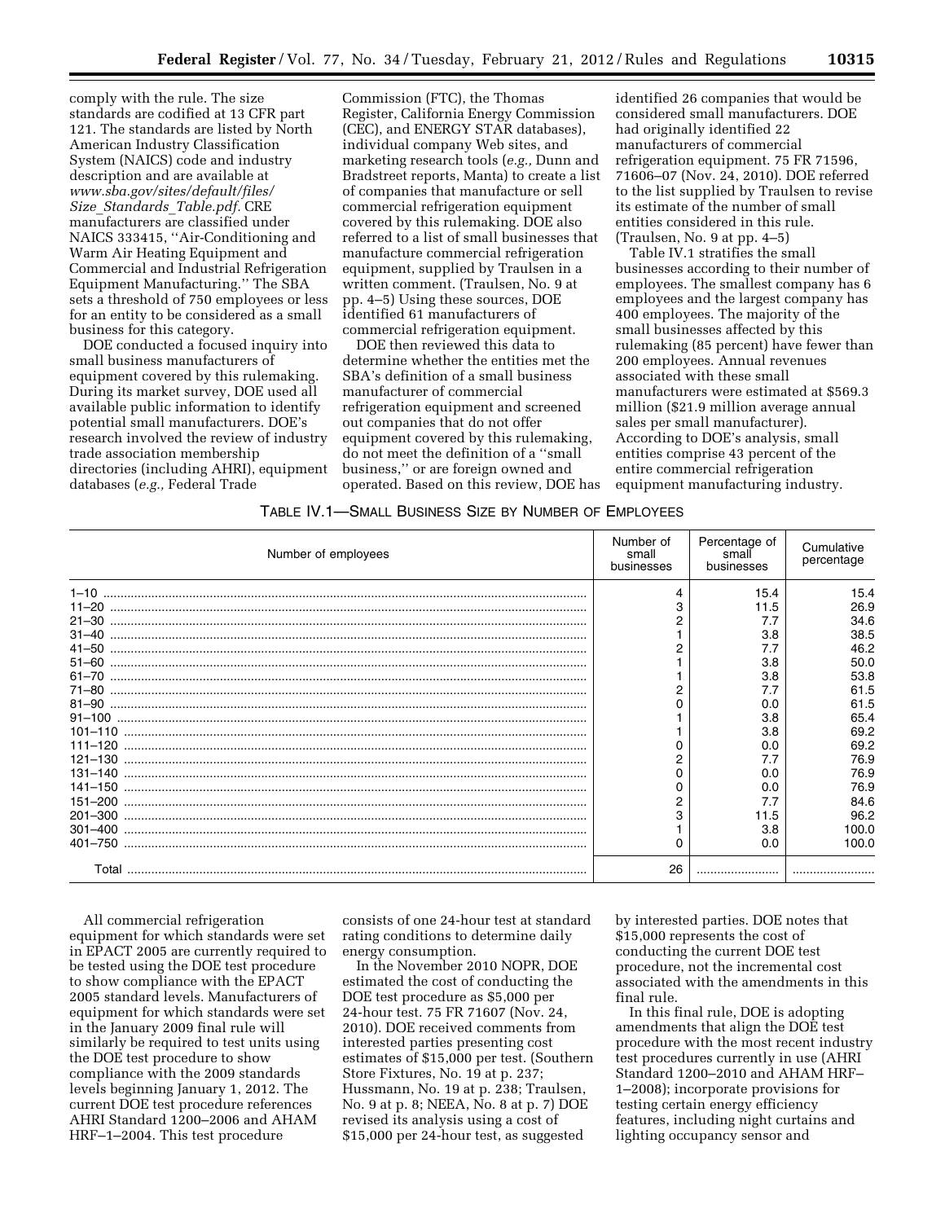comply with the rule. The size standards are codified at 13 CFR part 121. The standards are listed by North American Industry Classification System (NAICS) code and industry description and are available at *www.sba.gov/sites/default/files/Size_Standards_Table.pdf.* CRE manufacturers are classified under NAICS 333415, ''Air-Conditioning and Warm Air Heating Equipment and Commercial and Industrial Refrigeration Equipment Manufacturing.'' The SBA sets a threshold of 750 employees or less for an entity to be considered as a small business for this category.

DOE conducted a focused inquiry into small business manufacturers of equipment covered by this rulemaking. During its market survey, DOE used all available public information to identify potential small manufacturers. DOE's research involved the review of industry trade association membership directories (including AHRI), equipment databases (*e.g.,* Federal Trade Commission (FTC), the Thomas Register, California Energy Commission (CEC), and ENERGY STAR databases), individual company Web sites, and marketing research tools (*e.g.,* Dunn and Bradstreet reports, Manta) to create a list of companies that manufacture or sell commercial refrigeration equipment covered by this rulemaking. DOE also referred to a list of small businesses that manufacture commercial refrigeration equipment, supplied by Traulsen in a written comment. (Traulsen, No. 9 at pp. 4–5) Using these sources, DOE identified 61 manufacturers of commercial refrigeration equipment.

DOE then reviewed this data to determine whether the entities met the SBA's definition of a small business manufacturer of commercial refrigeration equipment and screened out companies that do not offer equipment covered by this rulemaking, do not meet the definition of a ''small business,'' or are foreign owned and operated. Based on this review, DOE has identified 26 companies that would be considered small manufacturers. DOE had originally identified 22 manufacturers of commercial refrigeration equipment. 75 FR 71596, 71606–07 (Nov. 24, 2010). DOE referred to the list supplied by Traulsen to revise its estimate of the number of small entities considered in this rule. (Traulsen, No. 9 at pp. 4–5)

Table IV.1 stratifies the small businesses according to their number of employees. The smallest company has 6 employees and the largest company has 400 employees. The majority of the small businesses affected by this rulemaking (85 percent) have fewer than 200 employees. Annual revenues associated with these small manufacturers were estimated at $569.3 million ($21.9 million average annual sales per small manufacturer). According to DOE's analysis, small entities comprise 43 percent of the entire commercial refrigeration equipment manufacturing industry.

TABLE IV.1—SMALL BUSINESS SIZE BY NUMBER OF EMPLOYEES

| Number of employees | Number of small businesses | Percentage of small businesses | Cumulative percentage |
|---|---|---|---|
| 1–10 | 4 | 15.4 | 15.4 |
| 11–20 | 3 | 11.5 | 26.9 |
| 21–30 | 2 | 7.7 | 34.6 |
| 31–40 | 1 | 3.8 | 38.5 |
| 41–50 | 2 | 7.7 | 46.2 |
| 51–60 | 1 | 3.8 | 50.0 |
| 61–70 | 1 | 3.8 | 53.8 |
| 71–80 | 2 | 7.7 | 61.5 |
| 81–90 | 0 | 0.0 | 61.5 |
| 91–100 | 1 | 3.8 | 65.4 |
| 101–110 | 1 | 3.8 | 69.2 |
| 111–120 | 0 | 0.0 | 69.2 |
| 121–130 | 2 | 7.7 | 76.9 |
| 131–140 | 0 | 0.0 | 76.9 |
| 141–150 | 0 | 0.0 | 76.9 |
| 151–200 | 2 | 7.7 | 84.6 |
| 201–300 | 3 | 11.5 | 96.2 |
| 301–400 | 1 | 3.8 | 100.0 |
| 401–750 | 0 | 0.0 | 100.0 |
| Total | 26 | | |

All commercial refrigeration equipment for which standards were set in EPACT 2005 are currently required to be tested using the DOE test procedure to show compliance with the EPACT 2005 standard levels. Manufacturers of equipment for which standards were set in the January 2009 final rule will similarly be required to test units using the DOE test procedure to show compliance with the 2009 standards levels beginning January 1, 2012. The current DOE test procedure references AHRI Standard 1200–2006 and AHAM HRF–1–2004. This test procedure consists of one 24-hour test at standard rating conditions to determine daily energy consumption.

In the November 2010 NOPR, DOE estimated the cost of conducting the DOE test procedure as $5,000 per 24-hour test. 75 FR 71607 (Nov. 24, 2010). DOE received comments from interested parties presenting cost estimates of $15,000 per test. (Southern Store Fixtures, No. 19 at p. 237; Hussmann, No. 19 at p. 238; Traulsen, No. 9 at p. 8; NEEA, No. 8 at p. 7) DOE revised its analysis using a cost of $15,000 per 24-hour test, as suggested by interested parties. DOE notes that $15,000 represents the cost of conducting the current DOE test procedure, not the incremental cost associated with the amendments in this final rule.

In this final rule, DOE is adopting amendments that align the DOE test procedure with the most recent industry test procedures currently in use (AHRI Standard 1200–2010 and AHAM HRF–1–2008); incorporate provisions for testing certain energy efficiency features, including night curtains and lighting occupancy sensor and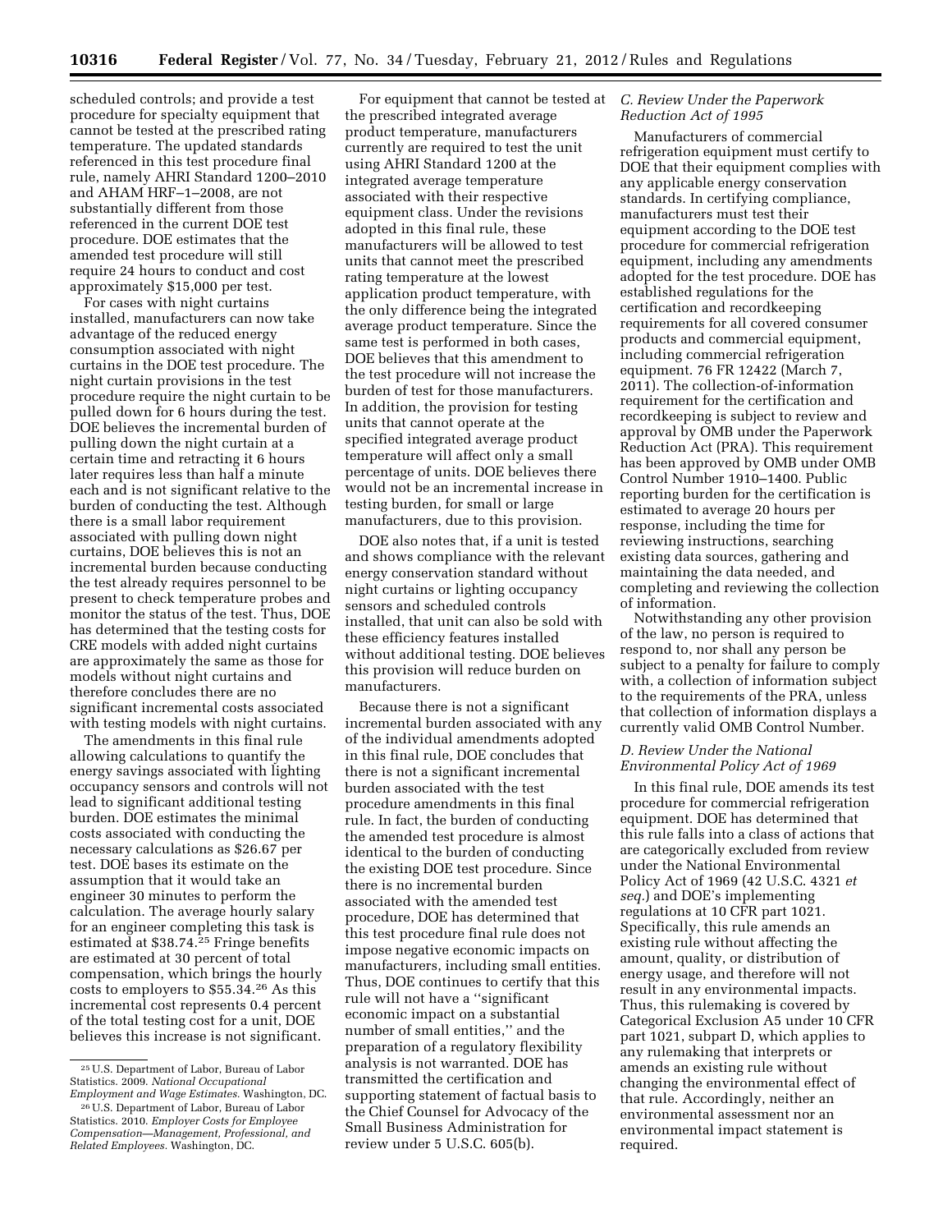scheduled controls; and provide a test procedure for specialty equipment that cannot be tested at the prescribed rating temperature. The updated standards referenced in this test procedure final rule, namely AHRI Standard 1200–2010 and AHAM HRF–1–2008, are not substantially different from those referenced in the current DOE test procedure. DOE estimates that the amended test procedure will still require 24 hours to conduct and cost approximately $15,000 per test.

For cases with night curtains installed, manufacturers can now take advantage of the reduced energy consumption associated with night curtains in the DOE test procedure. The night curtain provisions in the test procedure require the night curtain to be pulled down for 6 hours during the test. DOE believes the incremental burden of pulling down the night curtain at a certain time and retracting it 6 hours later requires less than half a minute each and is not significant relative to the burden of conducting the test. Although there is a small labor requirement associated with pulling down night curtains, DOE believes this is not an incremental burden because conducting the test already requires personnel to be present to check temperature probes and monitor the status of the test. Thus, DOE has determined that the testing costs for CRE models with added night curtains are approximately the same as those for models without night curtains and therefore concludes there are no significant incremental costs associated with testing models with night curtains.

The amendments in this final rule allowing calculations to quantify the energy savings associated with lighting occupancy sensors and controls will not lead to significant additional testing burden. DOE estimates the minimal costs associated with conducting the necessary calculations as $26.67 per test. DOE bases its estimate on the assumption that it would take an engineer 30 minutes to perform the calculation. The average hourly salary for an engineer completing this task is estimated at $38.74.[25] Fringe benefits are estimated at 30 percent of total compensation, which brings the hourly costs to employers to $55.34.[26] As this incremental cost represents 0.4 percent of the total testing cost for a unit, DOE believes this increase is not significant.

For equipment that cannot be tested at the prescribed integrated average product temperature, manufacturers currently are required to test the unit using AHRI Standard 1200 at the integrated average temperature associated with their respective equipment class. Under the revisions adopted in this final rule, these manufacturers will be allowed to test units that cannot meet the prescribed rating temperature at the lowest application product temperature, with the only difference being the integrated average product temperature. Since the same test is performed in both cases, DOE believes that this amendment to the test procedure will not increase the burden of test for those manufacturers. In addition, the provision for testing units that cannot operate at the specified integrated average product temperature will affect only a small percentage of units. DOE believes there would not be an incremental increase in testing burden, for small or large manufacturers, due to this provision.

DOE also notes that, if a unit is tested and shows compliance with the relevant energy conservation standard without night curtains or lighting occupancy sensors and scheduled controls installed, that unit can also be sold with these efficiency features installed without additional testing. DOE believes this provision will reduce burden on manufacturers.

Because there is not a significant incremental burden associated with any of the individual amendments adopted in this final rule, DOE concludes that there is not a significant incremental burden associated with the test procedure amendments in this final rule. In fact, the burden of conducting the amended test procedure is almost identical to the burden of conducting the existing DOE test procedure. Since there is no incremental burden associated with the amended test procedure, DOE has determined that this test procedure final rule does not impose negative economic impacts on manufacturers, including small entities. Thus, DOE continues to certify that this rule will not have a "significant economic impact on a substantial number of small entities," and the preparation of a regulatory flexibility analysis is not warranted. DOE has transmitted the certification and supporting statement of factual basis to the Chief Counsel for Advocacy of the Small Business Administration for review under 5 U.S.C. 605(b).

### *C. Review Under the Paperwork Reduction Act of 1995*

Manufacturers of commercial refrigeration equipment must certify to DOE that their equipment complies with any applicable energy conservation standards. In certifying compliance, manufacturers must test their equipment according to the DOE test procedure for commercial refrigeration equipment, including any amendments adopted for the test procedure. DOE has established regulations for the certification and recordkeeping requirements for all covered consumer products and commercial equipment, including commercial refrigeration equipment. 76 FR 12422 (March 7, 2011). The collection-of-information requirement for the certification and recordkeeping is subject to review and approval by OMB under the Paperwork Reduction Act (PRA). This requirement has been approved by OMB under OMB Control Number 1910–1400. Public reporting burden for the certification is estimated to average 20 hours per response, including the time for reviewing instructions, searching existing data sources, gathering and maintaining the data needed, and completing and reviewing the collection of information.

Notwithstanding any other provision of the law, no person is required to respond to, nor shall any person be subject to a penalty for failure to comply with, a collection of information subject to the requirements of the PRA, unless that collection of information displays a currently valid OMB Control Number.

### *D. Review Under the National Environmental Policy Act of 1969*

In this final rule, DOE amends its test procedure for commercial refrigeration equipment. DOE has determined that this rule falls into a class of actions that are categorically excluded from review under the National Environmental Policy Act of 1969 (42 U.S.C. 4321 *et seq.*) and DOE's implementing regulations at 10 CFR part 1021. Specifically, this rule amends an existing rule without affecting the amount, quality, or distribution of energy usage, and therefore will not result in any environmental impacts. Thus, this rulemaking is covered by Categorical Exclusion A5 under 10 CFR part 1021, subpart D, which applies to any rulemaking that interprets or amends an existing rule without changing the environmental effect of that rule. Accordingly, neither an environmental assessment nor an environmental impact statement is required.

---

[25] U.S. Department of Labor, Bureau of Labor Statistics. 2009. *National Occupational Employment and Wage Estimates.* Washington, DC.

[26] U.S. Department of Labor, Bureau of Labor Statistics. 2010. *Employer Costs for Employee Compensation—Management, Professional, and Related Employees.* Washington, DC.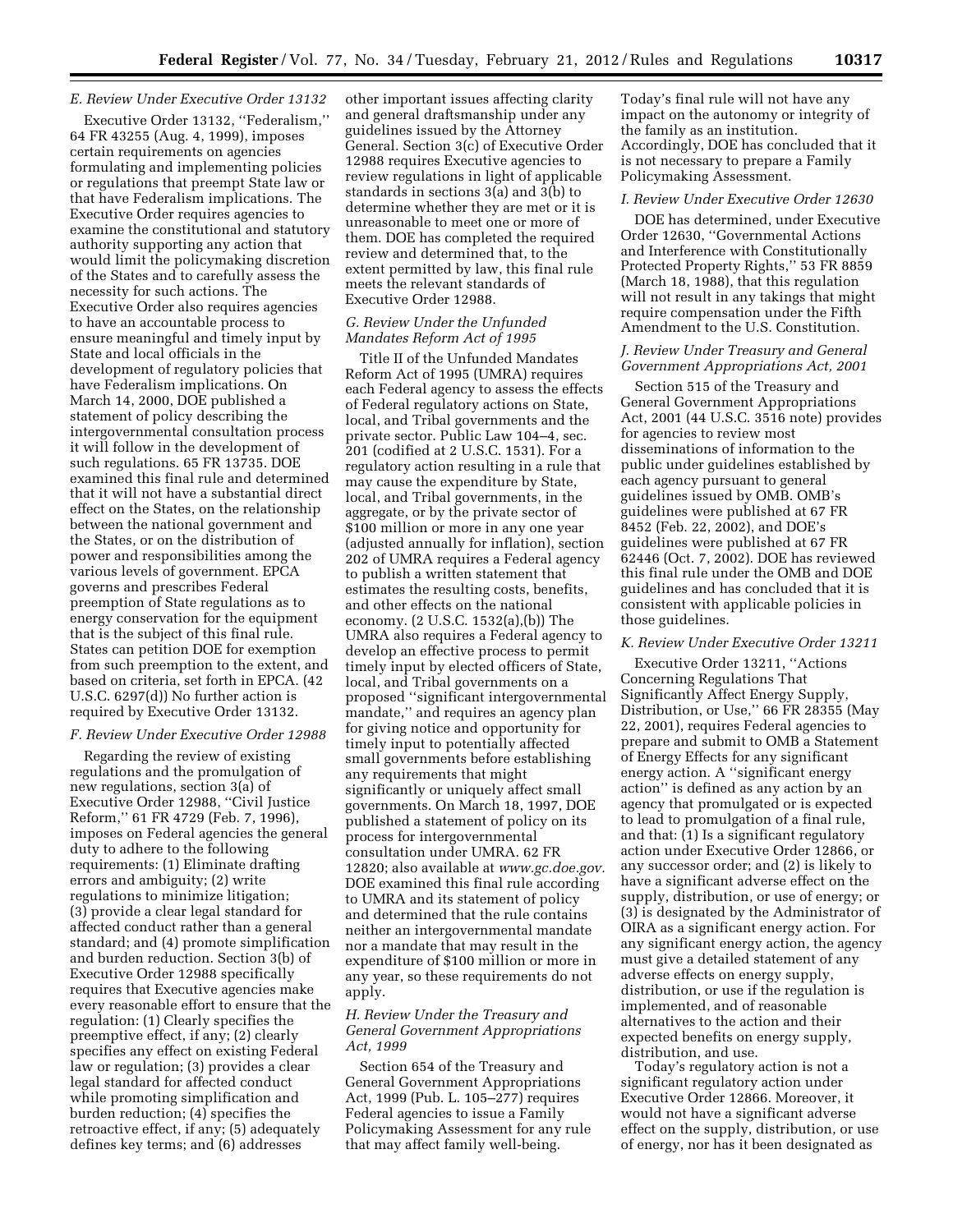### E. Review Under Executive Order 13132

Executive Order 13132, ''Federalism,'' 64 FR 43255 (Aug. 4, 1999), imposes certain requirements on agencies formulating and implementing policies or regulations that preempt State law or that have Federalism implications. The Executive Order requires agencies to examine the constitutional and statutory authority supporting any action that would limit the policymaking discretion of the States and to carefully assess the necessity for such actions. The Executive Order also requires agencies to have an accountable process to ensure meaningful and timely input by State and local officials in the development of regulatory policies that have Federalism implications. On March 14, 2000, DOE published a statement of policy describing the intergovernmental consultation process it will follow in the development of such regulations. 65 FR 13735. DOE examined this final rule and determined that it will not have a substantial direct effect on the States, on the relationship between the national government and the States, or on the distribution of power and responsibilities among the various levels of government. EPCA governs and prescribes Federal preemption of State regulations as to energy conservation for the equipment that is the subject of this final rule. States can petition DOE for exemption from such preemption to the extent, and based on criteria, set forth in EPCA. (42 U.S.C. 6297(d)) No further action is required by Executive Order 13132.

### F. Review Under Executive Order 12988

Regarding the review of existing regulations and the promulgation of new regulations, section 3(a) of Executive Order 12988, ''Civil Justice Reform,'' 61 FR 4729 (Feb. 7, 1996), imposes on Federal agencies the general duty to adhere to the following requirements: (1) Eliminate drafting errors and ambiguity; (2) write regulations to minimize litigation; (3) provide a clear legal standard for affected conduct rather than a general standard; and (4) promote simplification and burden reduction. Section 3(b) of Executive Order 12988 specifically requires that Executive agencies make every reasonable effort to ensure that the regulation: (1) Clearly specifies the preemptive effect, if any; (2) clearly specifies any effect on existing Federal law or regulation; (3) provides a clear legal standard for affected conduct while promoting simplification and burden reduction; (4) specifies the retroactive effect, if any; (5) adequately defines key terms; and (6) addresses other important issues affecting clarity and general draftsmanship under any guidelines issued by the Attorney General. Section 3(c) of Executive Order 12988 requires Executive agencies to review regulations in light of applicable standards in sections 3(a) and 3(b) to determine whether they are met or it is unreasonable to meet one or more of them. DOE has completed the required review and determined that, to the extent permitted by law, this final rule meets the relevant standards of Executive Order 12988.

### G. Review Under the Unfunded Mandates Reform Act of 1995

Title II of the Unfunded Mandates Reform Act of 1995 (UMRA) requires each Federal agency to assess the effects of Federal regulatory actions on State, local, and Tribal governments and the private sector. Public Law 104–4, sec. 201 (codified at 2 U.S.C. 1531). For a regulatory action resulting in a rule that may cause the expenditure by State, local, and Tribal governments, in the aggregate, or by the private sector of $100 million or more in any one year (adjusted annually for inflation), section 202 of UMRA requires a Federal agency to publish a written statement that estimates the resulting costs, benefits, and other effects on the national economy. (2 U.S.C. 1532(a),(b)) The UMRA also requires a Federal agency to develop an effective process to permit timely input by elected officers of State, local, and Tribal governments on a proposed ''significant intergovernmental mandate,'' and requires an agency plan for giving notice and opportunity for timely input to potentially affected small governments before establishing any requirements that might significantly or uniquely affect small governments. On March 18, 1997, DOE published a statement of policy on its process for intergovernmental consultation under UMRA. 62 FR 12820; also available at *www.gc.doe.gov.* DOE examined this final rule according to UMRA and its statement of policy and determined that the rule contains neither an intergovernmental mandate nor a mandate that may result in the expenditure of $100 million or more in any year, so these requirements do not apply.

### H. Review Under the Treasury and General Government Appropriations Act, 1999

Section 654 of the Treasury and General Government Appropriations Act, 1999 (Pub. L. 105–277) requires Federal agencies to issue a Family Policymaking Assessment for any rule that may affect family well-being. Today's final rule will not have any impact on the autonomy or integrity of the family as an institution. Accordingly, DOE has concluded that it is not necessary to prepare a Family Policymaking Assessment.

### I. Review Under Executive Order 12630

DOE has determined, under Executive Order 12630, ''Governmental Actions and Interference with Constitutionally Protected Property Rights,'' 53 FR 8859 (March 18, 1988), that this regulation will not result in any takings that might require compensation under the Fifth Amendment to the U.S. Constitution.

### J. Review Under Treasury and General Government Appropriations Act, 2001

Section 515 of the Treasury and General Government Appropriations Act, 2001 (44 U.S.C. 3516 note) provides for agencies to review most disseminations of information to the public under guidelines established by each agency pursuant to general guidelines issued by OMB. OMB's guidelines were published at 67 FR 8452 (Feb. 22, 2002), and DOE's guidelines were published at 67 FR 62446 (Oct. 7, 2002). DOE has reviewed this final rule under the OMB and DOE guidelines and has concluded that it is consistent with applicable policies in those guidelines.

### K. Review Under Executive Order 13211

Executive Order 13211, ''Actions Concerning Regulations That Significantly Affect Energy Supply, Distribution, or Use,'' 66 FR 28355 (May 22, 2001), requires Federal agencies to prepare and submit to OMB a Statement of Energy Effects for any significant energy action. A ''significant energy action'' is defined as any action by an agency that promulgated or is expected to lead to promulgation of a final rule, and that: (1) Is a significant regulatory action under Executive Order 12866, or any successor order; and (2) is likely to have a significant adverse effect on the supply, distribution, or use of energy; or (3) is designated by the Administrator of OIRA as a significant energy action. For any significant energy action, the agency must give a detailed statement of any adverse effects on energy supply, distribution, or use if the regulation is implemented, and of reasonable alternatives to the action and their expected benefits on energy supply, distribution, and use.

Today's regulatory action is not a significant regulatory action under Executive Order 12866. Moreover, it would not have a significant adverse effect on the supply, distribution, or use of energy, nor has it been designated as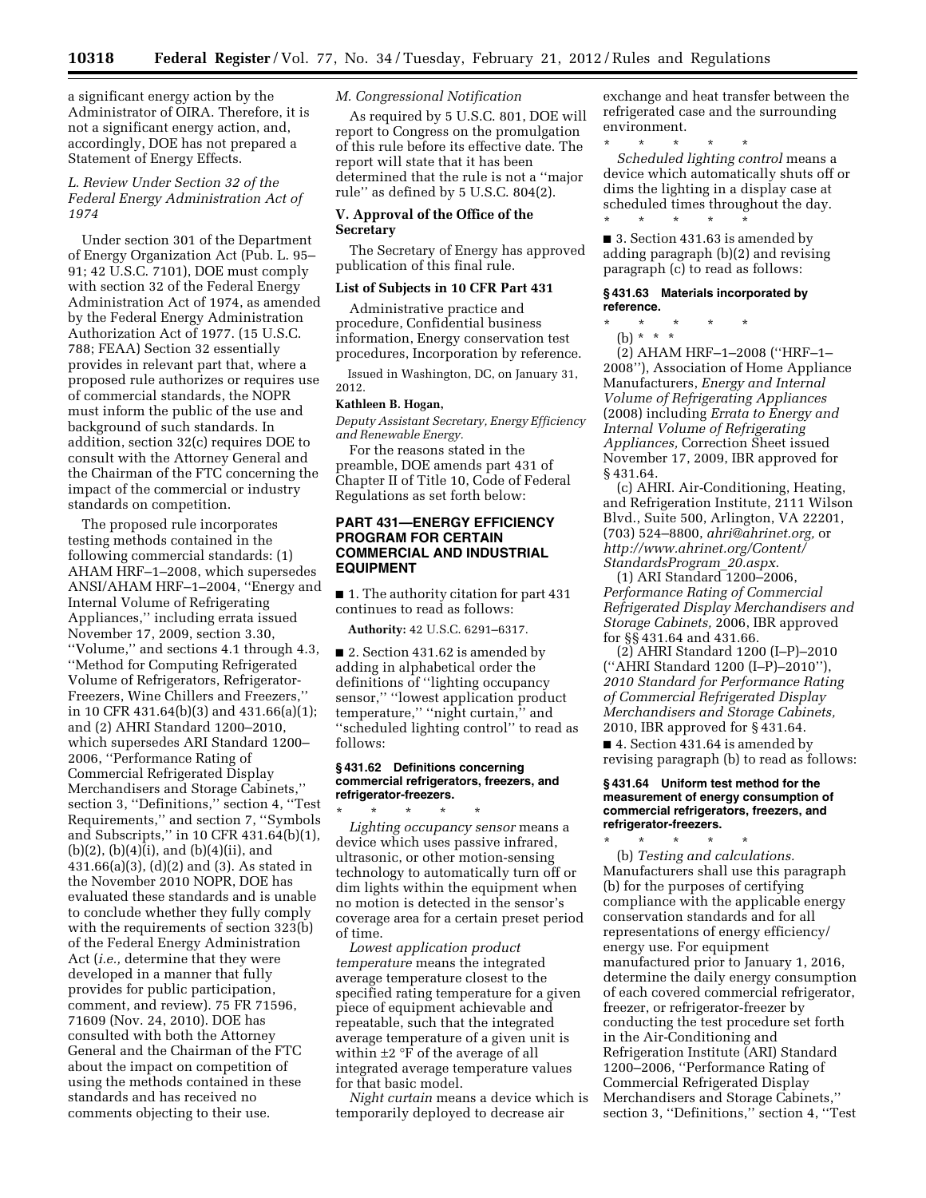a significant energy action by the Administrator of OIRA. Therefore, it is not a significant energy action, and, accordingly, DOE has not prepared a Statement of Energy Effects.

### L. Review Under Section 32 of the Federal Energy Administration Act of 1974

Under section 301 of the Department of Energy Organization Act (Pub. L. 95–91; 42 U.S.C. 7101), DOE must comply with section 32 of the Federal Energy Administration Act of 1974, as amended by the Federal Energy Administration Authorization Act of 1977. (15 U.S.C. 788; FEAA) Section 32 essentially provides in relevant part that, where a proposed rule authorizes or requires use of commercial standards, the NOPR must inform the public of the use and background of such standards. In addition, section 32(c) requires DOE to consult with the Attorney General and the Chairman of the FTC concerning the impact of the commercial or industry standards on competition.

The proposed rule incorporates testing methods contained in the following commercial standards: (1) AHAM HRF–1–2008, which supersedes ANSI/AHAM HRF–1–2004, "Energy and Internal Volume of Refrigerating Appliances," including errata issued November 17, 2009, section 3.30, "Volume," and sections 4.1 through 4.3, "Method for Computing Refrigerated Volume of Refrigerators, Refrigerator-Freezers, Wine Chillers and Freezers," in 10 CFR 431.64(b)(3) and 431.66(a)(1); and (2) AHRI Standard 1200–2010, which supersedes ARI Standard 1200–2006, "Performance Rating of Commercial Refrigerated Display Merchandisers and Storage Cabinets," section 3, "Definitions," section 4, "Test Requirements," and section 7, "Symbols and Subscripts," in 10 CFR 431.64(b)(1), (b)(2), (b)(4)(i), and (b)(4)(ii), and 431.66(a)(3), (d)(2) and (3). As stated in the November 2010 NOPR, DOE has evaluated these standards and is unable to conclude whether they fully comply with the requirements of section 323(b) of the Federal Energy Administration Act (*i.e.,* determine that they were developed in a manner that fully provides for public participation, comment, and review). 75 FR 71596, 71609 (Nov. 24, 2010). DOE has consulted with both the Attorney General and the Chairman of the FTC about the impact on competition of using the methods contained in these standards and has received no comments objecting to their use.

### M. Congressional Notification

As required by 5 U.S.C. 801, DOE will report to Congress on the promulgation of this rule before its effective date. The report will state that it has been determined that the rule is not a "major rule" as defined by 5 U.S.C. 804(2).

## V. Approval of the Office of the Secretary

The Secretary of Energy has approved publication of this final rule.

**List of Subjects in 10 CFR Part 431**

Administrative practice and procedure, Confidential business information, Energy conservation test procedures, Incorporation by reference.

Issued in Washington, DC, on January 31, 2012.

**Kathleen B. Hogan,**

*Deputy Assistant Secretary, Energy Efficiency and Renewable Energy.*

For the reasons stated in the preamble, DOE amends part 431 of Chapter II of Title 10, Code of Federal Regulations as set forth below:

## PART 431—ENERGY EFFICIENCY PROGRAM FOR CERTAIN COMMERCIAL AND INDUSTRIAL EQUIPMENT

■ 1. The authority citation for part 431 continues to read as follows:

**Authority:** 42 U.S.C. 6291–6317.

■ 2. Section 431.62 is amended by adding in alphabetical order the definitions of "lighting occupancy sensor," "lowest application product temperature," "night curtain," and "scheduled lighting control" to read as follows:

**§ 431.62 Definitions concerning commercial refrigerators, freezers, and refrigerator-freezers.**

\* \* \* \* \*

*Lighting occupancy sensor* means a device which uses passive infrared, ultrasonic, or other motion-sensing technology to automatically turn off or dim lights within the equipment when no motion is detected in the sensor's coverage area for a certain preset period of time.

*Lowest application product temperature* means the integrated average temperature closest to the specified rating temperature for a given piece of equipment achievable and repeatable, such that the integrated average temperature of a given unit is within ±2 °F of the average of all integrated average temperature values for that basic model.

*Night curtain* means a device which is temporarily deployed to decrease air exchange and heat transfer between the refrigerated case and the surrounding environment.

\* \* \* \* \*

*Scheduled lighting control* means a device which automatically shuts off or dims the lighting in a display case at scheduled times throughout the day.

\* \* \* \* \*

■ 3. Section 431.63 is amended by adding paragraph (b)(2) and revising paragraph (c) to read as follows:

**§ 431.63 Materials incorporated by reference.**

\* \* \* \* \*

(b) \* \* \*

(2) AHAM HRF–1–2008 ("HRF–1–2008"), Association of Home Appliance Manufacturers, *Energy and Internal Volume of Refrigerating Appliances* (2008) including *Errata to Energy and Internal Volume of Refrigerating Appliances,* Correction Sheet issued November 17, 2009, IBR approved for § 431.64.

(c) AHRI. Air-Conditioning, Heating, and Refrigeration Institute, 2111 Wilson Blvd., Suite 500, Arlington, VA 22201, (703) 524–8800, *ahri@ahrinet.org,* or *http://www.ahrinet.org/Content/StandardsProgram_20.aspx.*

(1) ARI Standard 1200–2006, *Performance Rating of Commercial Refrigerated Display Merchandisers and Storage Cabinets,* 2006, IBR approved for §§ 431.64 and 431.66.

(2) AHRI Standard 1200 (I–P)–2010 ("AHRI Standard 1200 (I–P)–2010"), *2010 Standard for Performance Rating of Commercial Refrigerated Display Merchandisers and Storage Cabinets,* 2010, IBR approved for § 431.64.

■ 4. Section 431.64 is amended by revising paragraph (b) to read as follows:

**§ 431.64 Uniform test method for the measurement of energy consumption of commercial refrigerators, freezers, and refrigerator-freezers.**

\* \* \* \* \*

(b) *Testing and calculations.* Manufacturers shall use this paragraph (b) for the purposes of certifying compliance with the applicable energy conservation standards and for all representations of energy efficiency/energy use. For equipment manufactured prior to January 1, 2016, determine the daily energy consumption of each covered commercial refrigerator, freezer, or refrigerator-freezer by conducting the test procedure set forth in the Air-Conditioning and Refrigeration Institute (ARI) Standard 1200–2006, "Performance Rating of Commercial Refrigerated Display Merchandisers and Storage Cabinets," section 3, "Definitions," section 4, "Test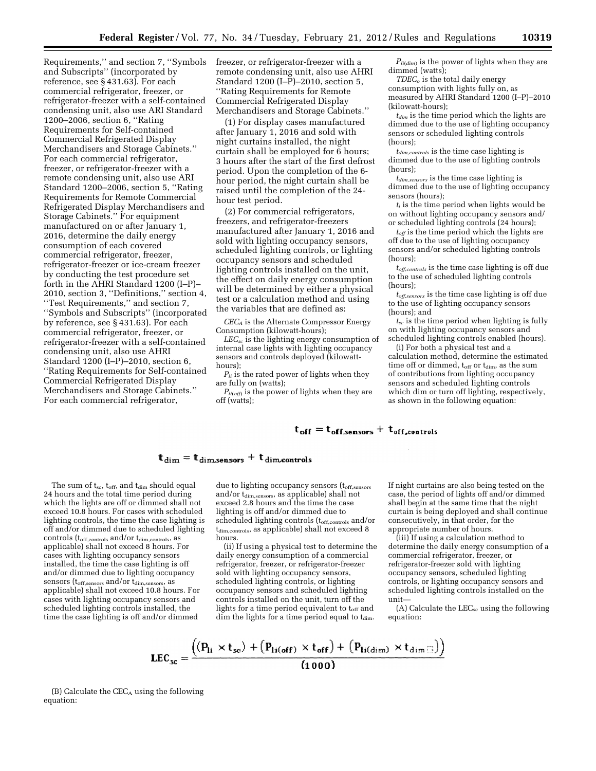Requirements," and section 7, "Symbols and Subscripts" (incorporated by reference, see § 431.63). For each commercial refrigerator, freezer, or refrigerator-freezer with a self-contained condensing unit, also use ARI Standard 1200–2006, section 6, "Rating Requirements for Self-contained Commercial Refrigerated Display Merchandisers and Storage Cabinets." For each commercial refrigerator, freezer, or refrigerator-freezer with a remote condensing unit, also use ARI Standard 1200–2006, section 5, "Rating Requirements for Remote Commercial Refrigerated Display Merchandisers and Storage Cabinets." For equipment manufactured on or after January 1, 2016, determine the daily energy consumption of each covered commercial refrigerator, freezer, refrigerator-freezer or ice-cream freezer by conducting the test procedure set forth in the AHRI Standard 1200 (I–P)–2010, section 3, "Definitions," section 4, "Test Requirements," and section 7, "Symbols and Subscripts" (incorporated by reference, see § 431.63). For each commercial refrigerator, freezer, or refrigerator-freezer with a self-contained condensing unit, also use AHRI Standard 1200 (I–P)–2010, section 6, "Rating Requirements for Self-contained Commercial Refrigerated Display Merchandisers and Storage Cabinets." For each commercial refrigerator, freezer, or refrigerator-freezer with a remote condensing unit, also use AHRI Standard 1200 (I–P)–2010, section 5, "Rating Requirements for Remote Commercial Refrigerated Display Merchandisers and Storage Cabinets."

(1) For display cases manufactured after January 1, 2016 and sold with night curtains installed, the night curtain shall be employed for 6 hours; 3 hours after the start of the first defrost period. Upon the completion of the 6-hour period, the night curtain shall be raised until the completion of the 24-hour test period.

(2) For commercial refrigerators, freezers, and refrigerator-freezers manufactured after January 1, 2016 and sold with lighting occupancy sensors, scheduled lighting controls, or lighting occupancy sensors and scheduled lighting controls installed on the unit, the effect on daily energy consumption will be determined by either a physical test or a calculation method and using the variables that are defined as:

$CEC_A$ is the Alternate Compressor Energy Consumption (kilowatt-hours);

$LEC_{sc}$ is the lighting energy consumption of internal case lights with lighting occupancy sensors and controls deployed (kilowatt-hours);

$P_{li}$ is the rated power of lights when they are fully on (watts);

$P_{li(off)}$ is the power of lights when they are off (watts);

$P_{li(dim)}$ is the power of lights when they are dimmed (watts);

$TDEC_o$ is the total daily energy consumption with lights fully on, as measured by AHRI Standard 1200 (I–P)–2010 (kilowatt-hours);

$t_{dim}$ is the time period which the lights are dimmed due to the use of lighting occupancy sensors or scheduled lighting controls (hours);

$t_{dim,controls}$ is the time case lighting is dimmed due to the use of lighting controls (hours);

$t_{dim,sensors}$ is the time case lighting is dimmed due to the use of lighting occupancy sensors (hours);

$t_l$ is the time period when lights would be on without lighting occupancy sensors and/or scheduled lighting controls (24 hours);

$t_{off}$ is the time period which the lights are off due to the use of lighting occupancy sensors and/or scheduled lighting controls (hours);

$t_{off,controls}$ is the time case lighting is off due to the use of scheduled lighting controls (hours);

$t_{off,sensors}$ is the time case lighting is off due to the use of lighting occupancy sensors (hours); and

$t_{sc}$ is the time period when lighting is fully on with lighting occupancy sensors and scheduled lighting controls enabled (hours).

(i) For both a physical test and a calculation method, determine the estimated time off or dimmed, $t_{off}$ or $t_{dim}$, as the sum of contributions from lighting occupancy sensors and scheduled lighting controls which dim or turn off lighting, respectively, as shown in the following equation:

$$t_{off} = t_{off,sensors} + t_{off,controls}$$

$$t_{dim} = t_{dim,sensors} + t_{dim,controls}$$

The sum of $t_{sc}$, $t_{off}$, and $t_{dim}$ should equal 24 hours and the total time period during which the lights are off or dimmed shall not exceed 10.8 hours. For cases with scheduled lighting controls, the time the case lighting is off and/or dimmed due to scheduled lighting controls ($t_{off,controls}$ and/or $t_{dim,controls}$, as applicable) shall not exceed 8 hours. For cases with lighting occupancy sensors installed, the time the case lighting is off and/or dimmed due to lighting occupancy sensors ($t_{off,sensors}$ and/or $t_{dim,sensors}$, as applicable) shall not exceed 10.8 hours. For cases with lighting occupancy sensors and scheduled lighting controls installed, the time the case lighting is off and/or dimmed due to lighting occupancy sensors ($t_{off,sensors}$ and/or $t_{dim,sensors}$, as applicable) shall not exceed 2.8 hours and the time the case lighting is off and/or dimmed due to scheduled lighting controls ($t_{off,controls}$ and/or $t_{dim,controls}$, as applicable) shall not exceed 8 hours.

(ii) If using a physical test to determine the daily energy consumption of a commercial refrigerator, freezer, or refrigerator-freezer sold with lighting occupancy sensors, scheduled lighting controls, or lighting occupancy sensors and scheduled lighting controls installed on the unit, turn off the lights for a time period equivalent to $t_{off}$ and dim the lights for a time period equal to $t_{dim}$. If night curtains are also being tested on the case, the period of lights off and/or dimmed shall begin at the same time that the night curtain is being deployed and shall continue consecutively, in that order, for the appropriate number of hours.

(iii) If using a calculation method to determine the daily energy consumption of a commercial refrigerator, freezer, or refrigerator-freezer sold with lighting occupancy sensors, scheduled lighting controls, or lighting occupancy sensors and scheduled lighting controls installed on the unit—

(A) Calculate the $LEC_{sc}$ using the following equation:

$$LEC_{sc} = \frac{\left((P_{li} \times t_{sc}) + (P_{li(off)} \times t_{off}) + (P_{li(dim)} \times t_{dim})\right)}{(1000)}$$

(B) Calculate the $CEC_A$ using the following equation: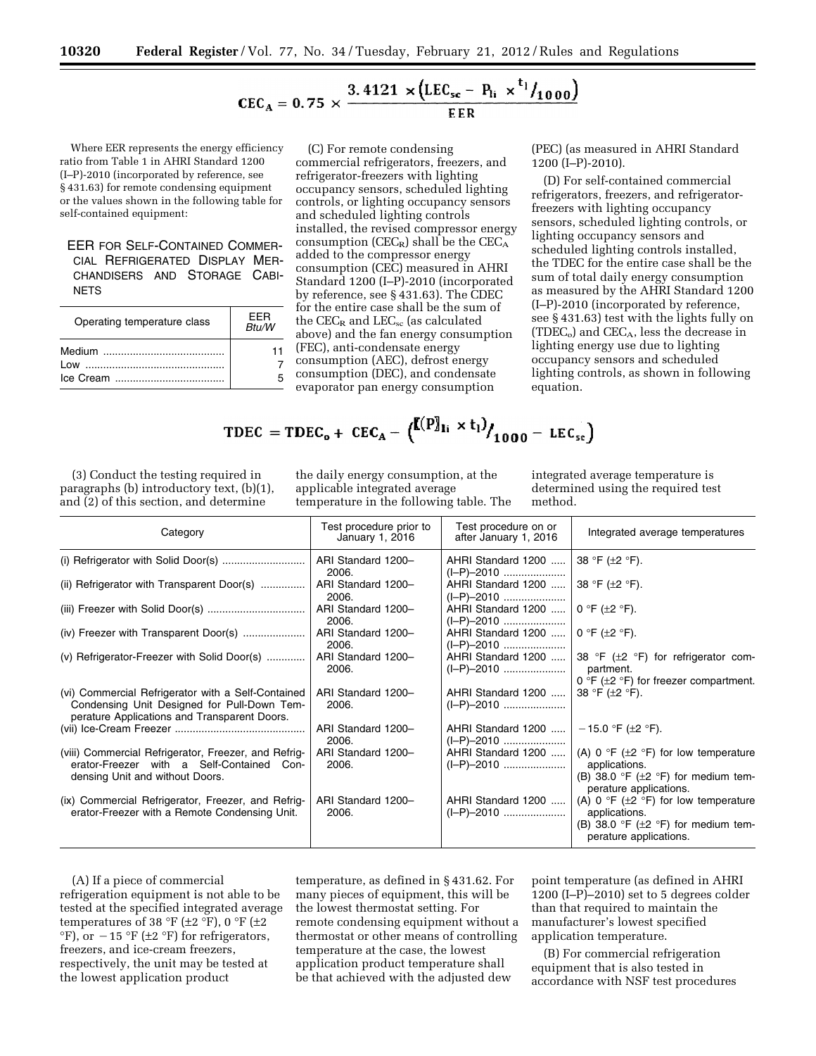$$CEC_A = 0.75 \times \frac{3.4121 \times \left(LEC_{sc} - P_{li} \times {}^{t_l}/_{1000}\right)}{EER}$$

Where EER represents the energy efficiency ratio from Table 1 in AHRI Standard 1200 (I–P)-2010 (incorporated by reference, see § 431.63) for remote condensing equipment or the values shown in the following table for self-contained equipment:

EER FOR SELF-CONTAINED COMMERCIAL REFRIGERATED DISPLAY MERCHANDISERS AND STORAGE CABINETS

| Operating temperature class | EER Btu/W |
|---|---|
| Medium | 11 |
| Low | 7 |
| Ice Cream | 5 |

(C) For remote condensing commercial refrigerators, freezers, and refrigerator-freezers with lighting occupancy sensors, scheduled lighting controls, or lighting occupancy sensors and scheduled lighting controls installed, the revised compressor energy consumption ($CEC_R$) shall be the $CEC_A$ added to the compressor energy consumption (CEC) measured in AHRI Standard 1200 (I–P)-2010 (incorporated by reference, see § 431.63). The CDEC for the entire case shall be the sum of the $CEC_R$ and $LEC_{sc}$ (as calculated above) and the fan energy consumption (FEC), anti-condensate energy consumption (AEC), defrost energy consumption (DEC), and condensate evaporator pan energy consumption (PEC) (as measured in AHRI Standard 1200 (I–P)-2010).

(D) For self-contained commercial refrigerators, freezers, and refrigerator-freezers with lighting occupancy sensors, scheduled lighting controls, or lighting occupancy sensors and scheduled lighting controls installed, the TDEC for the entire case shall be the sum of total daily energy consumption as measured by the AHRI Standard 1200 (I–P)-2010 (incorporated by reference, see § 431.63) test with the lights fully on ($TDEC_o$) and $CEC_A$, less the decrease in lighting energy use due to lighting occupancy sensors and scheduled lighting controls, as shown in following equation.

$$TDEC = TDEC_o + CEC_A - \left({}^{[(P]_{li} \times t_l)}/_{1000} - LEC_{sc}\right)$$

(3) Conduct the testing required in paragraphs (b) introductory text, (b)(1), and (2) of this section, and determine the daily energy consumption, at the applicable integrated average temperature in the following table. The integrated average temperature is determined using the required test method.

| Category | Test procedure prior to January 1, 2016 | Test procedure on or after January 1, 2016 | Integrated average temperatures |
|---|---|---|---|
| (i) Refrigerator with Solid Door(s) | ARI Standard 1200–2006. | AHRI Standard 1200 (I–P)–2010 | 38 °F (±2 °F). |
| (ii) Refrigerator with Transparent Door(s) | ARI Standard 1200–2006. | AHRI Standard 1200 (I–P)–2010 | 38 °F (±2 °F). |
| (iii) Freezer with Solid Door(s) | ARI Standard 1200–2006. | AHRI Standard 1200 (I–P)–2010 | 0 °F (±2 °F). |
| (iv) Freezer with Transparent Door(s) | ARI Standard 1200–2006. | AHRI Standard 1200 (I–P)–2010 | 0 °F (±2 °F). |
| (v) Refrigerator-Freezer with Solid Door(s) | ARI Standard 1200–2006. | AHRI Standard 1200 (I–P)–2010 | 38 °F (±2 °F) for refrigerator compartment. 0 °F (±2 °F) for freezer compartment. |
| (vi) Commercial Refrigerator with a Self-Contained Condensing Unit Designed for Pull-Down Temperature Applications and Transparent Doors. | ARI Standard 1200–2006. | AHRI Standard 1200 (I–P)–2010 | 38 °F (±2 °F). |
| (vii) Ice-Cream Freezer | ARI Standard 1200–2006. | AHRI Standard 1200 (I–P)–2010 | −15.0 °F (±2 °F). |
| (viii) Commercial Refrigerator, Freezer, and Refrigerator-Freezer with a Self-Contained Condensing Unit and without Doors. | ARI Standard 1200–2006. | AHRI Standard 1200 (I–P)–2010 | (A) 0 °F (±2 °F) for low temperature applications. (B) 38.0 °F (±2 °F) for medium temperature applications. |
| (ix) Commercial Refrigerator, Freezer, and Refrigerator-Freezer with a Remote Condensing Unit. | ARI Standard 1200–2006. | AHRI Standard 1200 (I–P)–2010 | (A) 0 °F (±2 °F) for low temperature applications. (B) 38.0 °F (±2 °F) for medium temperature applications. |

(A) If a piece of commercial refrigeration equipment is not able to be tested at the specified integrated average temperatures of 38 °F (±2 °F), 0 °F (±2 °F), or −15 °F (±2 °F) for refrigerators, freezers, and ice-cream freezers, respectively, the unit may be tested at the lowest application product temperature, as defined in § 431.62. For many pieces of equipment, this will be the lowest thermostat setting. For remote condensing equipment without a thermostat or other means of controlling temperature at the case, the lowest application product temperature shall be that achieved with the adjusted dew point temperature (as defined in AHRI 1200 (I–P)–2010) set to 5 degrees colder than that required to maintain the manufacturer's lowest specified application temperature.

(B) For commercial refrigeration equipment that is also tested in accordance with NSF test procedures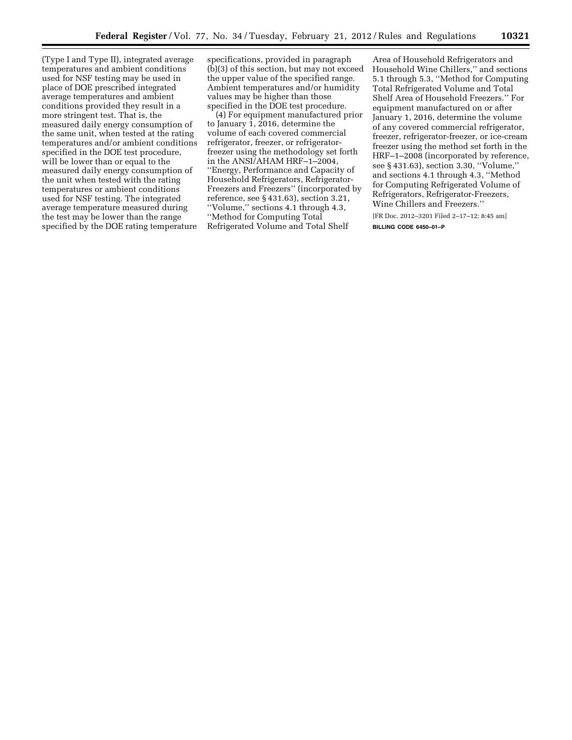(Type I and Type II), integrated average temperatures and ambient conditions used for NSF testing may be used in place of DOE prescribed integrated average temperatures and ambient conditions provided they result in a more stringent test. That is, the measured daily energy consumption of the same unit, when tested at the rating temperatures and/or ambient conditions specified in the DOE test procedure, will be lower than or equal to the measured daily energy consumption of the unit when tested with the rating temperatures or ambient conditions used for NSF testing. The integrated average temperature measured during the test may be lower than the range specified by the DOE rating temperature specifications, provided in paragraph (b)(3) of this section, but may not exceed the upper value of the specified range. Ambient temperatures and/or humidity values may be higher than those specified in the DOE test procedure.

(4) For equipment manufactured prior to January 1, 2016, determine the volume of each covered commercial refrigerator, freezer, or refrigerator-freezer using the methodology set forth in the ANSI/AHAM HRF–1–2004, ''Energy, Performance and Capacity of Household Refrigerators, Refrigerator-Freezers and Freezers'' (incorporated by reference, see § 431.63), section 3.21, ''Volume,'' sections 4.1 through 4.3, ''Method for Computing Total Refrigerated Volume and Total Shelf Area of Household Refrigerators and Household Wine Chillers,'' and sections 5.1 through 5.3, ''Method for Computing Total Refrigerated Volume and Total Shelf Area of Household Freezers.'' For equipment manufactured on or after January 1, 2016, determine the volume of any covered commercial refrigerator, freezer, refrigerator-freezer, or ice-cream freezer using the method set forth in the HRF–1–2008 (incorporated by reference, see § 431.63), section 3.30, ''Volume,'' and sections 4.1 through 4.3, ''Method for Computing Refrigerated Volume of Refrigerators, Refrigerator-Freezers, Wine Chillers and Freezers.''

[FR Doc. 2012–3201 Filed 2–17–12; 8:45 am]

**BILLING CODE 6450–01–P**